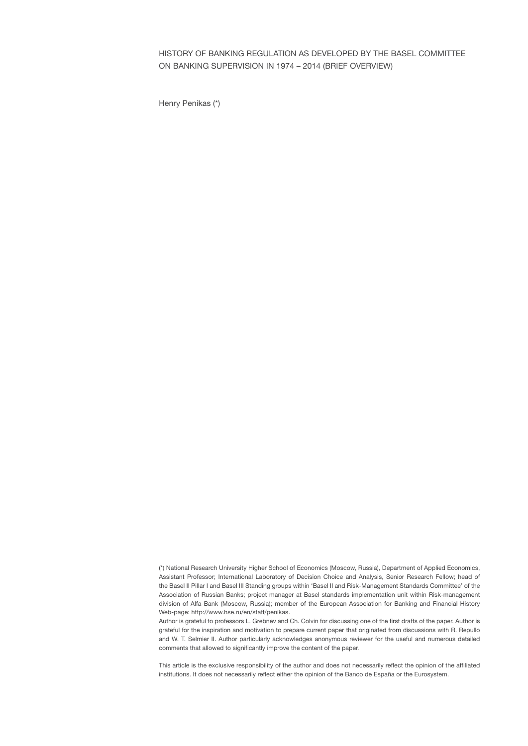# HISTORY OF BANKING REGULATION AS DEVELOPED BY THE BASEL COMMITTEE ON BANKING SUPERVISION IN 1974 – 2014 (BRIEF OVERVIEW)

Henry Penikas (*)

(*) National Research University Higher School of Economics (Moscow, Russia), Department of Applied Economics, Assistant Professor; International Laboratory of Decision Choice and Analysis, Senior Research Fellow; head of the Basel II Pillar I and Basel III Standing groups within 'Basel II and Risk-Management Standards Committee' of the Association of Russian Banks; project manager at Basel standards implementation unit within Risk-management division of Alfa-Bank (Moscow, Russia); member of the European Association for Banking and Financial History Web-page: http://www.hse.ru/en/staff/penikas.

Author is grateful to professors L. Grebnev and Ch. Colvin for discussing one of the first drafts of the paper. Author is grateful for the inspiration and motivation to prepare current paper that originated from discussions with R. Repullo and W. T. Selmier II. Author particularly acknowledges anonymous reviewer for the useful and numerous detailed comments that allowed to significantly improve the content of the paper.

This article is the exclusive responsibility of the author and does not necessarily reflect the opinion of the affiliated institutions. It does not necessarily reflect either the opinion of the Banco de España or the Eurosystem.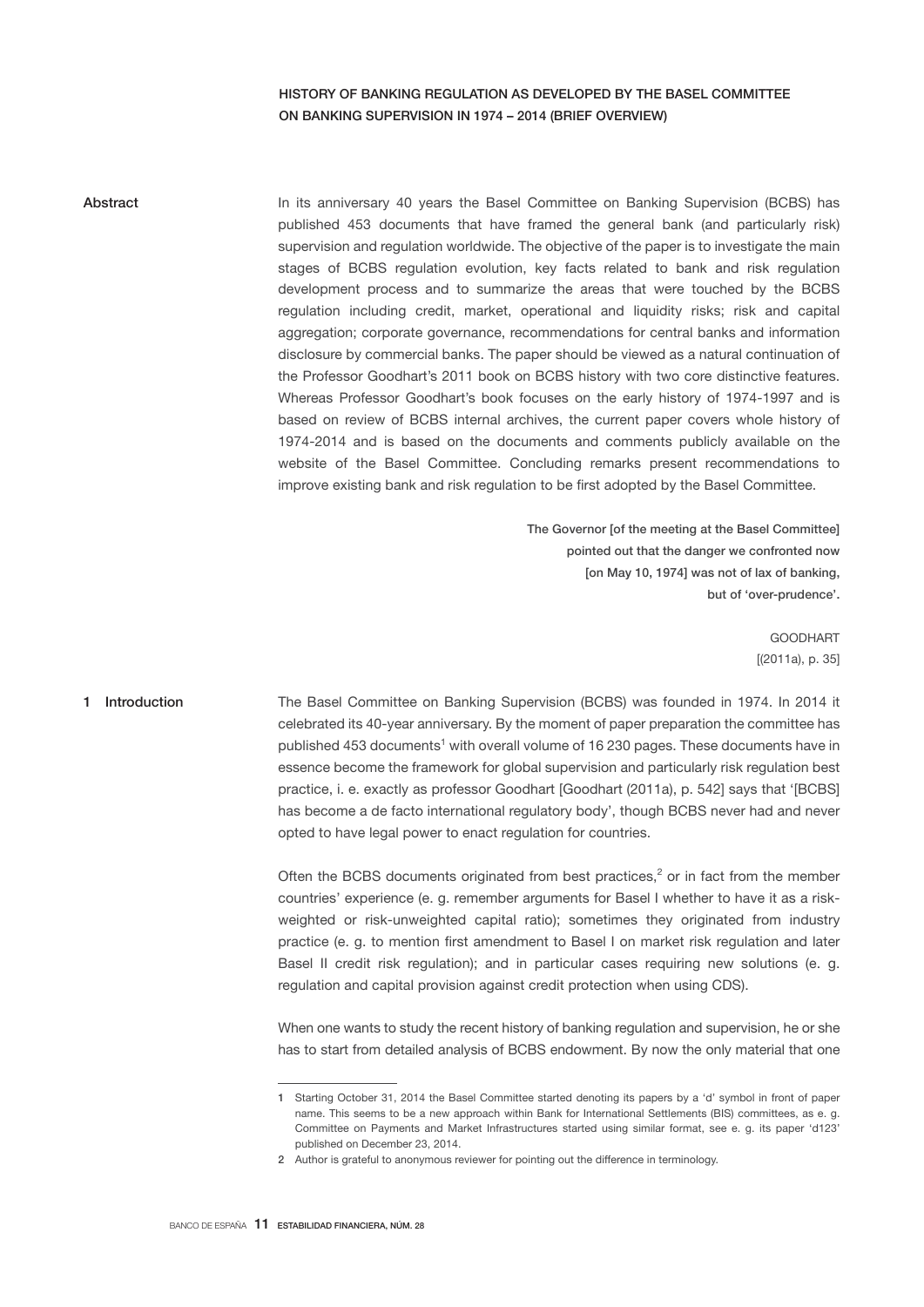# HISTORY OF BANKING REGULATION AS DEVELOPED BY THE BASEL COMMITTEE ON BANKING SUPERVISION IN 1974 – 2014 (BRIEF OVERVIEW)

**Abstract**

In its anniversary 40 years the Basel Committee on Banking Supervision (BCBS) has published 453 documents that have framed the general bank (and particularly risk) supervision and regulation worldwide. The objective of the paper is to investigate the main stages of BCBS regulation evolution, key facts related to bank and risk regulation development process and to summarize the areas that were touched by the BCBS regulation including credit, market, operational and liquidity risks; risk and capital aggregation; corporate governance, recommendations for central banks and information disclosure by commercial banks. The paper should be viewed as a natural continuation of the Professor Goodhart's 2011 book on BCBS history with two core distinctive features. Whereas Professor Goodhart's book focuses on the early history of 1974-1997 and is based on review of BCBS internal archives, the current paper covers whole history of 1974-2014 and is based on the documents and comments publicly available on the website of the Basel Committee. Concluding remarks present recommendations to improve existing bank and risk regulation to be first adopted by the Basel Committee.

> The Governor [of the meeting at the Basel Committee] pointed out that the danger we confronted now [on May 10, 1974] was not of lax of banking, but of 'over-prudence'.
>
> GOODHART [(2011a), p. 35]

## 1 Introduction

The Basel Committee on Banking Supervision (BCBS) was founded in 1974. In 2014 it celebrated its 40-year anniversary. By the moment of paper preparation the committee has published 453 documents[1] with overall volume of 16 230 pages. These documents have in essence become the framework for global supervision and particularly risk regulation best practice, i. e. exactly as professor Goodhart [Goodhart (2011a), p. 542] says that '[BCBS] has become a de facto international regulatory body', though BCBS never had and never opted to have legal power to enact regulation for countries.

Often the BCBS documents originated from best practices,[2] or in fact from the member countries' experience (e. g. remember arguments for Basel I whether to have it as a risk-weighted or risk-unweighted capital ratio); sometimes they originated from industry practice (e. g. to mention first amendment to Basel I on market risk regulation and later Basel II credit risk regulation); and in particular cases requiring new solutions (e. g. regulation and capital provision against credit protection when using CDS).

When one wants to study the recent history of banking regulation and supervision, he or she has to start from detailed analysis of BCBS endowment. By now the only material that one

---

1 Starting October 31, 2014 the Basel Committee started denoting its papers by a 'd' symbol in front of paper name. This seems to be a new approach within Bank for International Settlements (BIS) committees, as e. g. Committee on Payments and Market Infrastructures started using similar format, see e. g. its paper 'd123' published on December 23, 2014.

2 Author is grateful to anonymous reviewer for pointing out the difference in terminology.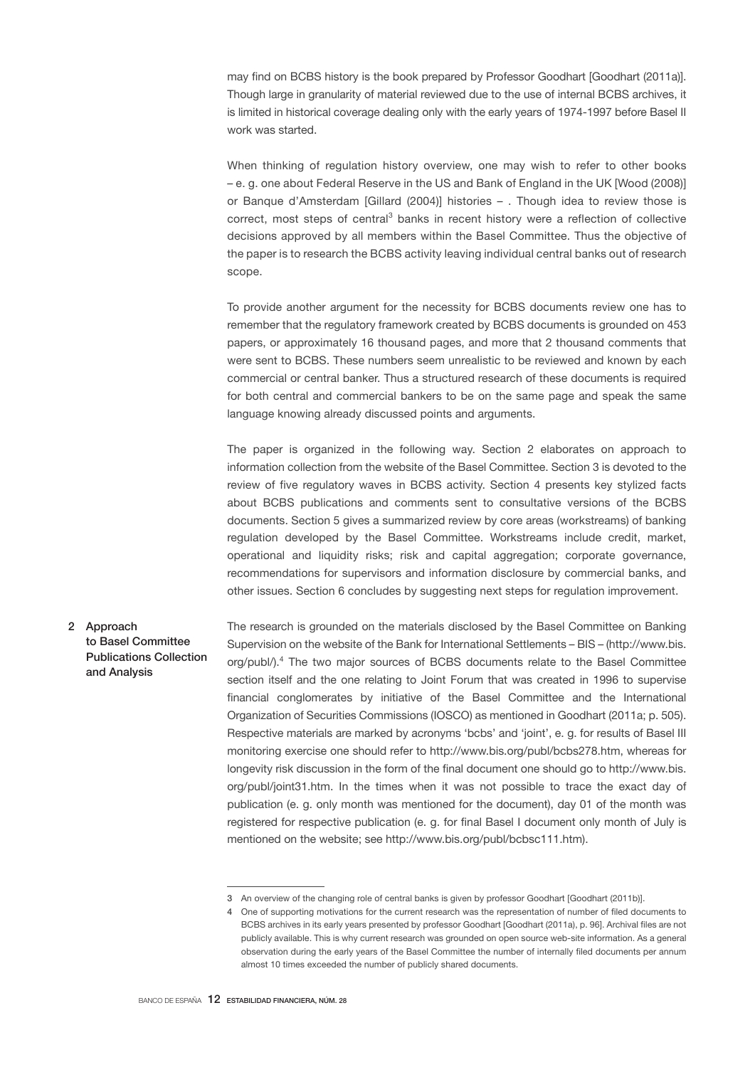may find on BCBS history is the book prepared by Professor Goodhart [Goodhart (2011a)]. Though large in granularity of material reviewed due to the use of internal BCBS archives, it is limited in historical coverage dealing only with the early years of 1974-1997 before Basel II work was started.

When thinking of regulation history overview, one may wish to refer to other books – e. g. one about Federal Reserve in the US and Bank of England in the UK [Wood (2008)] or Banque d'Amsterdam [Gillard (2004)] histories – . Though idea to review those is correct, most steps of central[3] banks in recent history were a reflection of collective decisions approved by all members within the Basel Committee. Thus the objective of the paper is to research the BCBS activity leaving individual central banks out of research scope.

To provide another argument for the necessity for BCBS documents review one has to remember that the regulatory framework created by BCBS documents is grounded on 453 papers, or approximately 16 thousand pages, and more that 2 thousand comments that were sent to BCBS. These numbers seem unrealistic to be reviewed and known by each commercial or central banker. Thus a structured research of these documents is required for both central and commercial bankers to be on the same page and speak the same language knowing already discussed points and arguments.

The paper is organized in the following way. Section 2 elaborates on approach to information collection from the website of the Basel Committee. Section 3 is devoted to the review of five regulatory waves in BCBS activity. Section 4 presents key stylized facts about BCBS publications and comments sent to consultative versions of the BCBS documents. Section 5 gives a summarized review by core areas (workstreams) of banking regulation developed by the Basel Committee. Workstreams include credit, market, operational and liquidity risks; risk and capital aggregation; corporate governance, recommendations for supervisors and information disclosure by commercial banks, and other issues. Section 6 concludes by suggesting next steps for regulation improvement.

## 2 Approach to Basel Committee Publications Collection and Analysis

The research is grounded on the materials disclosed by the Basel Committee on Banking Supervision on the website of the Bank for International Settlements – BIS – (http://www.bis.org/publ/).[4] The two major sources of BCBS documents relate to the Basel Committee section itself and the one relating to Joint Forum that was created in 1996 to supervise financial conglomerates by initiative of the Basel Committee and the International Organization of Securities Commissions (IOSCO) as mentioned in Goodhart (2011a; p. 505). Respective materials are marked by acronyms 'bcbs' and 'joint', e. g. for results of Basel III monitoring exercise one should refer to http://www.bis.org/publ/bcbs278.htm, whereas for longevity risk discussion in the form of the final document one should go to http://www.bis.org/publ/joint31.htm. In the times when it was not possible to trace the exact day of publication (e. g. only month was mentioned for the document), day 01 of the month was registered for respective publication (e. g. for final Basel I document only month of July is mentioned on the website; see http://www.bis.org/publ/bcbsc111.htm).

---

3 An overview of the changing role of central banks is given by professor Goodhart [Goodhart (2011b)].

4 One of supporting motivations for the current research was the representation of number of filed documents to BCBS archives in its early years presented by professor Goodhart [Goodhart (2011a), p. 96]. Archival files are not publicly available. This is why current research was grounded on open source web-site information. As a general observation during the early years of the Basel Committee the number of internally filed documents per annum almost 10 times exceeded the number of publicly shared documents.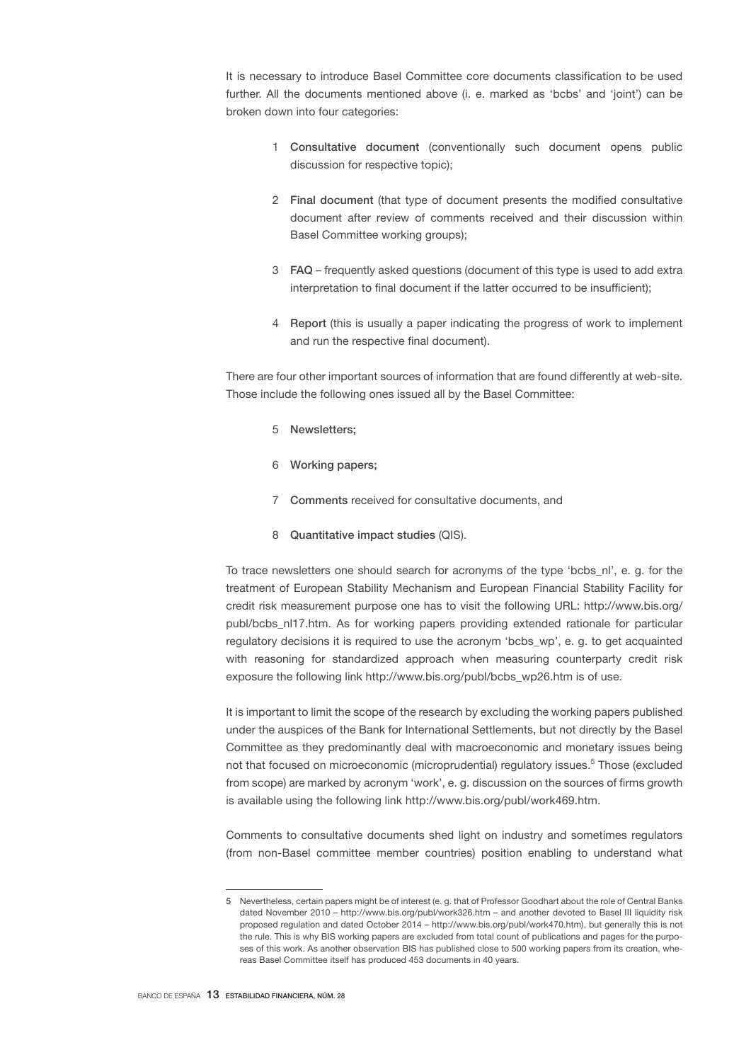It is necessary to introduce Basel Committee core documents classification to be used further. All the documents mentioned above (i. e. marked as 'bcbs' and 'joint') can be broken down into four categories:

1. **Consultative document** (conventionally such document opens public discussion for respective topic);
2. **Final document** (that type of document presents the modified consultative document after review of comments received and their discussion within Basel Committee working groups);
3. **FAQ** – frequently asked questions (document of this type is used to add extra interpretation to final document if the latter occurred to be insufficient);
4. **Report** (this is usually a paper indicating the progress of work to implement and run the respective final document).

There are four other important sources of information that are found differently at web-site. Those include the following ones issued all by the Basel Committee:

5. **Newsletters;**
6. **Working papers;**
7. **Comments** received for consultative documents, and
8. **Quantitative impact studies** (QIS).

To trace newsletters one should search for acronyms of the type 'bcbs_nl', e. g. for the treatment of European Stability Mechanism and European Financial Stability Facility for credit risk measurement purpose one has to visit the following URL: http://www.bis.org/publ/bcbs_nl17.htm. As for working papers providing extended rationale for particular regulatory decisions it is required to use the acronym 'bcbs_wp', e. g. to get acquainted with reasoning for standardized approach when measuring counterparty credit risk exposure the following link http://www.bis.org/publ/bcbs_wp26.htm is of use.

It is important to limit the scope of the research by excluding the working papers published under the auspices of the Bank for International Settlements, but not directly by the Basel Committee as they predominantly deal with macroeconomic and monetary issues being not that focused on microeconomic (microprudential) regulatory issues.[5] Those (excluded from scope) are marked by acronym 'work', e. g. discussion on the sources of firms growth is available using the following link http://www.bis.org/publ/work469.htm.

Comments to consultative documents shed light on industry and sometimes regulators (from non-Basel committee member countries) position enabling to understand what

---

5 Nevertheless, certain papers might be of interest (e. g. that of Professor Goodhart about the role of Central Banks dated November 2010 – http://www.bis.org/publ/work326.htm – and another devoted to Basel III liquidity risk proposed regulation and dated October 2014 – http://www.bis.org/publ/work470.htm), but generally this is not the rule. This is why BIS working papers are excluded from total count of publications and pages for the purposes of this work. As another observation BIS has published close to 500 working papers from its creation, whereas Basel Committee itself has produced 453 documents in 40 years.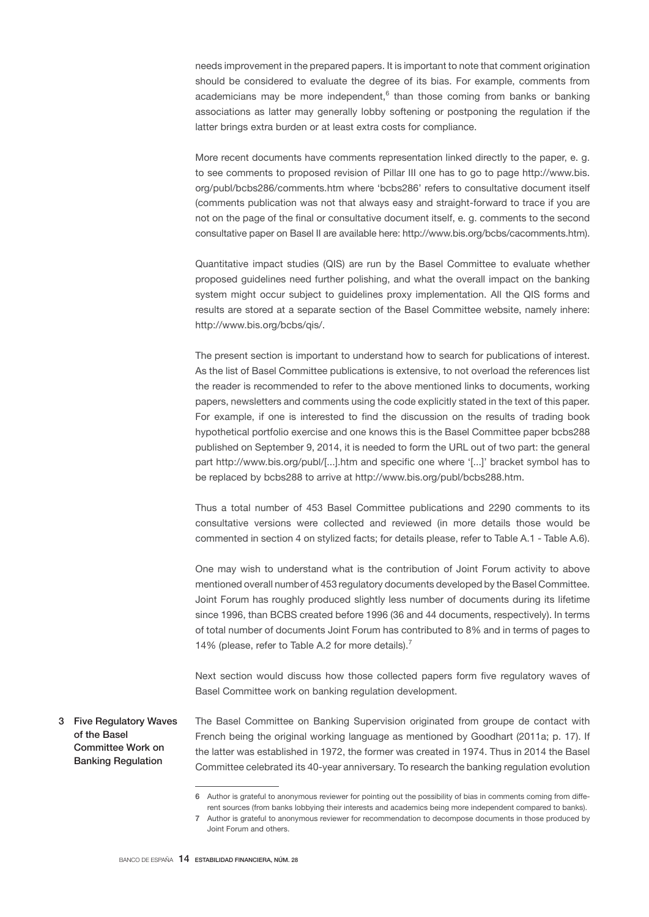needs improvement in the prepared papers. It is important to note that comment origination should be considered to evaluate the degree of its bias. For example, comments from academicians may be more independent,[6] than those coming from banks or banking associations as latter may generally lobby softening or postponing the regulation if the latter brings extra burden or at least extra costs for compliance.

More recent documents have comments representation linked directly to the paper, e. g. to see comments to proposed revision of Pillar III one has to go to page http://www.bis.org/publ/bcbs286/comments.htm where 'bcbs286' refers to consultative document itself (comments publication was not that always easy and straight-forward to trace if you are not on the page of the final or consultative document itself, e. g. comments to the second consultative paper on Basel II are available here: http://www.bis.org/bcbs/cacomments.htm).

Quantitative impact studies (QIS) are run by the Basel Committee to evaluate whether proposed guidelines need further polishing, and what the overall impact on the banking system might occur subject to guidelines proxy implementation. All the QIS forms and results are stored at a separate section of the Basel Committee website, namely inhere: http://www.bis.org/bcbs/qis/.

The present section is important to understand how to search for publications of interest. As the list of Basel Committee publications is extensive, to not overload the references list the reader is recommended to refer to the above mentioned links to documents, working papers, newsletters and comments using the code explicitly stated in the text of this paper. For example, if one is interested to find the discussion on the results of trading book hypothetical portfolio exercise and one knows this is the Basel Committee paper bcbs288 published on September 9, 2014, it is needed to form the URL out of two part: the general part http://www.bis.org/publ/[...].htm and specific one where '[...]' bracket symbol has to be replaced by bcbs288 to arrive at http://www.bis.org/publ/bcbs288.htm.

Thus a total number of 453 Basel Committee publications and 2290 comments to its consultative versions were collected and reviewed (in more details those would be commented in section 4 on stylized facts; for details please, refer to Table A.1 - Table A.6).

One may wish to understand what is the contribution of Joint Forum activity to above mentioned overall number of 453 regulatory documents developed by the Basel Committee. Joint Forum has roughly produced slightly less number of documents during its lifetime since 1996, than BCBS created before 1996 (36 and 44 documents, respectively). In terms of total number of documents Joint Forum has contributed to 8% and in terms of pages to 14% (please, refer to Table A.2 for more details).[7]

Next section would discuss how those collected papers form five regulatory waves of Basel Committee work on banking regulation development.

## 3 Five Regulatory Waves of the Basel Committee Work on Banking Regulation

The Basel Committee on Banking Supervision originated from groupe de contact with French being the original working language as mentioned by Goodhart (2011a; p. 17). If the latter was established in 1972, the former was created in 1974. Thus in 2014 the Basel Committee celebrated its 40-year anniversary. To research the banking regulation evolution

---

[6] Author is grateful to anonymous reviewer for pointing out the possibility of bias in comments coming from different sources (from banks lobbying their interests and academics being more independent compared to banks).

[7] Author is grateful to anonymous reviewer for recommendation to decompose documents in those produced by Joint Forum and others.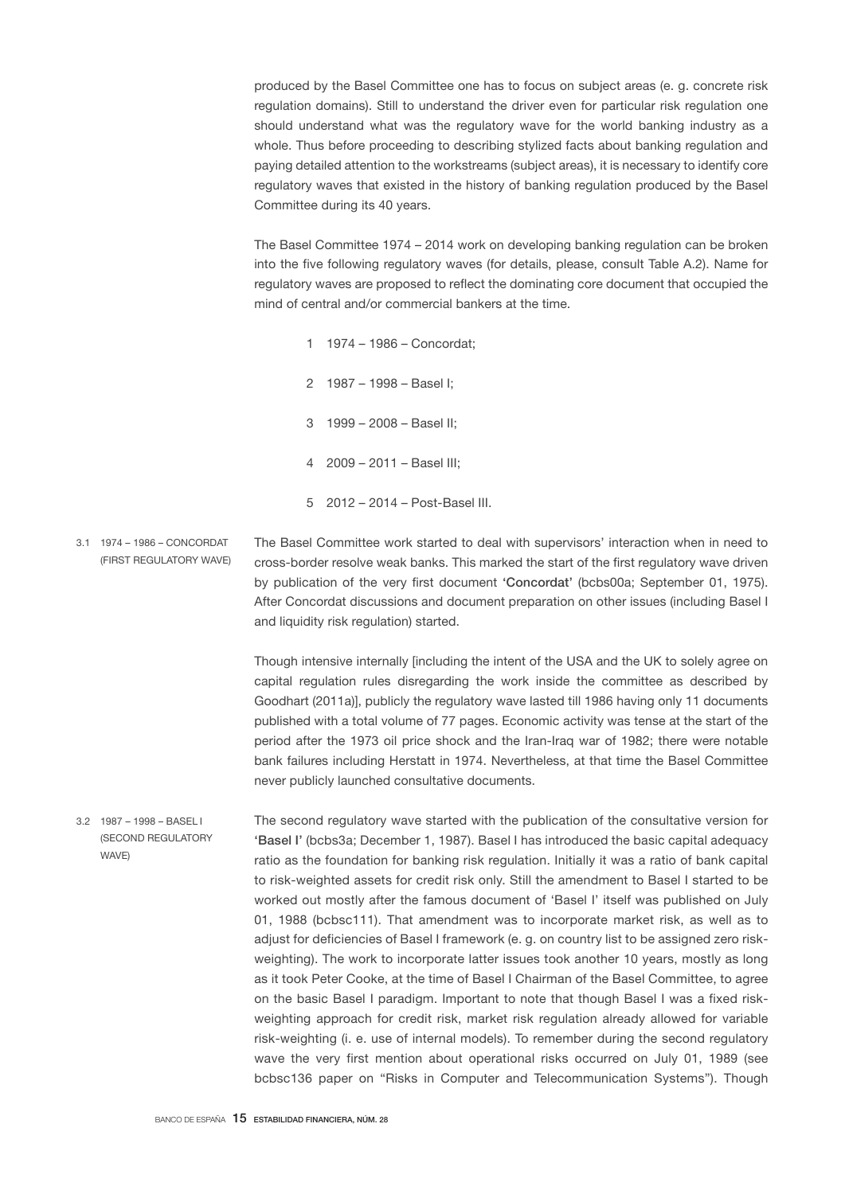produced by the Basel Committee one has to focus on subject areas (e. g. concrete risk regulation domains). Still to understand the driver even for particular risk regulation one should understand what was the regulatory wave for the world banking industry as a whole. Thus before proceeding to describing stylized facts about banking regulation and paying detailed attention to the workstreams (subject areas), it is necessary to identify core regulatory waves that existed in the history of banking regulation produced by the Basel Committee during its 40 years.

The Basel Committee 1974 – 2014 work on developing banking regulation can be broken into the five following regulatory waves (for details, please, consult Table A.2). Name for regulatory waves are proposed to reflect the dominating core document that occupied the mind of central and/or commercial bankers at the time.

1. 1974 – 1986 – Concordat;
2. 1987 – 1998 – Basel I;
3. 1999 – 2008 – Basel II;
4. 2009 – 2011 – Basel III;
5. 2012 – 2014 – Post-Basel III.

## 3.1 1974 – 1986 – CONCORDAT (FIRST REGULATORY WAVE)

The Basel Committee work started to deal with supervisors' interaction when in need to cross-border resolve weak banks. This marked the start of the first regulatory wave driven by publication of the very first document **'Concordat'** (bcbs00a; September 01, 1975). After Concordat discussions and document preparation on other issues (including Basel I and liquidity risk regulation) started.

Though intensive internally [including the intent of the USA and the UK to solely agree on capital regulation rules disregarding the work inside the committee as described by Goodhart (2011a)], publicly the regulatory wave lasted till 1986 having only 11 documents published with a total volume of 77 pages. Economic activity was tense at the start of the period after the 1973 oil price shock and the Iran-Iraq war of 1982; there were notable bank failures including Herstatt in 1974. Nevertheless, at that time the Basel Committee never publicly launched consultative documents.

## 3.2 1987 – 1998 – BASEL I (SECOND REGULATORY WAVE)

The second regulatory wave started with the publication of the consultative version for **'Basel I'** (bcbs3a; December 1, 1987). Basel I has introduced the basic capital adequacy ratio as the foundation for banking risk regulation. Initially it was a ratio of bank capital to risk-weighted assets for credit risk only. Still the amendment to Basel I started to be worked out mostly after the famous document of 'Basel I' itself was published on July 01, 1988 (bcbsc111). That amendment was to incorporate market risk, as well as to adjust for deficiencies of Basel I framework (e. g. on country list to be assigned zero risk-weighting). The work to incorporate latter issues took another 10 years, mostly as long as it took Peter Cooke, at the time of Basel I Chairman of the Basel Committee, to agree on the basic Basel I paradigm. Important to note that though Basel I was a fixed risk-weighting approach for credit risk, market risk regulation already allowed for variable risk-weighting (i. e. use of internal models). To remember during the second regulatory wave the very first mention about operational risks occurred on July 01, 1989 (see bcbsc136 paper on "Risks in Computer and Telecommunication Systems"). Though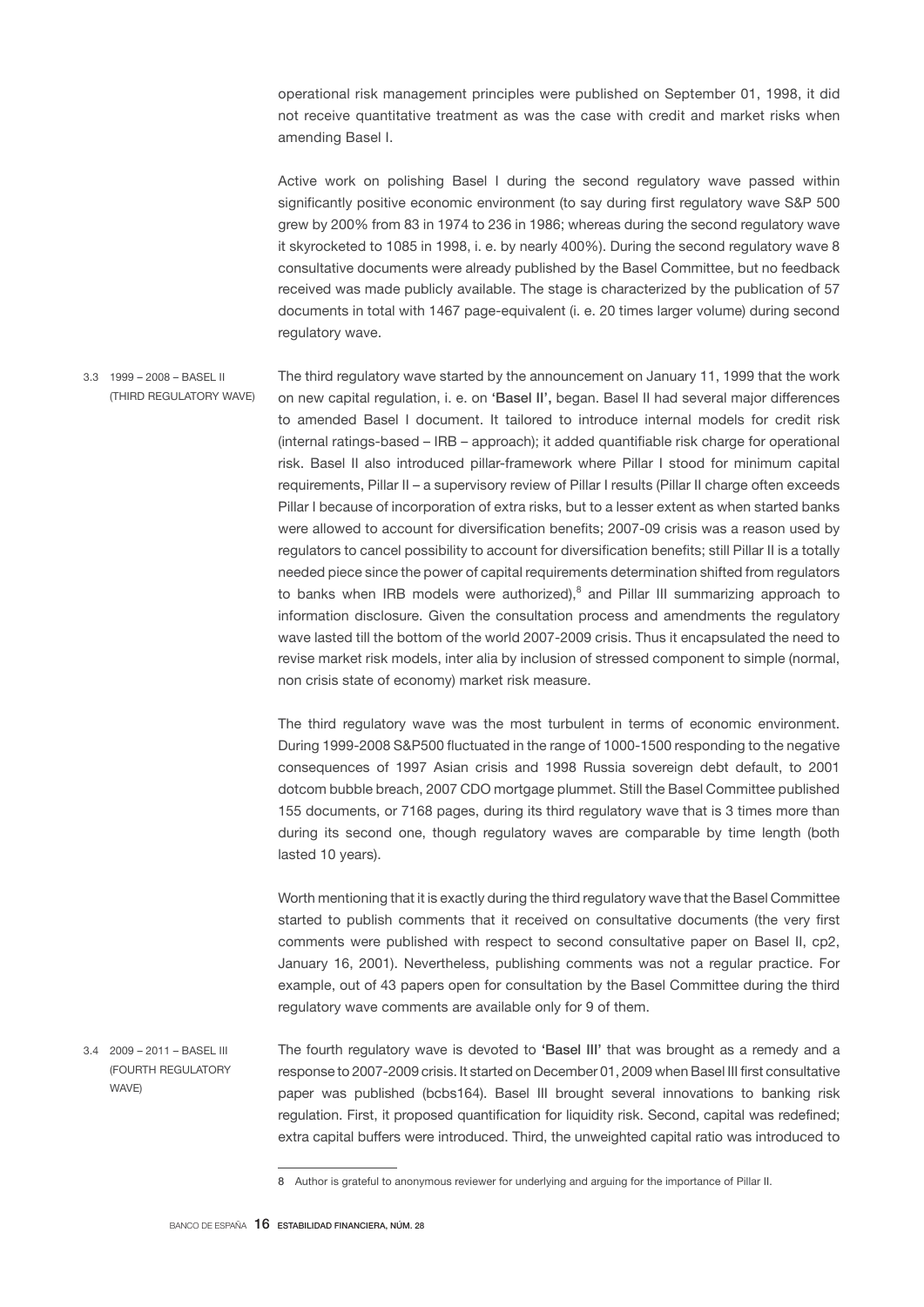operational risk management principles were published on September 01, 1998, it did not receive quantitative treatment as was the case with credit and market risks when amending Basel I.

Active work on polishing Basel I during the second regulatory wave passed within significantly positive economic environment (to say during first regulatory wave S&P 500 grew by 200% from 83 in 1974 to 236 in 1986; whereas during the second regulatory wave it skyrocketed to 1085 in 1998, i. e. by nearly 400%). During the second regulatory wave 8 consultative documents were already published by the Basel Committee, but no feedback received was made publicly available. The stage is characterized by the publication of 57 documents in total with 1467 page-equivalent (i. e. 20 times larger volume) during second regulatory wave.

### 3.3 1999 – 2008 – BASEL II (THIRD REGULATORY WAVE)

The third regulatory wave started by the announcement on January 11, 1999 that the work on new capital regulation, i. e. on **'Basel II',** began. Basel II had several major differences to amended Basel I document. It tailored to introduce internal models for credit risk (internal ratings-based – IRB – approach); it added quantifiable risk charge for operational risk. Basel II also introduced pillar-framework where Pillar I stood for minimum capital requirements, Pillar II – a supervisory review of Pillar I results (Pillar II charge often exceeds Pillar I because of incorporation of extra risks, but to a lesser extent as when started banks were allowed to account for diversification benefits; 2007-09 crisis was a reason used by regulators to cancel possibility to account for diversification benefits; still Pillar II is a totally needed piece since the power of capital requirements determination shifted from regulators to banks when IRB models were authorized),[8] and Pillar III summarizing approach to information disclosure. Given the consultation process and amendments the regulatory wave lasted till the bottom of the world 2007-2009 crisis. Thus it encapsulated the need to revise market risk models, inter alia by inclusion of stressed component to simple (normal, non crisis state of economy) market risk measure.

The third regulatory wave was the most turbulent in terms of economic environment. During 1999-2008 S&P500 fluctuated in the range of 1000-1500 responding to the negative consequences of 1997 Asian crisis and 1998 Russia sovereign debt default, to 2001 dotcom bubble breach, 2007 CDO mortgage plummet. Still the Basel Committee published 155 documents, or 7168 pages, during its third regulatory wave that is 3 times more than during its second one, though regulatory waves are comparable by time length (both lasted 10 years).

Worth mentioning that it is exactly during the third regulatory wave that the Basel Committee started to publish comments that it received on consultative documents (the very first comments were published with respect to second consultative paper on Basel II, cp2, January 16, 2001). Nevertheless, publishing comments was not a regular practice. For example, out of 43 papers open for consultation by the Basel Committee during the third regulatory wave comments are available only for 9 of them.

### 3.4 2009 – 2011 – BASEL III (FOURTH REGULATORY WAVE)

The fourth regulatory wave is devoted to **'Basel III'** that was brought as a remedy and a response to 2007-2009 crisis. It started on December 01, 2009 when Basel III first consultative paper was published (bcbs164). Basel III brought several innovations to banking risk regulation. First, it proposed quantification for liquidity risk. Second, capital was redefined; extra capital buffers were introduced. Third, the unweighted capital ratio was introduced to

---

8 Author is grateful to anonymous reviewer for underlying and arguing for the importance of Pillar II.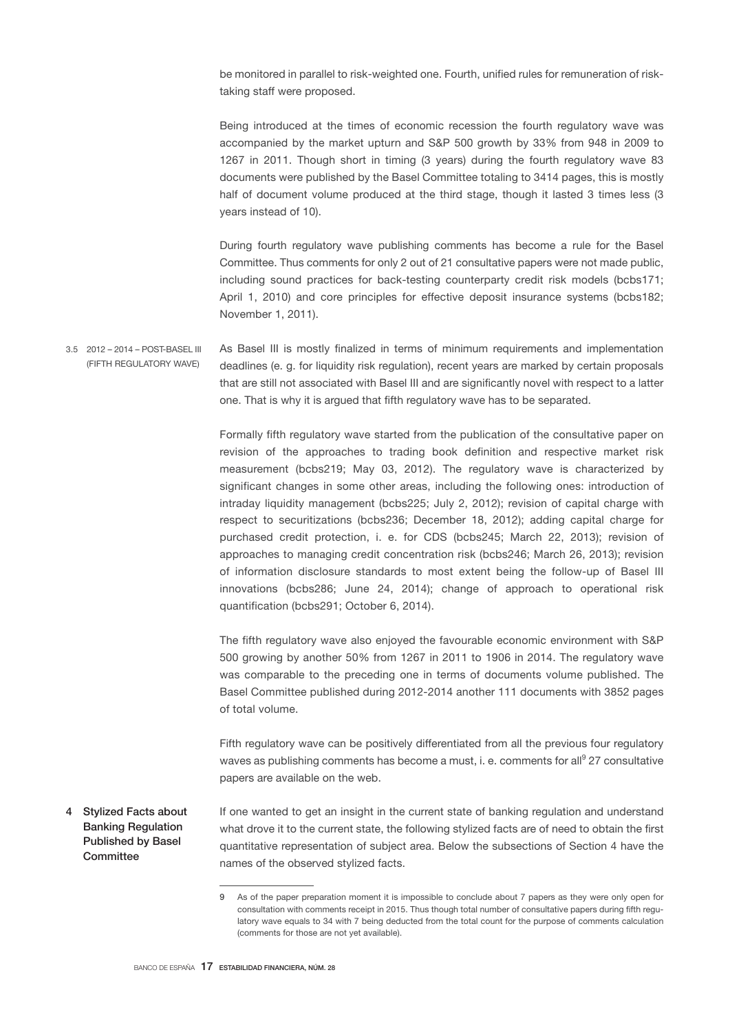be monitored in parallel to risk-weighted one. Fourth, unified rules for remuneration of risk-taking staff were proposed.

Being introduced at the times of economic recession the fourth regulatory wave was accompanied by the market upturn and S&P 500 growth by 33% from 948 in 2009 to 1267 in 2011. Though short in timing (3 years) during the fourth regulatory wave 83 documents were published by the Basel Committee totaling to 3414 pages, this is mostly half of document volume produced at the third stage, though it lasted 3 times less (3 years instead of 10).

During fourth regulatory wave publishing comments has become a rule for the Basel Committee. Thus comments for only 2 out of 21 consultative papers were not made public, including sound practices for back-testing counterparty credit risk models (bcbs171; April 1, 2010) and core principles for effective deposit insurance systems (bcbs182; November 1, 2011).

### 3.5 2012 – 2014 – POST-BASEL III (FIFTH REGULATORY WAVE)

As Basel III is mostly finalized in terms of minimum requirements and implementation deadlines (e. g. for liquidity risk regulation), recent years are marked by certain proposals that are still not associated with Basel III and are significantly novel with respect to a latter one. That is why it is argued that fifth regulatory wave has to be separated.

Formally fifth regulatory wave started from the publication of the consultative paper on revision of the approaches to trading book definition and respective market risk measurement (bcbs219; May 03, 2012). The regulatory wave is characterized by significant changes in some other areas, including the following ones: introduction of intraday liquidity management (bcbs225; July 2, 2012); revision of capital charge with respect to securitizations (bcbs236; December 18, 2012); adding capital charge for purchased credit protection, i. e. for CDS (bcbs245; March 22, 2013); revision of approaches to managing credit concentration risk (bcbs246; March 26, 2013); revision of information disclosure standards to most extent being the follow-up of Basel III innovations (bcbs286; June 24, 2014); change of approach to operational risk quantification (bcbs291; October 6, 2014).

The fifth regulatory wave also enjoyed the favourable economic environment with S&P 500 growing by another 50% from 1267 in 2011 to 1906 in 2014. The regulatory wave was comparable to the preceding one in terms of documents volume published. The Basel Committee published during 2012-2014 another 111 documents with 3852 pages of total volume.

Fifth regulatory wave can be positively differentiated from all the previous four regulatory waves as publishing comments has become a must, i. e. comments for all[9] 27 consultative papers are available on the web.

## 4 Stylized Facts about Banking Regulation Published by Basel Committee

If one wanted to get an insight in the current state of banking regulation and understand what drove it to the current state, the following stylized facts are of need to obtain the first quantitative representation of subject area. Below the subsections of Section 4 have the names of the observed stylized facts.

9 As of the paper preparation moment it is impossible to conclude about 7 papers as they were only open for consultation with comments receipt in 2015. Thus though total number of consultative papers during fifth regulatory wave equals to 34 with 7 being deducted from the total count for the purpose of comments calculation (comments for those are not yet available).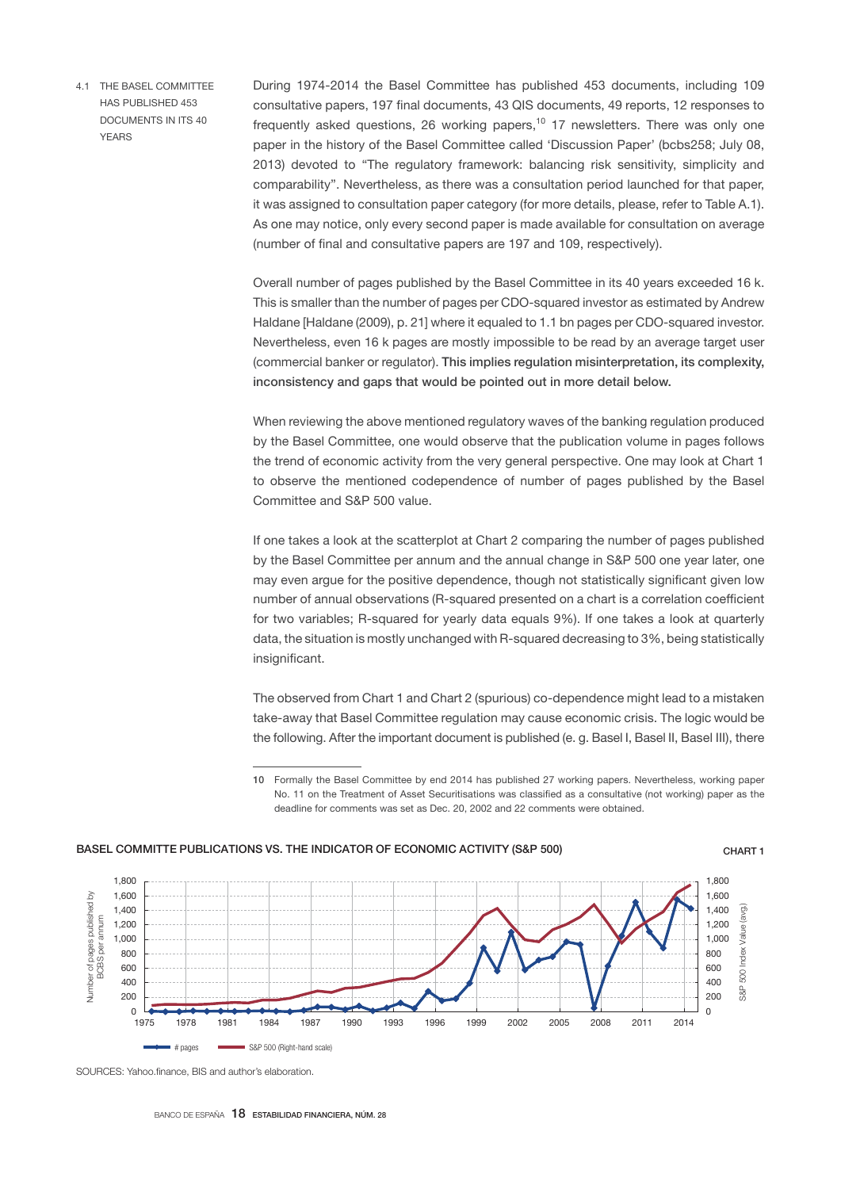### 4.1 THE BASEL COMMITTEE HAS PUBLISHED 453 DOCUMENTS IN ITS 40 YEARS

During 1974-2014 the Basel Committee has published 453 documents, including 109 consultative papers, 197 final documents, 43 QIS documents, 49 reports, 12 responses to frequently asked questions, 26 working papers,[10] 17 newsletters. There was only one paper in the history of the Basel Committee called 'Discussion Paper' (bcbs258; July 08, 2013) devoted to "The regulatory framework: balancing risk sensitivity, simplicity and comparability". Nevertheless, as there was a consultation period launched for that paper, it was assigned to consultation paper category (for more details, please, refer to Table A.1). As one may notice, only every second paper is made available for consultation on average (number of final and consultative papers are 197 and 109, respectively).

Overall number of pages published by the Basel Committee in its 40 years exceeded 16 k. This is smaller than the number of pages per CDO-squared investor as estimated by Andrew Haldane [Haldane (2009), p. 21] where it equaled to 1.1 bn pages per CDO-squared investor. Nevertheless, even 16 k pages are mostly impossible to be read by an average target user (commercial banker or regulator). **This implies regulation misinterpretation, its complexity, inconsistency and gaps that would be pointed out in more detail below.**

When reviewing the above mentioned regulatory waves of the banking regulation produced by the Basel Committee, one would observe that the publication volume in pages follows the trend of economic activity from the very general perspective. One may look at Chart 1 to observe the mentioned codependence of number of pages published by the Basel Committee and S&P 500 value.

If one takes a look at the scatterplot at Chart 2 comparing the number of pages published by the Basel Committee per annum and the annual change in S&P 500 one year later, one may even argue for the positive dependence, though not statistically significant given low number of annual observations (R-squared presented on a chart is a correlation coefficient for two variables; R-squared for yearly data equals 9%). If one takes a look at quarterly data, the situation is mostly unchanged with R-squared decreasing to 3%, being statistically insignificant.

The observed from Chart 1 and Chart 2 (spurious) co-dependence might lead to a mistaken take-away that Basel Committee regulation may cause economic crisis. The logic would be the following. After the important document is published (e. g. Basel I, Basel II, Basel III), there

10 Formally the Basel Committee by end 2014 has published 27 working papers. Nevertheless, working paper No. 11 on the Treatment of Asset Securitisations was classified as a consultative (not working) paper as the deadline for comments was set as Dec. 20, 2002 and 22 comments were obtained.

**BASEL COMMITTE PUBLICATIONS VS. THE INDICATOR OF ECONOMIC ACTIVITY (S&P 500)** — CHART 1

(Left axis: Number of pages published by BCBS per annum; right axis: S&P 500 Index Value (avg.); series: # pages, S&P 500 (Right-hand scale); years 1975–2014)

SOURCES: Yahoo.finance, BIS and author's elaboration.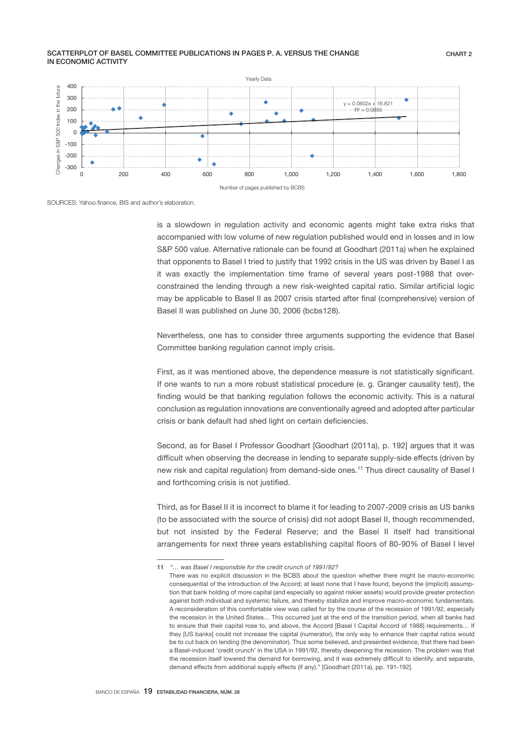**SCATTERPLOT OF BASEL COMMITTEE PUBLICATIONS IN PAGES P. A. VERSUS THE CHANGE IN ECONOMIC ACTIVITY** **CHART 2**

Yearly Data

$y = 0.0802x + 16.821$
$R^2 = 0.0855$

Changes in S&P 500 Index in the future

Number of pages published by BCBS

SOURCES: Yahoo.finance, BIS and author's elaboration.

is a slowdown in regulation activity and economic agents might take extra risks that accompanied with low volume of new regulation published would end in losses and in low S&P 500 value. Alternative rationale can be found at Goodhart (2011a) when he explained that opponents to Basel I tried to justify that 1992 crisis in the US was driven by Basel I as it was exactly the implementation time frame of several years post-1988 that over-constrained the lending through a new risk-weighted capital ratio. Similar artificial logic may be applicable to Basel II as 2007 crisis started after final (comprehensive) version of Basel II was published on June 30, 2006 (bcbs128).

Nevertheless, one has to consider three arguments supporting the evidence that Basel Committee banking regulation cannot imply crisis.

First, as it was mentioned above, the dependence measure is not statistically significant. If one wants to run a more robust statistical procedure (e. g. Granger causality test), the finding would be that banking regulation follows the economic activity. This is a natural conclusion as regulation innovations are conventionally agreed and adopted after particular crisis or bank default had shed light on certain deficiencies.

Second, as for Basel I Professor Goodhart [Goodhart (2011a), p. 192] argues that it was difficult when observing the decrease in lending to separate supply-side effects (driven by new risk and capital regulation) from demand-side ones.[11] Thus direct causality of Basel I and forthcoming crisis is not justified.

Third, as for Basel II it is incorrect to blame it for leading to 2007-2009 crisis as US banks (to be associated with the source of crisis) did not adopt Basel II, though recommended, but not insisted by the Federal Reserve; and the Basel II itself had transitional arrangements for next three years establishing capital floors of 80-90% of Basel I level

---

11 *"… was Basel I responsible for the credit crunch of 1991/92?*
There was no explicit discussion in the BCBS about the question whether there might be macro-economic consequential of the introduction of the Accord; at least none that I have found, beyond the (implicit) assumption that bank holding of more capital (and especially so against riskier assets) would provide greater protection against both individual and systemic failure, and thereby stabilize and improve macro-economic fundamentals. A reconsideration of this comfortable view was called for by the course of the recession of 1991/92, especially the recession in the United States… This occurred just at the end of the transition period, when all banks had to ensure that their capital rose to, and above, the Accord [Basel I Capital Accord of 1988] requirements… If they [US banks] could not increase the capital (numerator), the only way to enhance their capital ratios would be to cut back on lending (the denominator). Thus some believed, and presented evidence, that there had been a Basel-induced 'credit crunch' in the USA in 1991/92, thereby deepening the recession. The problem was that the recession itself lowered the demand for borrowing, and it was extremely difficult to identify, and separate, demand effects from additional supply effects (if any)." [Goodhart (2011a), pp. 191-192].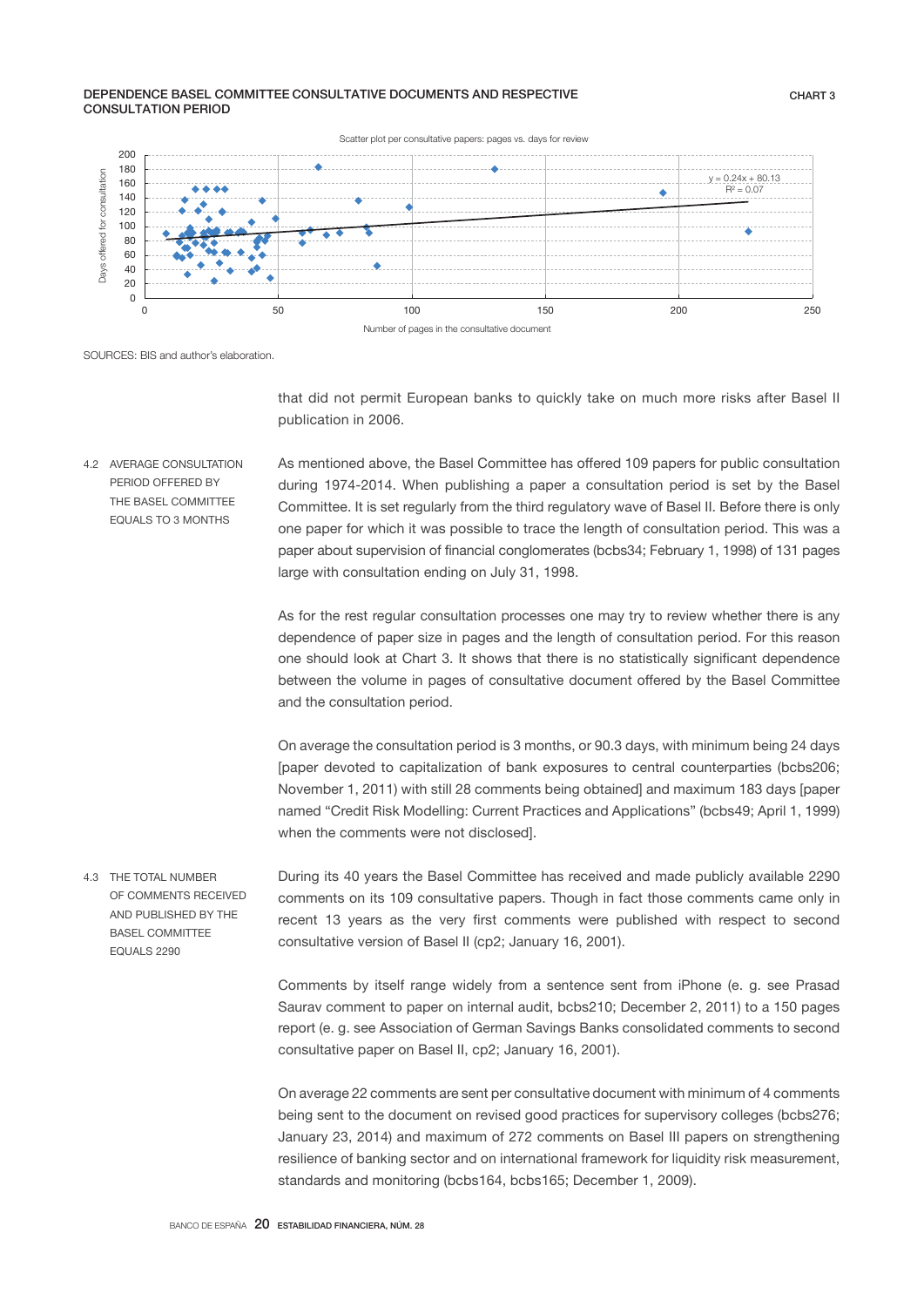**DEPENDENCE BASEL COMMITTEE CONSULTATIVE DOCUMENTS AND RESPECTIVE CONSULTATION PERIOD** — CHART 3

Scatter plot per consultative papers: pages vs. days for review

$y = 0.24x + 80.13$
$R^2 = 0.07$

Days offered for consultation (vertical axis); Number of pages in the consultative document (horizontal axis)

SOURCES: BIS and author's elaboration.

that did not permit European banks to quickly take on much more risks after Basel II publication in 2006.

### 4.2 AVERAGE CONSULTATION PERIOD OFFERED BY THE BASEL COMMITTEE EQUALS TO 3 MONTHS

As mentioned above, the Basel Committee has offered 109 papers for public consultation during 1974-2014. When publishing a paper a consultation period is set by the Basel Committee. It is set regularly from the third regulatory wave of Basel II. Before there is only one paper for which it was possible to trace the length of consultation period. This was a paper about supervision of financial conglomerates (bcbs34; February 1, 1998) of 131 pages large with consultation ending on July 31, 1998.

As for the rest regular consultation processes one may try to review whether there is any dependence of paper size in pages and the length of consultation period. For this reason one should look at Chart 3. It shows that there is no statistically significant dependence between the volume in pages of consultative document offered by the Basel Committee and the consultation period.

On average the consultation period is 3 months, or 90.3 days, with minimum being 24 days [paper devoted to capitalization of bank exposures to central counterparties (bcbs206; November 1, 2011) with still 28 comments being obtained] and maximum 183 days [paper named "Credit Risk Modelling: Current Practices and Applications" (bcbs49; April 1, 1999) when the comments were not disclosed].

### 4.3 THE TOTAL NUMBER OF COMMENTS RECEIVED AND PUBLISHED BY THE BASEL COMMITTEE EQUALS 2290

During its 40 years the Basel Committee has received and made publicly available 2290 comments on its 109 consultative papers. Though in fact those comments came only in recent 13 years as the very first comments were published with respect to second consultative version of Basel II (cp2; January 16, 2001).

Comments by itself range widely from a sentence sent from iPhone (e. g. see Prasad Saurav comment to paper on internal audit, bcbs210; December 2, 2011) to a 150 pages report (e. g. see Association of German Savings Banks consolidated comments to second consultative paper on Basel II, cp2; January 16, 2001).

On average 22 comments are sent per consultative document with minimum of 4 comments being sent to the document on revised good practices for supervisory colleges (bcbs276; January 23, 2014) and maximum of 272 comments on Basel III papers on strengthening resilience of banking sector and on international framework for liquidity risk measurement, standards and monitoring (bcbs164, bcbs165; December 1, 2009).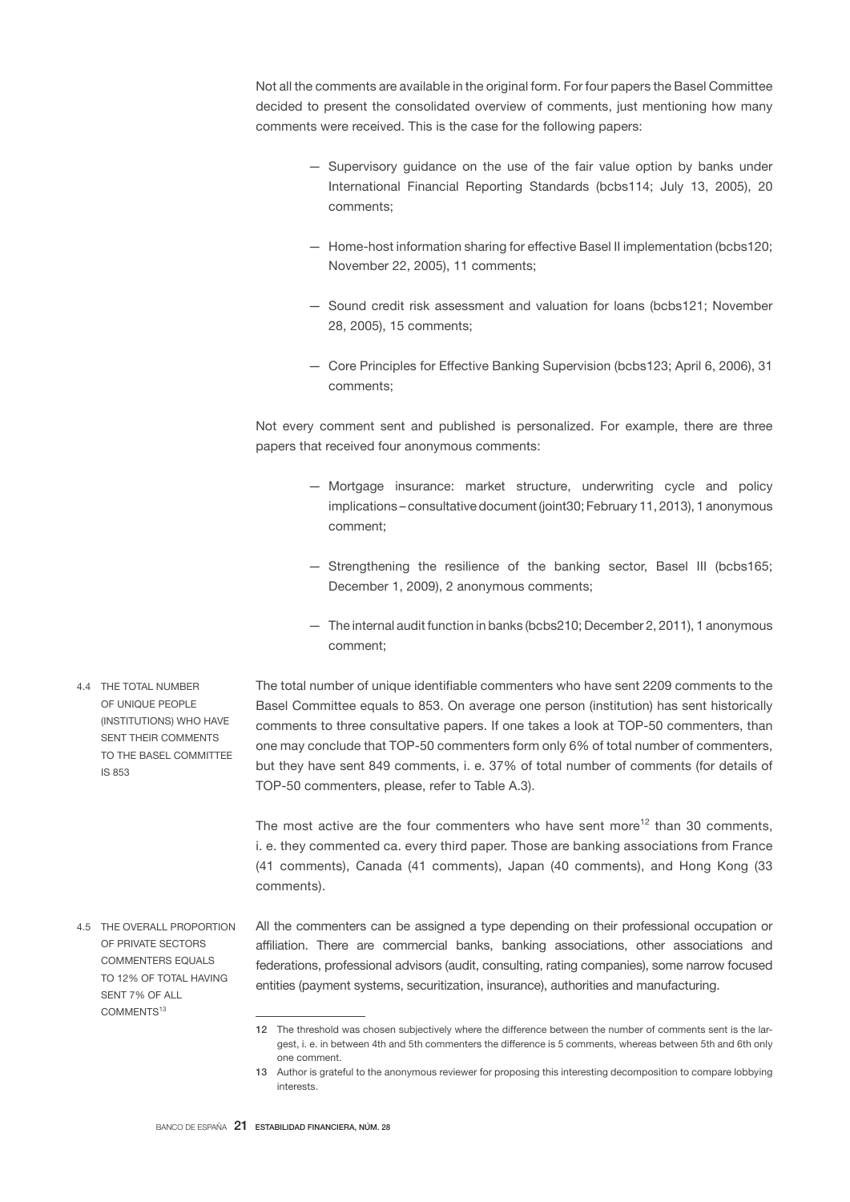Not all the comments are available in the original form. For four papers the Basel Committee decided to present the consolidated overview of comments, just mentioning how many comments were received. This is the case for the following papers:

- Supervisory guidance on the use of the fair value option by banks under International Financial Reporting Standards (bcbs114; July 13, 2005), 20 comments;
- Home-host information sharing for effective Basel II implementation (bcbs120; November 22, 2005), 11 comments;
- Sound credit risk assessment and valuation for loans (bcbs121; November 28, 2005), 15 comments;
- Core Principles for Effective Banking Supervision (bcbs123; April 6, 2006), 31 comments;

Not every comment sent and published is personalized. For example, there are three papers that received four anonymous comments:

- Mortgage insurance: market structure, underwriting cycle and policy implications – consultative document (joint30; February 11, 2013), 1 anonymous comment;
- Strengthening the resilience of the banking sector, Basel III (bcbs165; December 1, 2009), 2 anonymous comments;
- The internal audit function in banks (bcbs210; December 2, 2011), 1 anonymous comment;

### 4.4 THE TOTAL NUMBER OF UNIQUE PEOPLE (INSTITUTIONS) WHO HAVE SENT THEIR COMMENTS TO THE BASEL COMMITTEE IS 853

The total number of unique identifiable commenters who have sent 2209 comments to the Basel Committee equals to 853. On average one person (institution) has sent historically comments to three consultative papers. If one takes a look at TOP-50 commenters, than one may conclude that TOP-50 commenters form only 6% of total number of commenters, but they have sent 849 comments, i. e. 37% of total number of comments (for details of TOP-50 commenters, please, refer to Table A.3).

The most active are the four commenters who have sent more[12] than 30 comments, i. e. they commented ca. every third paper. Those are banking associations from France (41 comments), Canada (41 comments), Japan (40 comments), and Hong Kong (33 comments).

### 4.5 THE OVERALL PROPORTION OF PRIVATE SECTORS COMMENTERS EQUALS TO 12% OF TOTAL HAVING SENT 7% OF ALL COMMENTS[13]

All the commenters can be assigned a type depending on their professional occupation or affiliation. There are commercial banks, banking associations, other associations and federations, professional advisors (audit, consulting, rating companies), some narrow focused entities (payment systems, securitization, insurance), authorities and manufacturing.

---

12 The threshold was chosen subjectively where the difference between the number of comments sent is the largest, i. e. in between 4th and 5th commenters the difference is 5 comments, whereas between 5th and 6th only one comment.

13 Author is grateful to the anonymous reviewer for proposing this interesting decomposition to compare lobbying interests.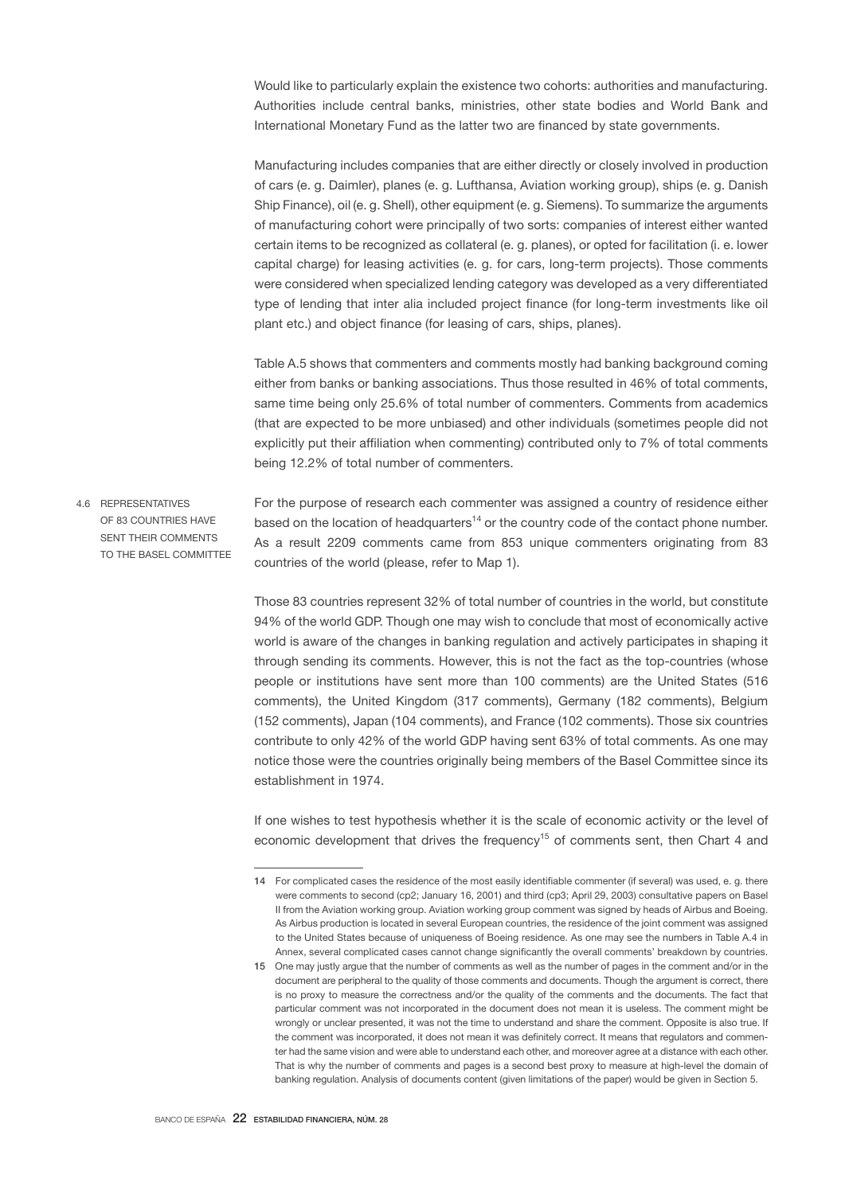Would like to particularly explain the existence two cohorts: authorities and manufacturing. Authorities include central banks, ministries, other state bodies and World Bank and International Monetary Fund as the latter two are financed by state governments.

Manufacturing includes companies that are either directly or closely involved in production of cars (e. g. Daimler), planes (e. g. Lufthansa, Aviation working group), ships (e. g. Danish Ship Finance), oil (e. g. Shell), other equipment (e. g. Siemens). To summarize the arguments of manufacturing cohort were principally of two sorts: companies of interest either wanted certain items to be recognized as collateral (e. g. planes), or opted for facilitation (i. e. lower capital charge) for leasing activities (e. g. for cars, long-term projects). Those comments were considered when specialized lending category was developed as a very differentiated type of lending that inter alia included project finance (for long-term investments like oil plant etc.) and object finance (for leasing of cars, ships, planes).

Table A.5 shows that commenters and comments mostly had banking background coming either from banks or banking associations. Thus those resulted in 46% of total comments, same time being only 25.6% of total number of commenters. Comments from academics (that are expected to be more unbiased) and other individuals (sometimes people did not explicitly put their affiliation when commenting) contributed only to 7% of total comments being 12.2% of total number of commenters.

### 4.6 REPRESENTATIVES OF 83 COUNTRIES HAVE SENT THEIR COMMENTS TO THE BASEL COMMITTEE

For the purpose of research each commenter was assigned a country of residence either based on the location of headquarters[14] or the country code of the contact phone number. As a result 2209 comments came from 853 unique commenters originating from 83 countries of the world (please, refer to Map 1).

Those 83 countries represent 32% of total number of countries in the world, but constitute 94% of the world GDP. Though one may wish to conclude that most of economically active world is aware of the changes in banking regulation and actively participates in shaping it through sending its comments. However, this is not the fact as the top-countries (whose people or institutions have sent more than 100 comments) are the United States (516 comments), the United Kingdom (317 comments), Germany (182 comments), Belgium (152 comments), Japan (104 comments), and France (102 comments). Those six countries contribute to only 42% of the world GDP having sent 63% of total comments. As one may notice those were the countries originally being members of the Basel Committee since its establishment in 1974.

If one wishes to test hypothesis whether it is the scale of economic activity or the level of economic development that drives the frequency[15] of comments sent, then Chart 4 and

---

14 For complicated cases the residence of the most easily identifiable commenter (if several) was used, e. g. there were comments to second (cp2; January 16, 2001) and third (cp3; April 29, 2003) consultative papers on Basel II from the Aviation working group. Aviation working group comment was signed by heads of Airbus and Boeing. As Airbus production is located in several European countries, the residence of the joint comment was assigned to the United States because of uniqueness of Boeing residence. As one may see the numbers in Table A.4 in Annex, several complicated cases cannot change significantly the overall comments' breakdown by countries.

15 One may justly argue that the number of comments as well as the number of pages in the comment and/or in the document are peripheral to the quality of those comments and documents. Though the argument is correct, there is no proxy to measure the correctness and/or the quality of the comments and the documents. The fact that particular comment was not incorporated in the document does not mean it is useless. The comment might be wrongly or unclear presented, it was not the time to understand and share the comment. Opposite is also true. If the comment was incorporated, it does not mean it was definitely correct. It means that regulators and commenter had the same vision and were able to understand each other, and moreover agree at a distance with each other. That is why the number of comments and pages is a second best proxy to measure at high-level the domain of banking regulation. Analysis of documents content (given limitations of the paper) would be given in Section 5.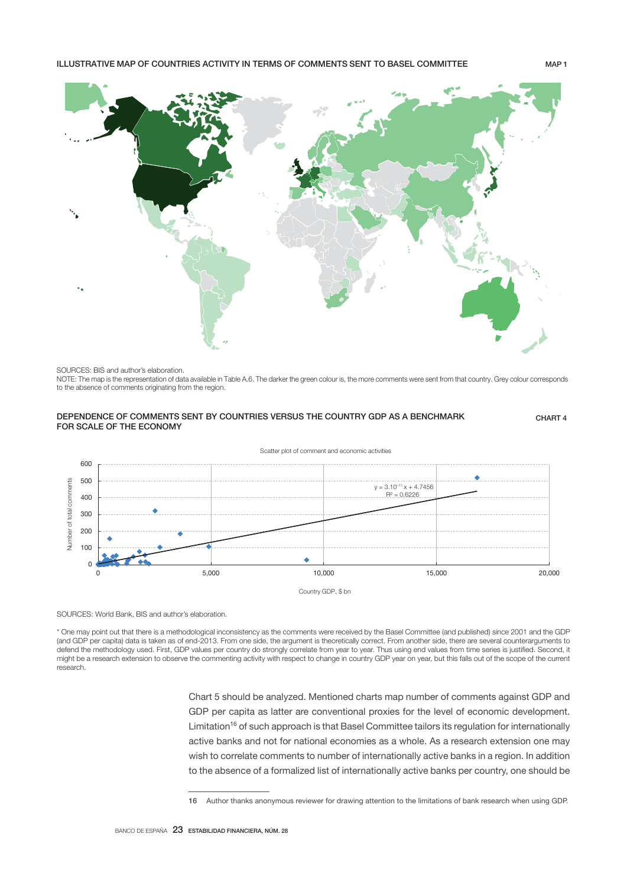ILLUSTRATIVE MAP OF COUNTRIES ACTIVITY IN TERMS OF COMMENTS SENT TO BASEL COMMITTEE — MAP 1

SOURCES: BIS and author's elaboration.

NOTE: The map is the representation of data available in Table A.6. The darker the green colour is, the more comments were sent from that country. Grey colour corresponds to the absence of comments originating from the region.

DEPENDENCE OF COMMENTS SENT BY COUNTRIES VERSUS THE COUNTRY GDP AS A BENCHMARK FOR SCALE OF THE ECONOMY — CHART 4

Scatter plot of comment and economic activities

$y = 3.10^{-11} x + 4.7456$

$R^2 = 0.6226$

SOURCES: World Bank, BIS and author's elaboration.

\* One may point out that there is a methodological inconsistency as the comments were received by the Basel Committee (and published) since 2001 and the GDP (and GDP per capita) data is taken as of end-2013. From one side, the argument is theoretically correct. From another side, there are several counterarguments to defend the methodology used. First, GDP values per country do strongly correlate from year to year. Thus using end values from time series is justified. Second, it might be a research extension to observe the commenting activity with respect to change in country GDP year on year, but this falls out of the scope of the current research.

Chart 5 should be analyzed. Mentioned charts map number of comments against GDP and GDP per capita as latter are conventional proxies for the level of economic development. Limitation[16] of such approach is that Basel Committee tailors its regulation for internationally active banks and not for national economies as a whole. As a research extension one may wish to correlate comments to number of internationally active banks in a region. In addition to the absence of a formalized list of internationally active banks per country, one should be

16 Author thanks anonymous reviewer for drawing attention to the limitations of bank research when using GDP.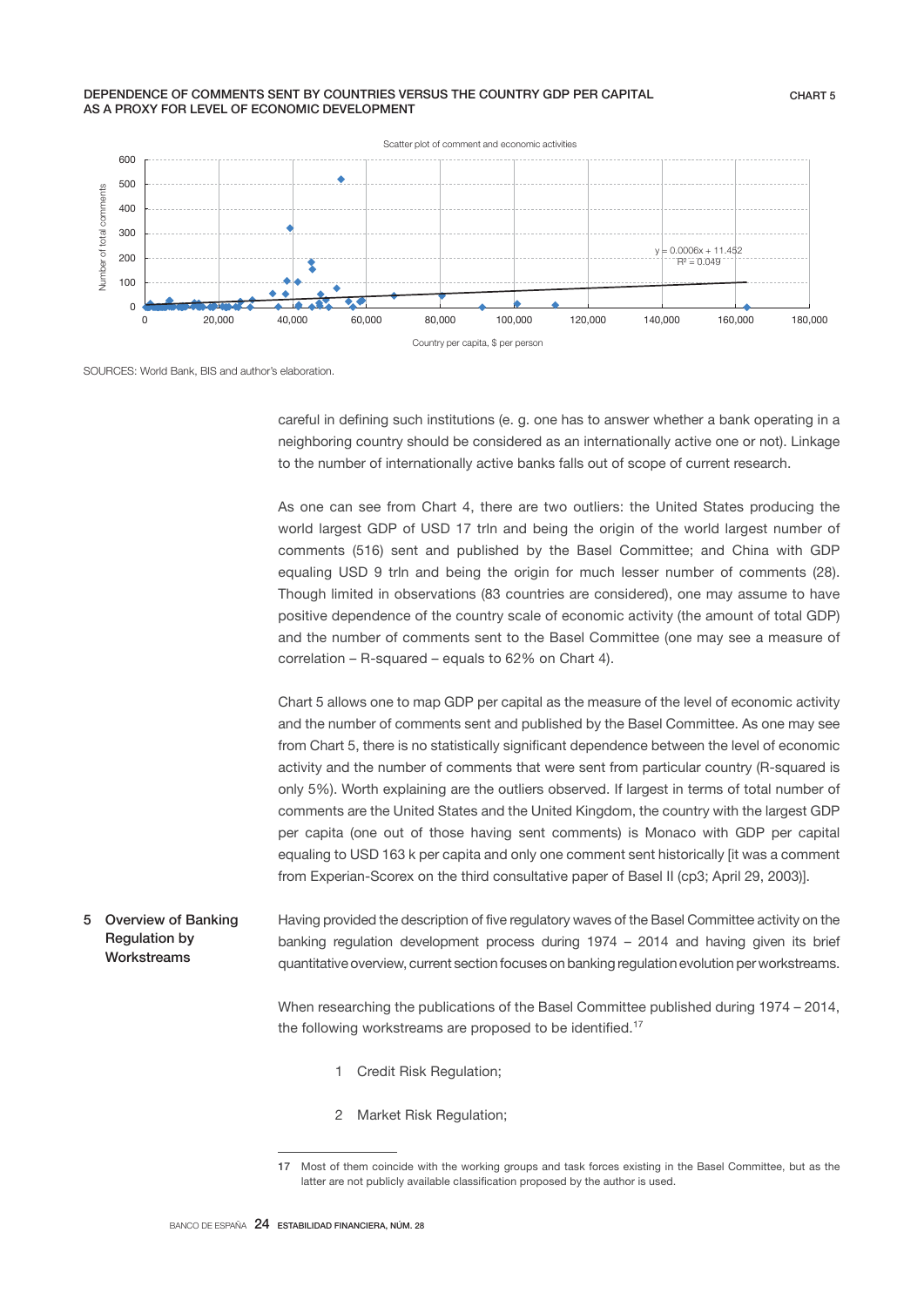DEPENDENCE OF COMMENTS SENT BY COUNTRIES VERSUS THE COUNTRY GDP PER CAPITAL AS A PROXY FOR LEVEL OF ECONOMIC DEVELOPMENT

CHART 5

Scatter plot of comment and economic activities

$y = 0.0006x + 11.452$
$R^2 = 0.049$

Number of total comments

Country per capita, $ per person

SOURCES: World Bank, BIS and author's elaboration.

careful in defining such institutions (e. g. one has to answer whether a bank operating in a neighboring country should be considered as an internationally active one or not). Linkage to the number of internationally active banks falls out of scope of current research.

As one can see from Chart 4, there are two outliers: the United States producing the world largest GDP of USD 17 trln and being the origin of the world largest number of comments (516) sent and published by the Basel Committee; and China with GDP equaling USD 9 trln and being the origin for much lesser number of comments (28). Though limited in observations (83 countries are considered), one may assume to have positive dependence of the country scale of economic activity (the amount of total GDP) and the number of comments sent to the Basel Committee (one may see a measure of correlation – R-squared – equals to 62% on Chart 4).

Chart 5 allows one to map GDP per capital as the measure of the level of economic activity and the number of comments sent and published by the Basel Committee. As one may see from Chart 5, there is no statistically significant dependence between the level of economic activity and the number of comments that were sent from particular country (R-squared is only 5%). Worth explaining are the outliers observed. If largest in terms of total number of comments are the United States and the United Kingdom, the country with the largest GDP per capita (one out of those having sent comments) is Monaco with GDP per capital equaling to USD 163 k per capita and only one comment sent historically [it was a comment from Experian-Scorex on the third consultative paper of Basel II (cp3; April 29, 2003)].

## 5 Overview of Banking Regulation by Workstreams

Having provided the description of five regulatory waves of the Basel Committee activity on the banking regulation development process during 1974 – 2014 and having given its brief quantitative overview, current section focuses on banking regulation evolution per workstreams.

When researching the publications of the Basel Committee published during 1974 – 2014, the following workstreams are proposed to be identified.[17]

1. Credit Risk Regulation;
2. Market Risk Regulation;

[17] Most of them coincide with the working groups and task forces existing in the Basel Committee, but as the latter are not publicly available classification proposed by the author is used.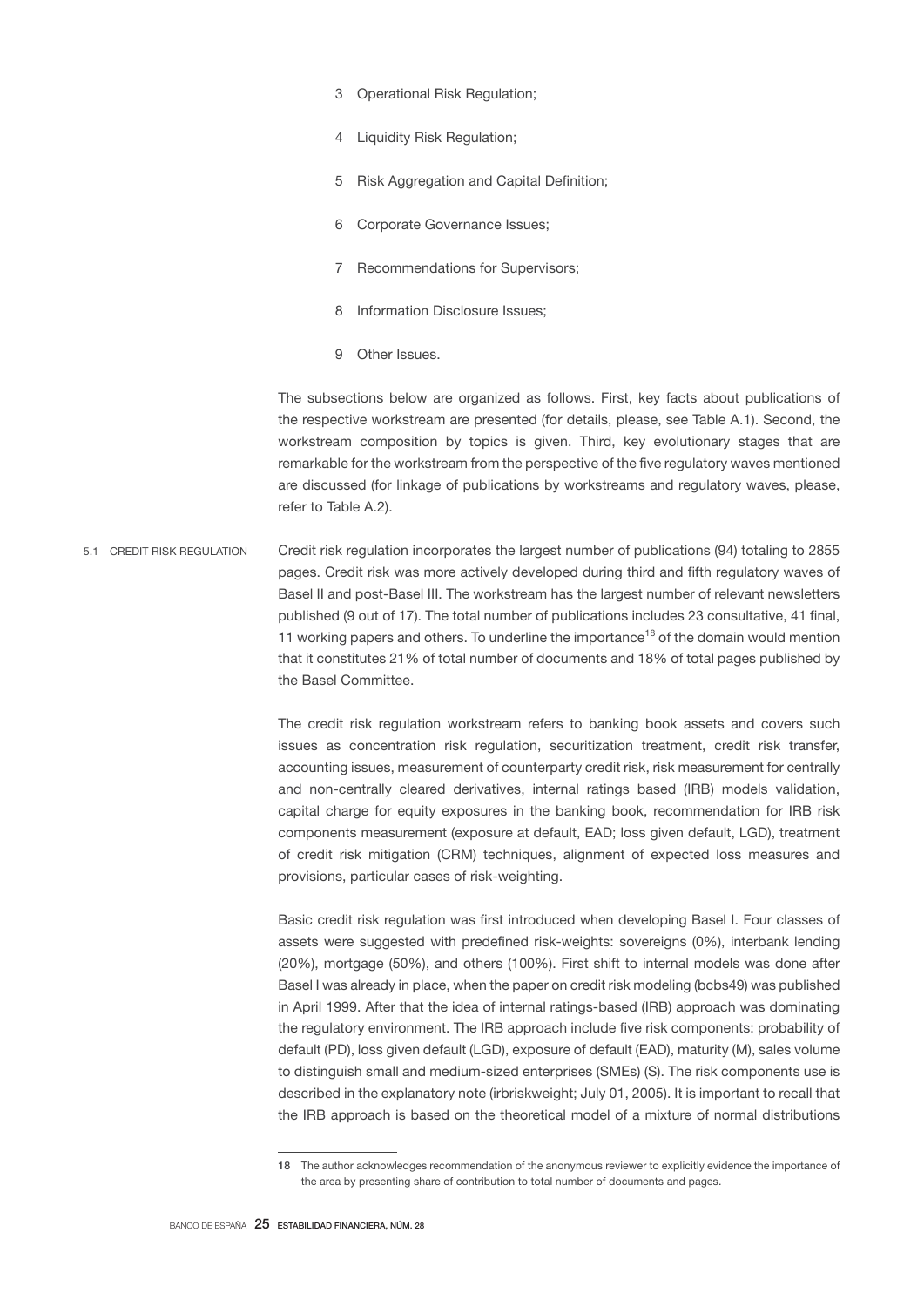3 Operational Risk Regulation;

4 Liquidity Risk Regulation;

5 Risk Aggregation and Capital Definition;

6 Corporate Governance Issues;

7 Recommendations for Supervisors;

8 Information Disclosure Issues;

9 Other Issues.

The subsections below are organized as follows. First, key facts about publications of the respective workstream are presented (for details, please, see Table A.1). Second, the workstream composition by topics is given. Third, key evolutionary stages that are remarkable for the workstream from the perspective of the five regulatory waves mentioned are discussed (for linkage of publications by workstreams and regulatory waves, please, refer to Table A.2).

## 5.1 CREDIT RISK REGULATION

Credit risk regulation incorporates the largest number of publications (94) totaling to 2855 pages. Credit risk was more actively developed during third and fifth regulatory waves of Basel II and post-Basel III. The workstream has the largest number of relevant newsletters published (9 out of 17). The total number of publications includes 23 consultative, 41 final, 11 working papers and others. To underline the importance[18] of the domain would mention that it constitutes 21% of total number of documents and 18% of total pages published by the Basel Committee.

The credit risk regulation workstream refers to banking book assets and covers such issues as concentration risk regulation, securitization treatment, credit risk transfer, accounting issues, measurement of counterparty credit risk, risk measurement for centrally and non-centrally cleared derivatives, internal ratings based (IRB) models validation, capital charge for equity exposures in the banking book, recommendation for IRB risk components measurement (exposure at default, EAD; loss given default, LGD), treatment of credit risk mitigation (CRM) techniques, alignment of expected loss measures and provisions, particular cases of risk-weighting.

Basic credit risk regulation was first introduced when developing Basel I. Four classes of assets were suggested with predefined risk-weights: sovereigns (0%), interbank lending (20%), mortgage (50%), and others (100%). First shift to internal models was done after Basel I was already in place, when the paper on credit risk modeling (bcbs49) was published in April 1999. After that the idea of internal ratings-based (IRB) approach was dominating the regulatory environment. The IRB approach include five risk components: probability of default (PD), loss given default (LGD), exposure of default (EAD), maturity (M), sales volume to distinguish small and medium-sized enterprises (SMEs) (S). The risk components use is described in the explanatory note (irbriskweight; July 01, 2005). It is important to recall that the IRB approach is based on the theoretical model of a mixture of normal distributions

18 The author acknowledges recommendation of the anonymous reviewer to explicitly evidence the importance of the area by presenting share of contribution to total number of documents and pages.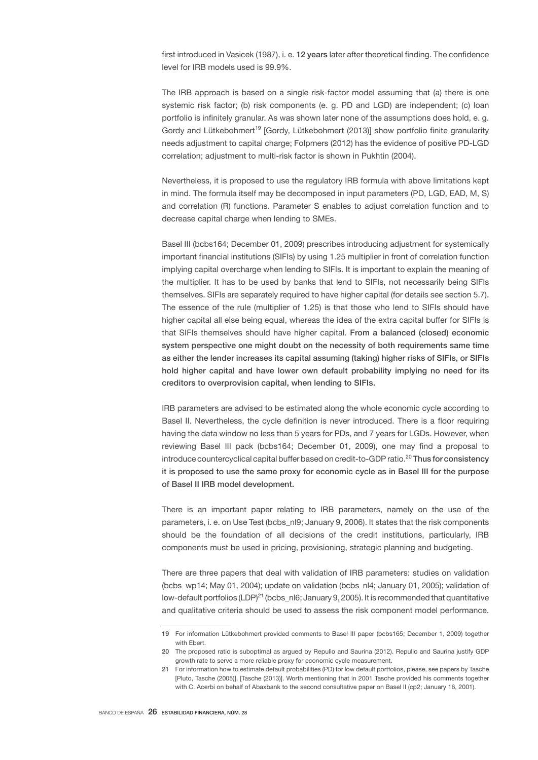first introduced in Vasicek (1987), i. e. **12 years** later after theoretical finding. The confidence level for IRB models used is 99.9%.

The IRB approach is based on a single risk-factor model assuming that (a) there is one systemic risk factor; (b) risk components (e. g. PD and LGD) are independent; (c) loan portfolio is infinitely granular. As was shown later none of the assumptions does hold, e. g. Gordy and Lütkebohmert[19] [Gordy, Lütkebohmert (2013)] show portfolio finite granularity needs adjustment to capital charge; Folpmers (2012) has the evidence of positive PD-LGD correlation; adjustment to multi-risk factor is shown in Pukhtin (2004).

Nevertheless, it is proposed to use the regulatory IRB formula with above limitations kept in mind. The formula itself may be decomposed in input parameters (PD, LGD, EAD, M, S) and correlation (R) functions. Parameter S enables to adjust correlation function and to decrease capital charge when lending to SMEs.

Basel III (bcbs164; December 01, 2009) prescribes introducing adjustment for systemically important financial institutions (SIFIs) by using 1.25 multiplier in front of correlation function implying capital overcharge when lending to SIFIs. It is important to explain the meaning of the multiplier. It has to be used by banks that lend to SIFIs, not necessarily being SIFIs themselves. SIFIs are separately required to have higher capital (for details see section 5.7). The essence of the rule (multiplier of 1.25) is that those who lend to SIFIs should have higher capital all else being equal, whereas the idea of the extra capital buffer for SIFIs is that SIFIs themselves should have higher capital. **From a balanced (closed) economic system perspective one might doubt on the necessity of both requirements same time as either the lender increases its capital assuming (taking) higher risks of SIFIs, or SIFIs hold higher capital and have lower own default probability implying no need for its creditors to overprovision capital, when lending to SIFIs.**

IRB parameters are advised to be estimated along the whole economic cycle according to Basel II. Nevertheless, the cycle definition is never introduced. There is a floor requiring having the data window no less than 5 years for PDs, and 7 years for LGDs. However, when reviewing Basel III pack (bcbs164; December 01, 2009), one may find a proposal to introduce countercyclical capital buffer based on credit-to-GDP ratio.[20] **Thus for consistency it is proposed to use the same proxy for economic cycle as in Basel III for the purpose of Basel II IRB model development.**

There is an important paper relating to IRB parameters, namely on the use of the parameters, i. e. on Use Test (bcbs_nl9; January 9, 2006). It states that the risk components should be the foundation of all decisions of the credit institutions, particularly, IRB components must be used in pricing, provisioning, strategic planning and budgeting.

There are three papers that deal with validation of IRB parameters: studies on validation (bcbs_wp14; May 01, 2004); update on validation (bcbs_nl4; January 01, 2005); validation of low-default portfolios (LDP)[21] (bcbs_nl6; January 9, 2005). It is recommended that quantitative and qualitative criteria should be used to assess the risk component model performance.

---

19 For information Lütkebohmert provided comments to Basel III paper (bcbs165; December 1, 2009) together with Ebert.

20 The proposed ratio is suboptimal as argued by Repullo and Saurina (2012). Repullo and Saurina justify GDP growth rate to serve a more reliable proxy for economic cycle measurement.

21 For information how to estimate default probabilities (PD) for low default portfolios, please, see papers by Tasche [Pluto, Tasche (2005)], [Tasche (2013)]. Worth mentioning that in 2001 Tasche provided his comments together with C. Acerbi on behalf of Abaxbank to the second consultative paper on Basel II (cp2; January 16, 2001).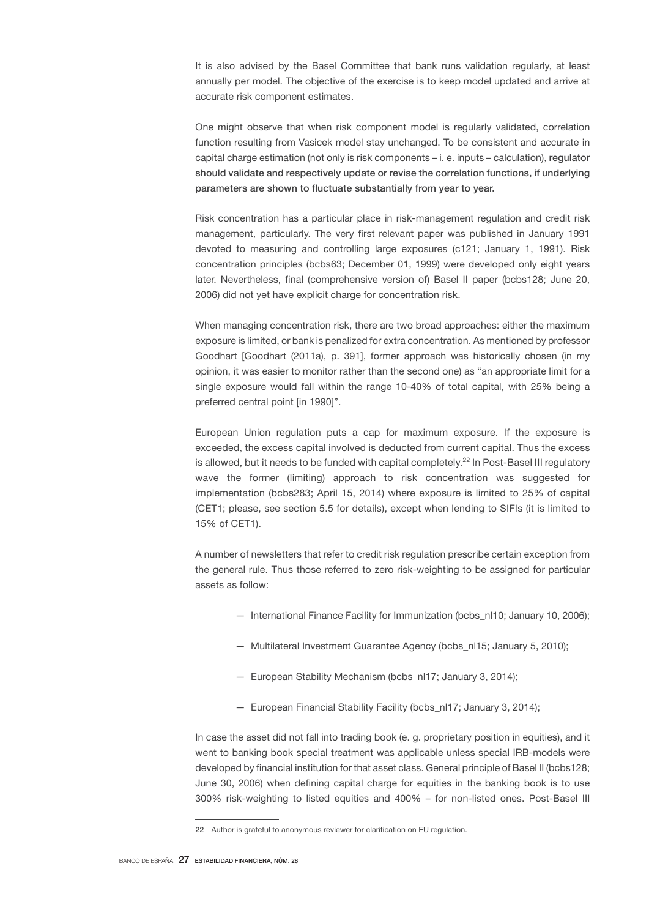It is also advised by the Basel Committee that bank runs validation regularly, at least annually per model. The objective of the exercise is to keep model updated and arrive at accurate risk component estimates.

One might observe that when risk component model is regularly validated, correlation function resulting from Vasicek model stay unchanged. To be consistent and accurate in capital charge estimation (not only is risk components – i. e. inputs – calculation), **regulator should validate and respectively update or revise the correlation functions, if underlying parameters are shown to fluctuate substantially from year to year.**

Risk concentration has a particular place in risk-management regulation and credit risk management, particularly. The very first relevant paper was published in January 1991 devoted to measuring and controlling large exposures (c121; January 1, 1991). Risk concentration principles (bcbs63; December 01, 1999) were developed only eight years later. Nevertheless, final (comprehensive version of) Basel II paper (bcbs128; June 20, 2006) did not yet have explicit charge for concentration risk.

When managing concentration risk, there are two broad approaches: either the maximum exposure is limited, or bank is penalized for extra concentration. As mentioned by professor Goodhart [Goodhart (2011a), p. 391], former approach was historically chosen (in my opinion, it was easier to monitor rather than the second one) as "an appropriate limit for a single exposure would fall within the range 10-40% of total capital, with 25% being a preferred central point [in 1990]".

European Union regulation puts a cap for maximum exposure. If the exposure is exceeded, the excess capital involved is deducted from current capital. Thus the excess is allowed, but it needs to be funded with capital completely.[22] In Post-Basel III regulatory wave the former (limiting) approach to risk concentration was suggested for implementation (bcbs283; April 15, 2014) where exposure is limited to 25% of capital (CET1; please, see section 5.5 for details), except when lending to SIFIs (it is limited to 15% of CET1).

A number of newsletters that refer to credit risk regulation prescribe certain exception from the general rule. Thus those referred to zero risk-weighting to be assigned for particular assets as follow:

- International Finance Facility for Immunization (bcbs_nl10; January 10, 2006);
- Multilateral Investment Guarantee Agency (bcbs_nl15; January 5, 2010);
- European Stability Mechanism (bcbs_nl17; January 3, 2014);
- European Financial Stability Facility (bcbs_nl17; January 3, 2014);

In case the asset did not fall into trading book (e. g. proprietary position in equities), and it went to banking book special treatment was applicable unless special IRB-models were developed by financial institution for that asset class. General principle of Basel II (bcbs128; June 30, 2006) when defining capital charge for equities in the banking book is to use 300% risk-weighting to listed equities and 400% – for non-listed ones. Post-Basel III

22 Author is grateful to anonymous reviewer for clarification on EU regulation.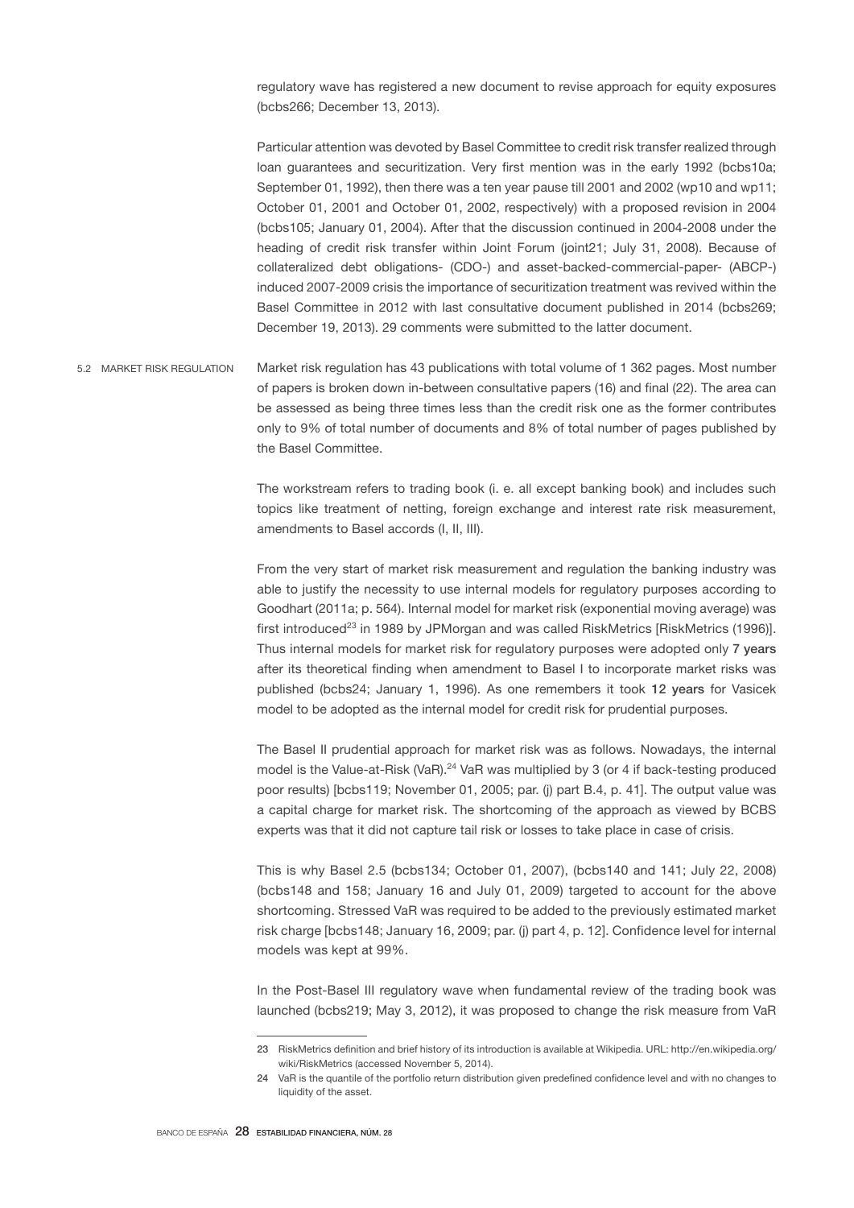regulatory wave has registered a new document to revise approach for equity exposures (bcbs266; December 13, 2013).

Particular attention was devoted by Basel Committee to credit risk transfer realized through loan guarantees and securitization. Very first mention was in the early 1992 (bcbs10a; September 01, 1992), then there was a ten year pause till 2001 and 2002 (wp10 and wp11; October 01, 2001 and October 01, 2002, respectively) with a proposed revision in 2004 (bcbs105; January 01, 2004). After that the discussion continued in 2004-2008 under the heading of credit risk transfer within Joint Forum (joint21; July 31, 2008). Because of collateralized debt obligations- (CDO-) and asset-backed-commercial-paper- (ABCP-) induced 2007-2009 crisis the importance of securitization treatment was revived within the Basel Committee in 2012 with last consultative document published in 2014 (bcbs269; December 19, 2013). 29 comments were submitted to the latter document.

## 5.2 MARKET RISK REGULATION

Market risk regulation has 43 publications with total volume of 1 362 pages. Most number of papers is broken down in-between consultative papers (16) and final (22). The area can be assessed as being three times less than the credit risk one as the former contributes only to 9% of total number of documents and 8% of total number of pages published by the Basel Committee.

The workstream refers to trading book (i. e. all except banking book) and includes such topics like treatment of netting, foreign exchange and interest rate risk measurement, amendments to Basel accords (I, II, III).

From the very start of market risk measurement and regulation the banking industry was able to justify the necessity to use internal models for regulatory purposes according to Goodhart (2011a; p. 564). Internal model for market risk (exponential moving average) was first introduced[23] in 1989 by JPMorgan and was called RiskMetrics [RiskMetrics (1996)]. Thus internal models for market risk for regulatory purposes were adopted only **7 years** after its theoretical finding when amendment to Basel I to incorporate market risks was published (bcbs24; January 1, 1996). As one remembers it took **12 years** for Vasicek model to be adopted as the internal model for credit risk for prudential purposes.

The Basel II prudential approach for market risk was as follows. Nowadays, the internal model is the Value-at-Risk (VaR).[24] VaR was multiplied by 3 (or 4 if back-testing produced poor results) [bcbs119; November 01, 2005; par. (j) part B.4, p. 41]. The output value was a capital charge for market risk. The shortcoming of the approach as viewed by BCBS experts was that it did not capture tail risk or losses to take place in case of crisis.

This is why Basel 2.5 (bcbs134; October 01, 2007), (bcbs140 and 141; July 22, 2008) (bcbs148 and 158; January 16 and July 01, 2009) targeted to account for the above shortcoming. Stressed VaR was required to be added to the previously estimated market risk charge [bcbs148; January 16, 2009; par. (j) part 4, p. 12]. Confidence level for internal models was kept at 99%.

In the Post-Basel III regulatory wave when fundamental review of the trading book was launched (bcbs219; May 3, 2012), it was proposed to change the risk measure from VaR

---

23 RiskMetrics definition and brief history of its introduction is available at Wikipedia. URL: http://en.wikipedia.org/wiki/RiskMetrics (accessed November 5, 2014).

24 VaR is the quantile of the portfolio return distribution given predefined confidence level and with no changes to liquidity of the asset.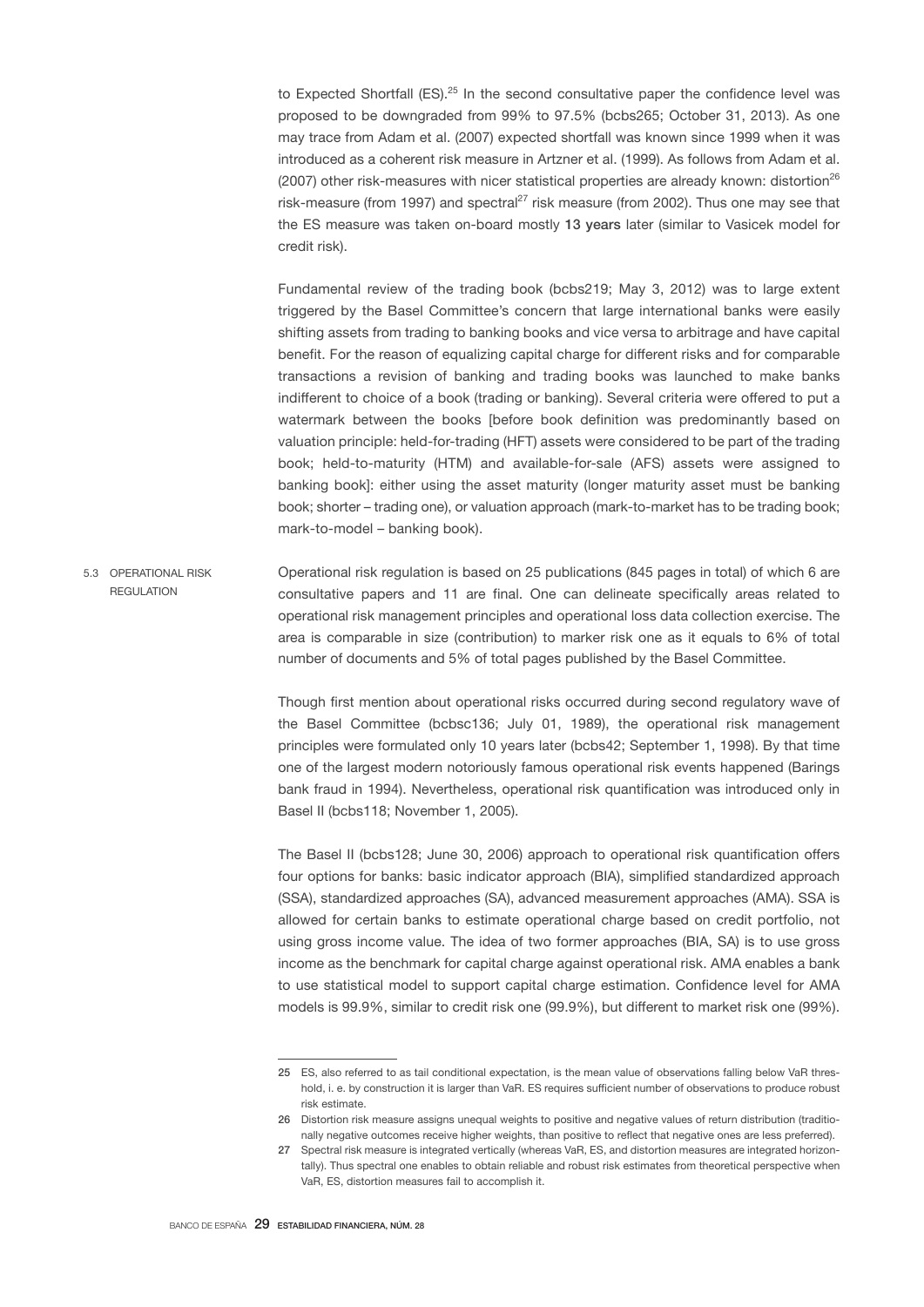to Expected Shortfall (ES).[25] In the second consultative paper the confidence level was proposed to be downgraded from 99% to 97.5% (bcbs265; October 31, 2013). As one may trace from Adam et al. (2007) expected shortfall was known since 1999 when it was introduced as a coherent risk measure in Artzner et al. (1999). As follows from Adam et al. (2007) other risk-measures with nicer statistical properties are already known: distortion[26] risk-measure (from 1997) and spectral[27] risk measure (from 2002). Thus one may see that the ES measure was taken on-board mostly **13 years** later (similar to Vasicek model for credit risk).

Fundamental review of the trading book (bcbs219; May 3, 2012) was to large extent triggered by the Basel Committee's concern that large international banks were easily shifting assets from trading to banking books and vice versa to arbitrage and have capital benefit. For the reason of equalizing capital charge for different risks and for comparable transactions a revision of banking and trading books was launched to make banks indifferent to choice of a book (trading or banking). Several criteria were offered to put a watermark between the books [before book definition was predominantly based on valuation principle: held-for-trading (HFT) assets were considered to be part of the trading book; held-to-maturity (HTM) and available-for-sale (AFS) assets were assigned to banking book]: either using the asset maturity (longer maturity asset must be banking book; shorter – trading one), or valuation approach (mark-to-market has to be trading book; mark-to-model – banking book).

### 5.3 OPERATIONAL RISK REGULATION

Operational risk regulation is based on 25 publications (845 pages in total) of which 6 are consultative papers and 11 are final. One can delineate specifically areas related to operational risk management principles and operational loss data collection exercise. The area is comparable in size (contribution) to marker risk one as it equals to 6% of total number of documents and 5% of total pages published by the Basel Committee.

Though first mention about operational risks occurred during second regulatory wave of the Basel Committee (bcbsc136; July 01, 1989), the operational risk management principles were formulated only 10 years later (bcbs42; September 1, 1998). By that time one of the largest modern notoriously famous operational risk events happened (Barings bank fraud in 1994). Nevertheless, operational risk quantification was introduced only in Basel II (bcbs118; November 1, 2005).

The Basel II (bcbs128; June 30, 2006) approach to operational risk quantification offers four options for banks: basic indicator approach (BIA), simplified standardized approach (SSA), standardized approaches (SA), advanced measurement approaches (AMA). SSA is allowed for certain banks to estimate operational charge based on credit portfolio, not using gross income value. The idea of two former approaches (BIA, SA) is to use gross income as the benchmark for capital charge against operational risk. AMA enables a bank to use statistical model to support capital charge estimation. Confidence level for AMA models is 99.9%, similar to credit risk one (99.9%), but different to market risk one (99%).

---

25 ES, also referred to as tail conditional expectation, is the mean value of observations falling below VaR threshold, i. e. by construction it is larger than VaR. ES requires sufficient number of observations to produce robust risk estimate.

26 Distortion risk measure assigns unequal weights to positive and negative values of return distribution (traditionally negative outcomes receive higher weights, than positive to reflect that negative ones are less preferred).

27 Spectral risk measure is integrated vertically (whereas VaR, ES, and distortion measures are integrated horizontally). Thus spectral one enables to obtain reliable and robust risk estimates from theoretical perspective when VaR, ES, distortion measures fail to accomplish it.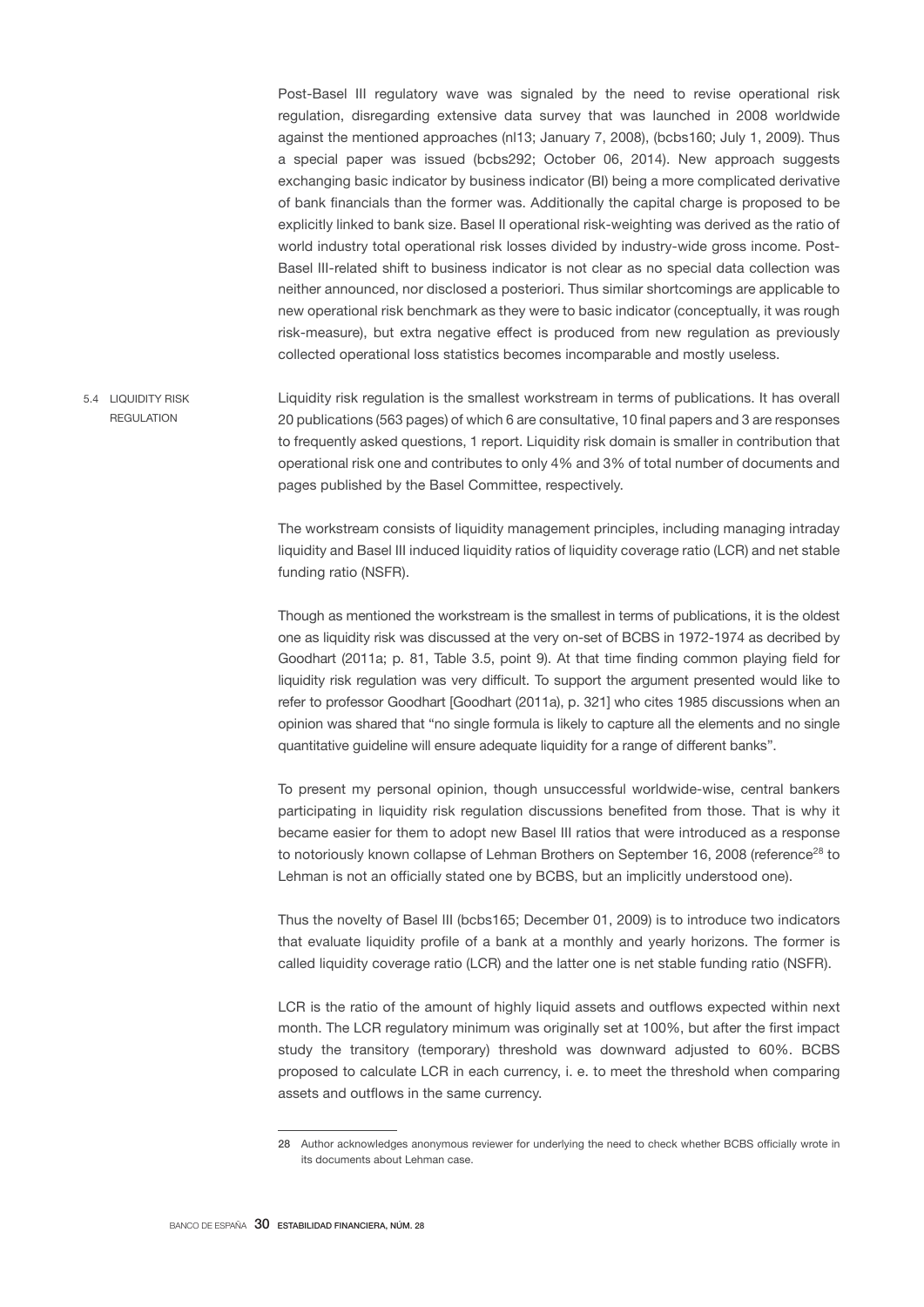Post-Basel III regulatory wave was signaled by the need to revise operational risk regulation, disregarding extensive data survey that was launched in 2008 worldwide against the mentioned approaches (nl13; January 7, 2008), (bcbs160; July 1, 2009). Thus a special paper was issued (bcbs292; October 06, 2014). New approach suggests exchanging basic indicator by business indicator (BI) being a more complicated derivative of bank financials than the former was. Additionally the capital charge is proposed to be explicitly linked to bank size. Basel II operational risk-weighting was derived as the ratio of world industry total operational risk losses divided by industry-wide gross income. Post-Basel III-related shift to business indicator is not clear as no special data collection was neither announced, nor disclosed a posteriori. Thus similar shortcomings are applicable to new operational risk benchmark as they were to basic indicator (conceptually, it was rough risk-measure), but extra negative effect is produced from new regulation as previously collected operational loss statistics becomes incomparable and mostly useless.

### 5.4 LIQUIDITY RISK REGULATION

Liquidity risk regulation is the smallest workstream in terms of publications. It has overall 20 publications (563 pages) of which 6 are consultative, 10 final papers and 3 are responses to frequently asked questions, 1 report. Liquidity risk domain is smaller in contribution that operational risk one and contributes to only 4% and 3% of total number of documents and pages published by the Basel Committee, respectively.

The workstream consists of liquidity management principles, including managing intraday liquidity and Basel III induced liquidity ratios of liquidity coverage ratio (LCR) and net stable funding ratio (NSFR).

Though as mentioned the workstream is the smallest in terms of publications, it is the oldest one as liquidity risk was discussed at the very on-set of BCBS in 1972-1974 as decribed by Goodhart (2011a; p. 81, Table 3.5, point 9). At that time finding common playing field for liquidity risk regulation was very difficult. To support the argument presented would like to refer to professor Goodhart [Goodhart (2011a), p. 321] who cites 1985 discussions when an opinion was shared that "no single formula is likely to capture all the elements and no single quantitative guideline will ensure adequate liquidity for a range of different banks".

To present my personal opinion, though unsuccessful worldwide-wise, central bankers participating in liquidity risk regulation discussions benefited from those. That is why it became easier for them to adopt new Basel III ratios that were introduced as a response to notoriously known collapse of Lehman Brothers on September 16, 2008 (reference[28] to Lehman is not an officially stated one by BCBS, but an implicitly understood one).

Thus the novelty of Basel III (bcbs165; December 01, 2009) is to introduce two indicators that evaluate liquidity profile of a bank at a monthly and yearly horizons. The former is called liquidity coverage ratio (LCR) and the latter one is net stable funding ratio (NSFR).

LCR is the ratio of the amount of highly liquid assets and outflows expected within next month. The LCR regulatory minimum was originally set at 100%, but after the first impact study the transitory (temporary) threshold was downward adjusted to 60%. BCBS proposed to calculate LCR in each currency, i. e. to meet the threshold when comparing assets and outflows in the same currency.

28 Author acknowledges anonymous reviewer for underlying the need to check whether BCBS officially wrote in its documents about Lehman case.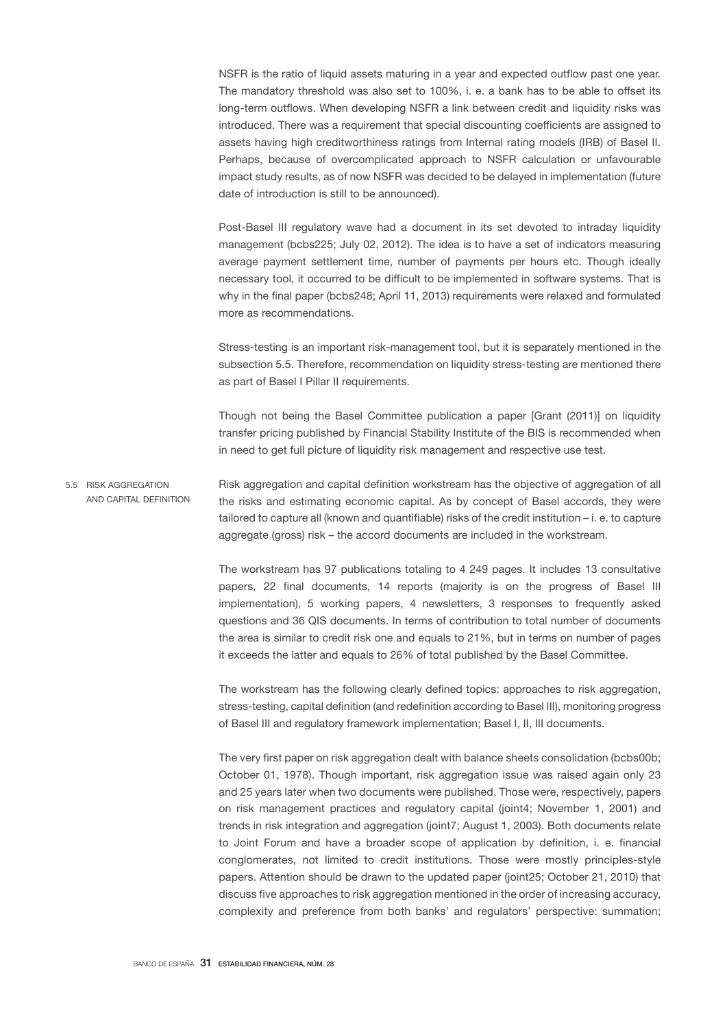NSFR is the ratio of liquid assets maturing in a year and expected outflow past one year. The mandatory threshold was also set to 100%, i. e. a bank has to be able to offset its long-term outflows. When developing NSFR a link between credit and liquidity risks was introduced. There was a requirement that special discounting coefficients are assigned to assets having high creditworthiness ratings from Internal rating models (IRB) of Basel II. Perhaps, because of overcomplicated approach to NSFR calculation or unfavourable impact study results, as of now NSFR was decided to be delayed in implementation (future date of introduction is still to be announced).

Post-Basel III regulatory wave had a document in its set devoted to intraday liquidity management (bcbs225; July 02, 2012). The idea is to have a set of indicators measuring average payment settlement time, number of payments per hours etc. Though ideally necessary tool, it occurred to be difficult to be implemented in software systems. That is why in the final paper (bcbs248; April 11, 2013) requirements were relaxed and formulated more as recommendations.

Stress-testing is an important risk-management tool, but it is separately mentioned in the subsection 5.5. Therefore, recommendation on liquidity stress-testing are mentioned there as part of Basel I Pillar II requirements.

Though not being the Basel Committee publication a paper [Grant (2011)] on liquidity transfer pricing published by Financial Stability Institute of the BIS is recommended when in need to get full picture of liquidity risk management and respective use test.

## 5.5 RISK AGGREGATION AND CAPITAL DEFINITION

Risk aggregation and capital definition workstream has the objective of aggregation of all the risks and estimating economic capital. As by concept of Basel accords, they were tailored to capture all (known and quantifiable) risks of the credit institution – i. e. to capture aggregate (gross) risk – the accord documents are included in the workstream.

The workstream has 97 publications totaling to 4 249 pages. It includes 13 consultative papers, 22 final documents, 14 reports (majority is on the progress of Basel III implementation), 5 working papers, 4 newsletters, 3 responses to frequently asked questions and 36 QIS documents. In terms of contribution to total number of documents the area is similar to credit risk one and equals to 21%, but in terms on number of pages it exceeds the latter and equals to 26% of total published by the Basel Committee.

The workstream has the following clearly defined topics: approaches to risk aggregation, stress-testing, capital definition (and redefinition according to Basel III), monitoring progress of Basel III and regulatory framework implementation; Basel I, II, III documents.

The very first paper on risk aggregation dealt with balance sheets consolidation (bcbs00b; October 01, 1978). Though important, risk aggregation issue was raised again only 23 and 25 years later when two documents were published. Those were, respectively, papers on risk management practices and regulatory capital (joint4; November 1, 2001) and trends in risk integration and aggregation (joint7; August 1, 2003). Both documents relate to Joint Forum and have a broader scope of application by definition, i. e. financial conglomerates, not limited to credit institutions. Those were mostly principles-style papers. Attention should be drawn to the updated paper (joint25; October 21, 2010) that discuss five approaches to risk aggregation mentioned in the order of increasing accuracy, complexity and preference from both banks' and regulators' perspective: summation;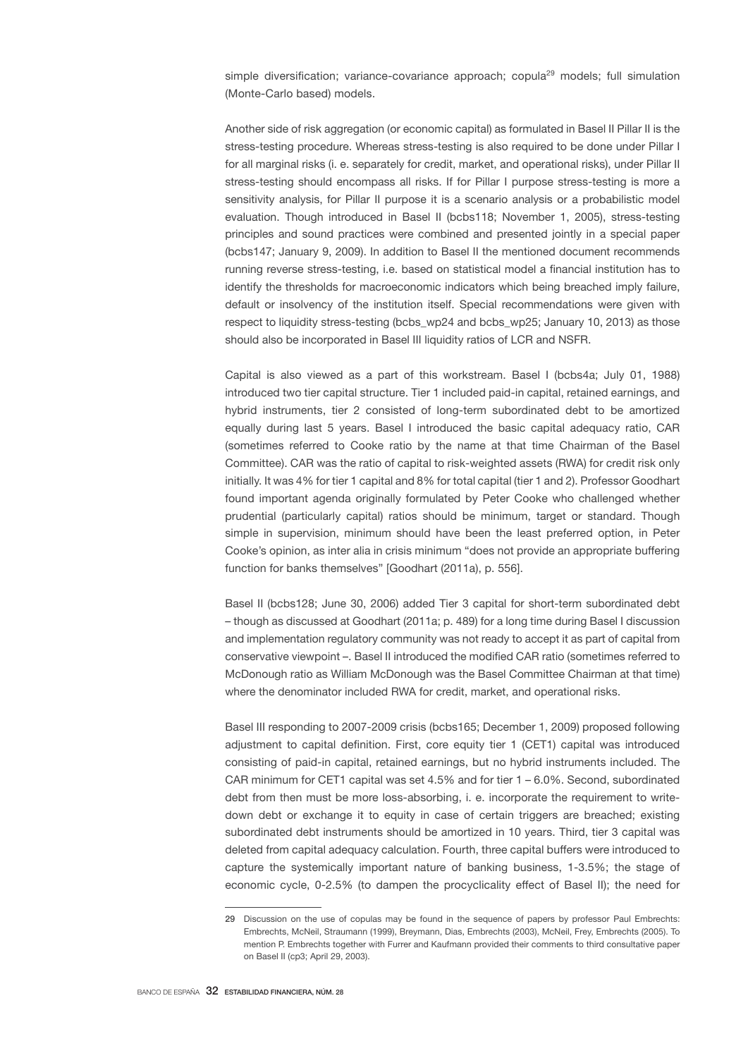simple diversification; variance-covariance approach; copula[29] models; full simulation (Monte-Carlo based) models.

Another side of risk aggregation (or economic capital) as formulated in Basel II Pillar II is the stress-testing procedure. Whereas stress-testing is also required to be done under Pillar I for all marginal risks (i. e. separately for credit, market, and operational risks), under Pillar II stress-testing should encompass all risks. If for Pillar I purpose stress-testing is more a sensitivity analysis, for Pillar II purpose it is a scenario analysis or a probabilistic model evaluation. Though introduced in Basel II (bcbs118; November 1, 2005), stress-testing principles and sound practices were combined and presented jointly in a special paper (bcbs147; January 9, 2009). In addition to Basel II the mentioned document recommends running reverse stress-testing, i.e. based on statistical model a financial institution has to identify the thresholds for macroeconomic indicators which being breached imply failure, default or insolvency of the institution itself. Special recommendations were given with respect to liquidity stress-testing (bcbs_wp24 and bcbs_wp25; January 10, 2013) as those should also be incorporated in Basel III liquidity ratios of LCR and NSFR.

Capital is also viewed as a part of this workstream. Basel I (bcbs4a; July 01, 1988) introduced two tier capital structure. Tier 1 included paid-in capital, retained earnings, and hybrid instruments, tier 2 consisted of long-term subordinated debt to be amortized equally during last 5 years. Basel I introduced the basic capital adequacy ratio, CAR (sometimes referred to Cooke ratio by the name at that time Chairman of the Basel Committee). CAR was the ratio of capital to risk-weighted assets (RWA) for credit risk only initially. It was 4% for tier 1 capital and 8% for total capital (tier 1 and 2). Professor Goodhart found important agenda originally formulated by Peter Cooke who challenged whether prudential (particularly capital) ratios should be minimum, target or standard. Though simple in supervision, minimum should have been the least preferred option, in Peter Cooke's opinion, as inter alia in crisis minimum "does not provide an appropriate buffering function for banks themselves" [Goodhart (2011a), p. 556].

Basel II (bcbs128; June 30, 2006) added Tier 3 capital for short-term subordinated debt – though as discussed at Goodhart (2011a; p. 489) for a long time during Basel I discussion and implementation regulatory community was not ready to accept it as part of capital from conservative viewpoint –. Basel II introduced the modified CAR ratio (sometimes referred to McDonough ratio as William McDonough was the Basel Committee Chairman at that time) where the denominator included RWA for credit, market, and operational risks.

Basel III responding to 2007-2009 crisis (bcbs165; December 1, 2009) proposed following adjustment to capital definition. First, core equity tier 1 (CET1) capital was introduced consisting of paid-in capital, retained earnings, but no hybrid instruments included. The CAR minimum for CET1 capital was set 4.5% and for tier 1 – 6.0%. Second, subordinated debt from then must be more loss-absorbing, i. e. incorporate the requirement to write-down debt or exchange it to equity in case of certain triggers are breached; existing subordinated debt instruments should be amortized in 10 years. Third, tier 3 capital was deleted from capital adequacy calculation. Fourth, three capital buffers were introduced to capture the systemically important nature of banking business, 1-3.5%; the stage of economic cycle, 0-2.5% (to dampen the procyclicality effect of Basel II); the need for

---

29 Discussion on the use of copulas may be found in the sequence of papers by professor Paul Embrechts: Embrechts, McNeil, Straumann (1999), Breymann, Dias, Embrechts (2003), McNeil, Frey, Embrechts (2005). To mention P. Embrechts together with Furrer and Kaufmann provided their comments to third consultative paper on Basel II (cp3; April 29, 2003).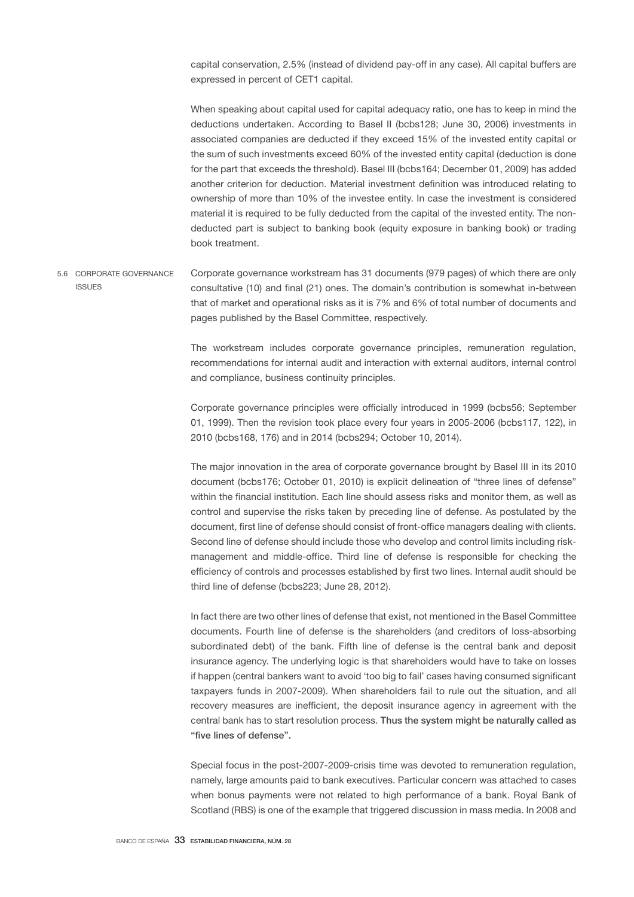capital conservation, 2.5% (instead of dividend pay-off in any case). All capital buffers are expressed in percent of CET1 capital.

When speaking about capital used for capital adequacy ratio, one has to keep in mind the deductions undertaken. According to Basel II (bcbs128; June 30, 2006) investments in associated companies are deducted if they exceed 15% of the invested entity capital or the sum of such investments exceed 60% of the invested entity capital (deduction is done for the part that exceeds the threshold). Basel III (bcbs164; December 01, 2009) has added another criterion for deduction. Material investment definition was introduced relating to ownership of more than 10% of the investee entity. In case the investment is considered material it is required to be fully deducted from the capital of the invested entity. The non-deducted part is subject to banking book (equity exposure in banking book) or trading book treatment.

### 5.6 CORPORATE GOVERNANCE ISSUES

Corporate governance workstream has 31 documents (979 pages) of which there are only consultative (10) and final (21) ones. The domain's contribution is somewhat in-between that of market and operational risks as it is 7% and 6% of total number of documents and pages published by the Basel Committee, respectively.

The workstream includes corporate governance principles, remuneration regulation, recommendations for internal audit and interaction with external auditors, internal control and compliance, business continuity principles.

Corporate governance principles were officially introduced in 1999 (bcbs56; September 01, 1999). Then the revision took place every four years in 2005-2006 (bcbs117, 122), in 2010 (bcbs168, 176) and in 2014 (bcbs294; October 10, 2014).

The major innovation in the area of corporate governance brought by Basel III in its 2010 document (bcbs176; October 01, 2010) is explicit delineation of "three lines of defense" within the financial institution. Each line should assess risks and monitor them, as well as control and supervise the risks taken by preceding line of defense. As postulated by the document, first line of defense should consist of front-office managers dealing with clients. Second line of defense should include those who develop and control limits including risk-management and middle-office. Third line of defense is responsible for checking the efficiency of controls and processes established by first two lines. Internal audit should be third line of defense (bcbs223; June 28, 2012).

In fact there are two other lines of defense that exist, not mentioned in the Basel Committee documents. Fourth line of defense is the shareholders (and creditors of loss-absorbing subordinated debt) of the bank. Fifth line of defense is the central bank and deposit insurance agency. The underlying logic is that shareholders would have to take on losses if happen (central bankers want to avoid 'too big to fail' cases having consumed significant taxpayers funds in 2007-2009). When shareholders fail to rule out the situation, and all recovery measures are inefficient, the deposit insurance agency in agreement with the central bank has to start resolution process. **Thus the system might be naturally called as "five lines of defense".**

Special focus in the post-2007-2009-crisis time was devoted to remuneration regulation, namely, large amounts paid to bank executives. Particular concern was attached to cases when bonus payments were not related to high performance of a bank. Royal Bank of Scotland (RBS) is one of the example that triggered discussion in mass media. In 2008 and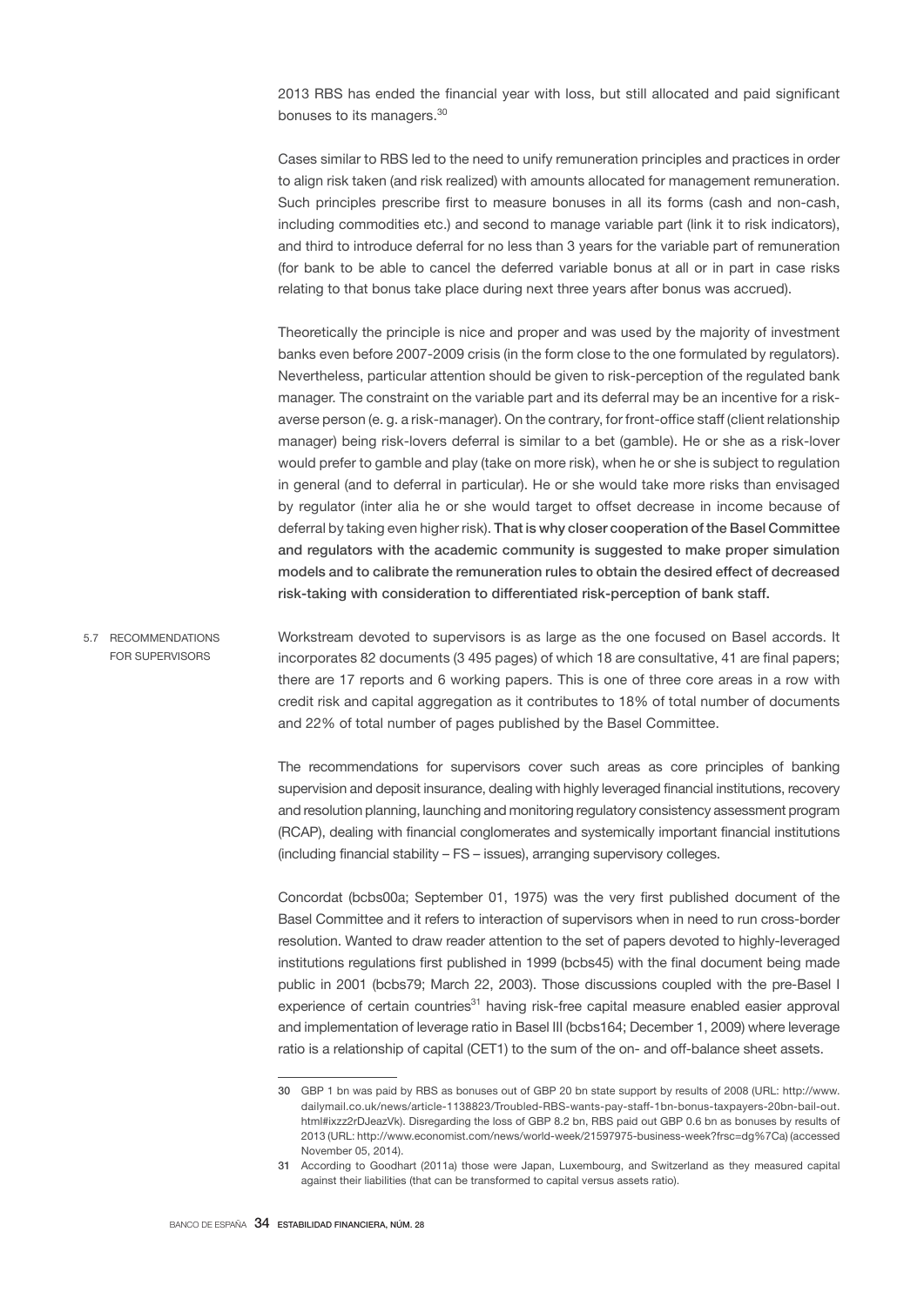2013 RBS has ended the financial year with loss, but still allocated and paid significant bonuses to its managers.[30]

Cases similar to RBS led to the need to unify remuneration principles and practices in order to align risk taken (and risk realized) with amounts allocated for management remuneration. Such principles prescribe first to measure bonuses in all its forms (cash and non-cash, including commodities etc.) and second to manage variable part (link it to risk indicators), and third to introduce deferral for no less than 3 years for the variable part of remuneration (for bank to be able to cancel the deferred variable bonus at all or in part in case risks relating to that bonus take place during next three years after bonus was accrued).

Theoretically the principle is nice and proper and was used by the majority of investment banks even before 2007-2009 crisis (in the form close to the one formulated by regulators). Nevertheless, particular attention should be given to risk-perception of the regulated bank manager. The constraint on the variable part and its deferral may be an incentive for a risk-averse person (e. g. a risk-manager). On the contrary, for front-office staff (client relationship manager) being risk-lovers deferral is similar to a bet (gamble). He or she as a risk-lover would prefer to gamble and play (take on more risk), when he or she is subject to regulation in general (and to deferral in particular). He or she would take more risks than envisaged by regulator (inter alia he or she would target to offset decrease in income because of deferral by taking even higher risk). **That is why closer cooperation of the Basel Committee and regulators with the academic community is suggested to make proper simulation models and to calibrate the remuneration rules to obtain the desired effect of decreased risk-taking with consideration to differentiated risk-perception of bank staff.**

## 5.7 RECOMMENDATIONS FOR SUPERVISORS

Workstream devoted to supervisors is as large as the one focused on Basel accords. It incorporates 82 documents (3 495 pages) of which 18 are consultative, 41 are final papers; there are 17 reports and 6 working papers. This is one of three core areas in a row with credit risk and capital aggregation as it contributes to 18% of total number of documents and 22% of total number of pages published by the Basel Committee.

The recommendations for supervisors cover such areas as core principles of banking supervision and deposit insurance, dealing with highly leveraged financial institutions, recovery and resolution planning, launching and monitoring regulatory consistency assessment program (RCAP), dealing with financial conglomerates and systemically important financial institutions (including financial stability – FS – issues), arranging supervisory colleges.

Concordat (bcbs00a; September 01, 1975) was the very first published document of the Basel Committee and it refers to interaction of supervisors when in need to run cross-border resolution. Wanted to draw reader attention to the set of papers devoted to highly-leveraged institutions regulations first published in 1999 (bcbs45) with the final document being made public in 2001 (bcbs79; March 22, 2003). Those discussions coupled with the pre-Basel I experience of certain countries[31] having risk-free capital measure enabled easier approval and implementation of leverage ratio in Basel III (bcbs164; December 1, 2009) where leverage ratio is a relationship of capital (CET1) to the sum of the on- and off-balance sheet assets.

---

30 GBP 1 bn was paid by RBS as bonuses out of GBP 20 bn state support by results of 2008 (URL: http://www.dailymail.co.uk/news/article-1138823/Troubled-RBS-wants-pay-staff-1bn-bonus-taxpayers-20bn-bail-out.html#ixzz2rDJeazVk). Disregarding the loss of GBP 8.2 bn, RBS paid out GBP 0.6 bn as bonuses by results of 2013 (URL: http://www.economist.com/news/world-week/21597975-business-week?frsc=dg%7Ca) (accessed November 05, 2014).

31 According to Goodhart (2011a) those were Japan, Luxembourg, and Switzerland as they measured capital against their liabilities (that can be transformed to capital versus assets ratio).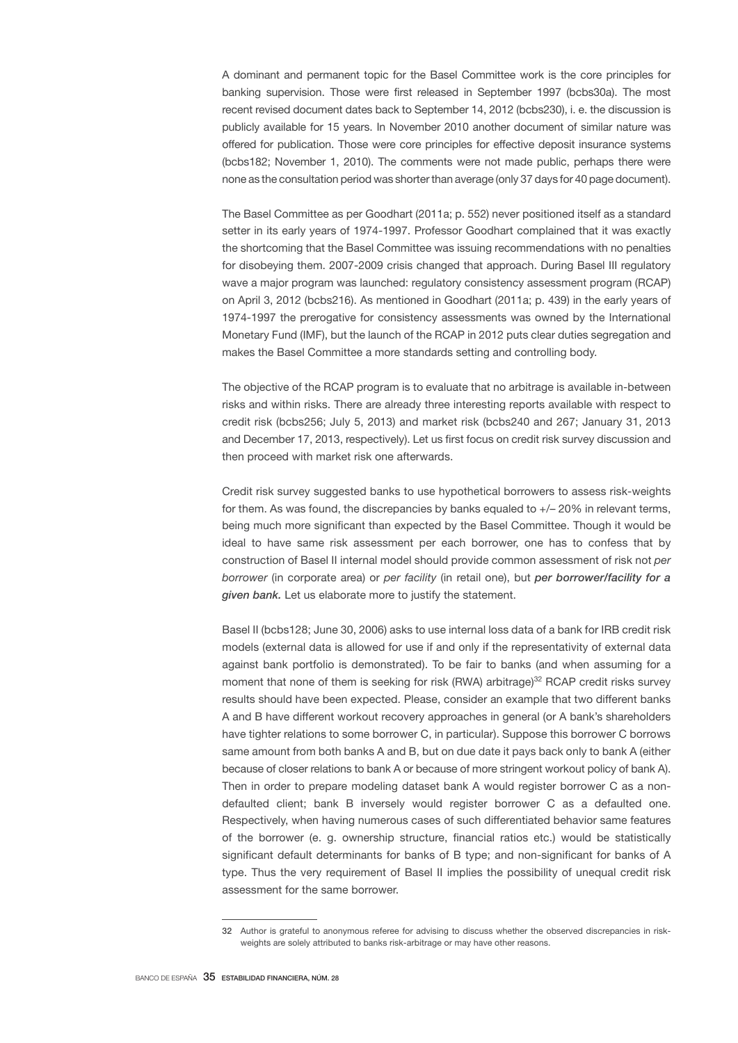A dominant and permanent topic for the Basel Committee work is the core principles for banking supervision. Those were first released in September 1997 (bcbs30a). The most recent revised document dates back to September 14, 2012 (bcbs230), i. e. the discussion is publicly available for 15 years. In November 2010 another document of similar nature was offered for publication. Those were core principles for effective deposit insurance systems (bcbs182; November 1, 2010). The comments were not made public, perhaps there were none as the consultation period was shorter than average (only 37 days for 40 page document).

The Basel Committee as per Goodhart (2011a; p. 552) never positioned itself as a standard setter in its early years of 1974-1997. Professor Goodhart complained that it was exactly the shortcoming that the Basel Committee was issuing recommendations with no penalties for disobeying them. 2007-2009 crisis changed that approach. During Basel III regulatory wave a major program was launched: regulatory consistency assessment program (RCAP) on April 3, 2012 (bcbs216). As mentioned in Goodhart (2011a; p. 439) in the early years of 1974-1997 the prerogative for consistency assessments was owned by the International Monetary Fund (IMF), but the launch of the RCAP in 2012 puts clear duties segregation and makes the Basel Committee a more standards setting and controlling body.

The objective of the RCAP program is to evaluate that no arbitrage is available in-between risks and within risks. There are already three interesting reports available with respect to credit risk (bcbs256; July 5, 2013) and market risk (bcbs240 and 267; January 31, 2013 and December 17, 2013, respectively). Let us first focus on credit risk survey discussion and then proceed with market risk one afterwards.

Credit risk survey suggested banks to use hypothetical borrowers to assess risk-weights for them. As was found, the discrepancies by banks equaled to +/– 20% in relevant terms, being much more significant than expected by the Basel Committee. Though it would be ideal to have same risk assessment per each borrower, one has to confess that by construction of Basel II internal model should provide common assessment of risk not *per borrower* (in corporate area) or *per facility* (in retail one), but ***per borrower/facility for a given bank.*** Let us elaborate more to justify the statement.

Basel II (bcbs128; June 30, 2006) asks to use internal loss data of a bank for IRB credit risk models (external data is allowed for use if and only if the representativity of external data against bank portfolio is demonstrated). To be fair to banks (and when assuming for a moment that none of them is seeking for risk (RWA) arbitrage)[32] RCAP credit risks survey results should have been expected. Please, consider an example that two different banks A and B have different workout recovery approaches in general (or A bank's shareholders have tighter relations to some borrower C, in particular). Suppose this borrower C borrows same amount from both banks A and B, but on due date it pays back only to bank A (either because of closer relations to bank A or because of more stringent workout policy of bank A). Then in order to prepare modeling dataset bank A would register borrower C as a non-defaulted client; bank B inversely would register borrower C as a defaulted one. Respectively, when having numerous cases of such differentiated behavior same features of the borrower (e. g. ownership structure, financial ratios etc.) would be statistically significant default determinants for banks of B type; and non-significant for banks of A type. Thus the very requirement of Basel II implies the possibility of unequal credit risk assessment for the same borrower.

32 Author is grateful to anonymous referee for advising to discuss whether the observed discrepancies in risk-weights are solely attributed to banks risk-arbitrage or may have other reasons.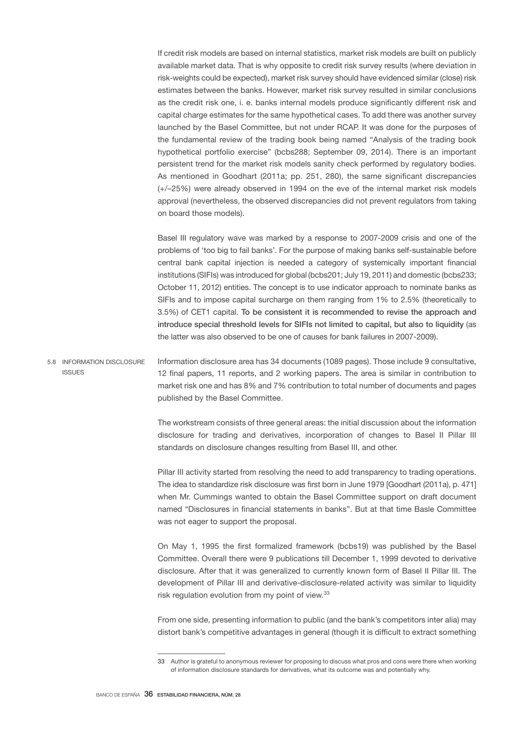If credit risk models are based on internal statistics, market risk models are built on publicly available market data. That is why opposite to credit risk survey results (where deviation in risk-weights could be expected), market risk survey should have evidenced similar (close) risk estimates between the banks. However, market risk survey resulted in similar conclusions as the credit risk one, i. e. banks internal models produce significantly different risk and capital charge estimates for the same hypothetical cases. To add there was another survey launched by the Basel Committee, but not under RCAP. It was done for the purposes of the fundamental review of the trading book being named "Analysis of the trading book hypothetical portfolio exercise" (bcbs288; September 09, 2014). There is an important persistent trend for the market risk models sanity check performed by regulatory bodies. As mentioned in Goodhart (2011a; pp. 251, 280), the same significant discrepancies (+/–25%) were already observed in 1994 on the eve of the internal market risk models approval (nevertheless, the observed discrepancies did not prevent regulators from taking on board those models).

Basel III regulatory wave was marked by a response to 2007-2009 crisis and one of the problems of 'too big to fail banks'. For the purpose of making banks self-sustainable before central bank capital injection is needed a category of systemically important financial institutions (SIFIs) was introduced for global (bcbs201; July 19, 2011) and domestic (bcbs233; October 11, 2012) entities. The concept is to use indicator approach to nominate banks as SIFIs and to impose capital surcharge on them ranging from 1% to 2.5% (theoretically to 3.5%) of CET1 capital. **To be consistent it is recommended to revise the approach and introduce special threshold levels for SIFIs not limited to capital, but also to liquidity** (as the latter was also observed to be one of causes for bank failures in 2007-2009).

### 5.8 INFORMATION DISCLOSURE ISSUES

Information disclosure area has 34 documents (1089 pages). Those include 9 consultative, 12 final papers, 11 reports, and 2 working papers. The area is similar in contribution to market risk one and has 8% and 7% contribution to total number of documents and pages published by the Basel Committee.

The workstream consists of three general areas: the initial discussion about the information disclosure for trading and derivatives, incorporation of changes to Basel II Pillar III standards on disclosure changes resulting from Basel III, and other.

Pillar III activity started from resolving the need to add transparency to trading operations. The idea to standardize risk disclosure was first born in June 1979 [Goodhart (2011a), p. 471] when Mr. Cummings wanted to obtain the Basel Committee support on draft document named "Disclosures in financial statements in banks". But at that time Basle Committee was not eager to support the proposal.

On May 1, 1995 the first formalized framework (bcbs19) was published by the Basel Committee. Overall there were 9 publications till December 1, 1999 devoted to derivative disclosure. After that it was generalized to currently known form of Basel II Pillar III. The development of Pillar III and derivative-disclosure-related activity was similar to liquidity risk regulation evolution from my point of view.[33]

From one side, presenting information to public (and the bank's competitors inter alia) may distort bank's competitive advantages in general (though it is difficult to extract something

---

33 Author is grateful to anonymous reviewer for proposing to discuss what pros and cons were there when working of information disclosure standards for derivatives, what its outcome was and potentially why.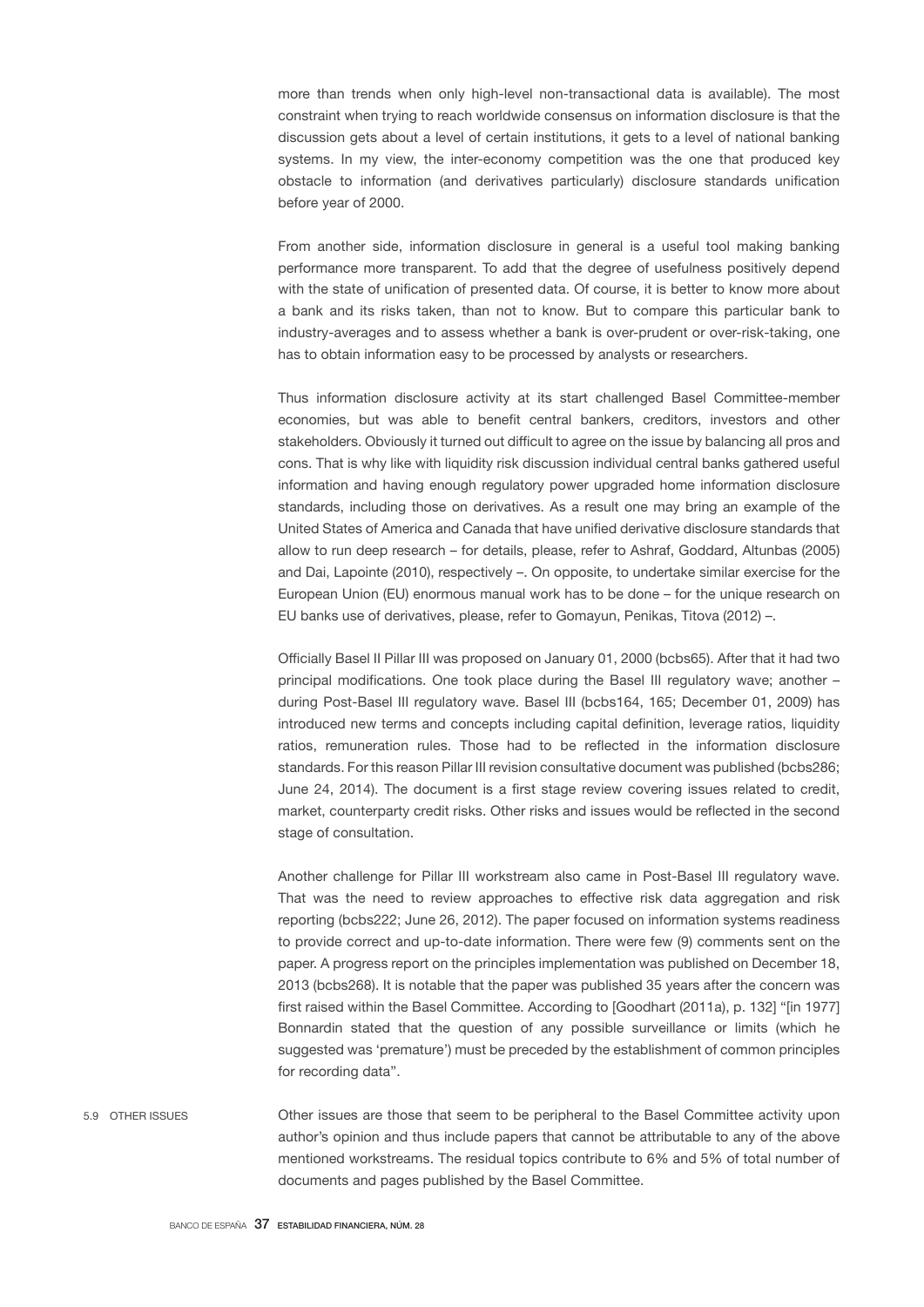more than trends when only high-level non-transactional data is available). The most constraint when trying to reach worldwide consensus on information disclosure is that the discussion gets about a level of certain institutions, it gets to a level of national banking systems. In my view, the inter-economy competition was the one that produced key obstacle to information (and derivatives particularly) disclosure standards unification before year of 2000.

From another side, information disclosure in general is a useful tool making banking performance more transparent. To add that the degree of usefulness positively depend with the state of unification of presented data. Of course, it is better to know more about a bank and its risks taken, than not to know. But to compare this particular bank to industry-averages and to assess whether a bank is over-prudent or over-risk-taking, one has to obtain information easy to be processed by analysts or researchers.

Thus information disclosure activity at its start challenged Basel Committee-member economies, but was able to benefit central bankers, creditors, investors and other stakeholders. Obviously it turned out difficult to agree on the issue by balancing all pros and cons. That is why like with liquidity risk discussion individual central banks gathered useful information and having enough regulatory power upgraded home information disclosure standards, including those on derivatives. As a result one may bring an example of the United States of America and Canada that have unified derivative disclosure standards that allow to run deep research – for details, please, refer to Ashraf, Goddard, Altunbas (2005) and Dai, Lapointe (2010), respectively –. On opposite, to undertake similar exercise for the European Union (EU) enormous manual work has to be done – for the unique research on EU banks use of derivatives, please, refer to Gomayun, Penikas, Titova (2012) –.

Officially Basel II Pillar III was proposed on January 01, 2000 (bcbs65). After that it had two principal modifications. One took place during the Basel III regulatory wave; another – during Post-Basel III regulatory wave. Basel III (bcbs164, 165; December 01, 2009) has introduced new terms and concepts including capital definition, leverage ratios, liquidity ratios, remuneration rules. Those had to be reflected in the information disclosure standards. For this reason Pillar III revision consultative document was published (bcbs286; June 24, 2014). The document is a first stage review covering issues related to credit, market, counterparty credit risks. Other risks and issues would be reflected in the second stage of consultation.

Another challenge for Pillar III workstream also came in Post-Basel III regulatory wave. That was the need to review approaches to effective risk data aggregation and risk reporting (bcbs222; June 26, 2012). The paper focused on information systems readiness to provide correct and up-to-date information. There were few (9) comments sent on the paper. A progress report on the principles implementation was published on December 18, 2013 (bcbs268). It is notable that the paper was published 35 years after the concern was first raised within the Basel Committee. According to [Goodhart (2011a), p. 132] "[in 1977] Bonnardin stated that the question of any possible surveillance or limits (which he suggested was 'premature') must be preceded by the establishment of common principles for recording data".

### 5.9 OTHER ISSUES

Other issues are those that seem to be peripheral to the Basel Committee activity upon author's opinion and thus include papers that cannot be attributable to any of the above mentioned workstreams. The residual topics contribute to 6% and 5% of total number of documents and pages published by the Basel Committee.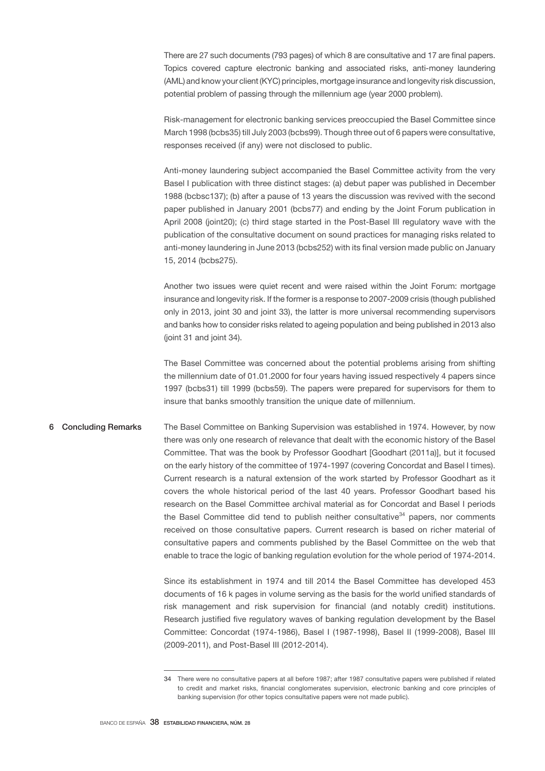There are 27 such documents (793 pages) of which 8 are consultative and 17 are final papers. Topics covered capture electronic banking and associated risks, anti-money laundering (AML) and know your client (KYC) principles, mortgage insurance and longevity risk discussion, potential problem of passing through the millennium age (year 2000 problem).

Risk-management for electronic banking services preoccupied the Basel Committee since March 1998 (bcbs35) till July 2003 (bcbs99). Though three out of 6 papers were consultative, responses received (if any) were not disclosed to public.

Anti-money laundering subject accompanied the Basel Committee activity from the very Basel I publication with three distinct stages: (a) debut paper was published in December 1988 (bcbsc137); (b) after a pause of 13 years the discussion was revived with the second paper published in January 2001 (bcbs77) and ending by the Joint Forum publication in April 2008 (joint20); (c) third stage started in the Post-Basel III regulatory wave with the publication of the consultative document on sound practices for managing risks related to anti-money laundering in June 2013 (bcbs252) with its final version made public on January 15, 2014 (bcbs275).

Another two issues were quiet recent and were raised within the Joint Forum: mortgage insurance and longevity risk. If the former is a response to 2007-2009 crisis (though published only in 2013, joint 30 and joint 33), the latter is more universal recommending supervisors and banks how to consider risks related to ageing population and being published in 2013 also (joint 31 and joint 34).

The Basel Committee was concerned about the potential problems arising from shifting the millennium date of 01.01.2000 for four years having issued respectively 4 papers since 1997 (bcbs31) till 1999 (bcbs59). The papers were prepared for supervisors for them to insure that banks smoothly transition the unique date of millennium.

## 6 Concluding Remarks

The Basel Committee on Banking Supervision was established in 1974. However, by now there was only one research of relevance that dealt with the economic history of the Basel Committee. That was the book by Professor Goodhart [Goodhart (2011a)], but it focused on the early history of the committee of 1974-1997 (covering Concordat and Basel I times). Current research is a natural extension of the work started by Professor Goodhart as it covers the whole historical period of the last 40 years. Professor Goodhart based his research on the Basel Committee archival material as for Concordat and Basel I periods the Basel Committee did tend to publish neither consultative[34] papers, nor comments received on those consultative papers. Current research is based on richer material of consultative papers and comments published by the Basel Committee on the web that enable to trace the logic of banking regulation evolution for the whole period of 1974-2014.

Since its establishment in 1974 and till 2014 the Basel Committee has developed 453 documents of 16 k pages in volume serving as the basis for the world unified standards of risk management and risk supervision for financial (and notably credit) institutions. Research justified five regulatory waves of banking regulation development by the Basel Committee: Concordat (1974-1986), Basel I (1987-1998), Basel II (1999-2008), Basel III (2009-2011), and Post-Basel III (2012-2014).

---

34 There were no consultative papers at all before 1987; after 1987 consultative papers were published if related to credit and market risks, financial conglomerates supervision, electronic banking and core principles of banking supervision (for other topics consultative papers were not made public).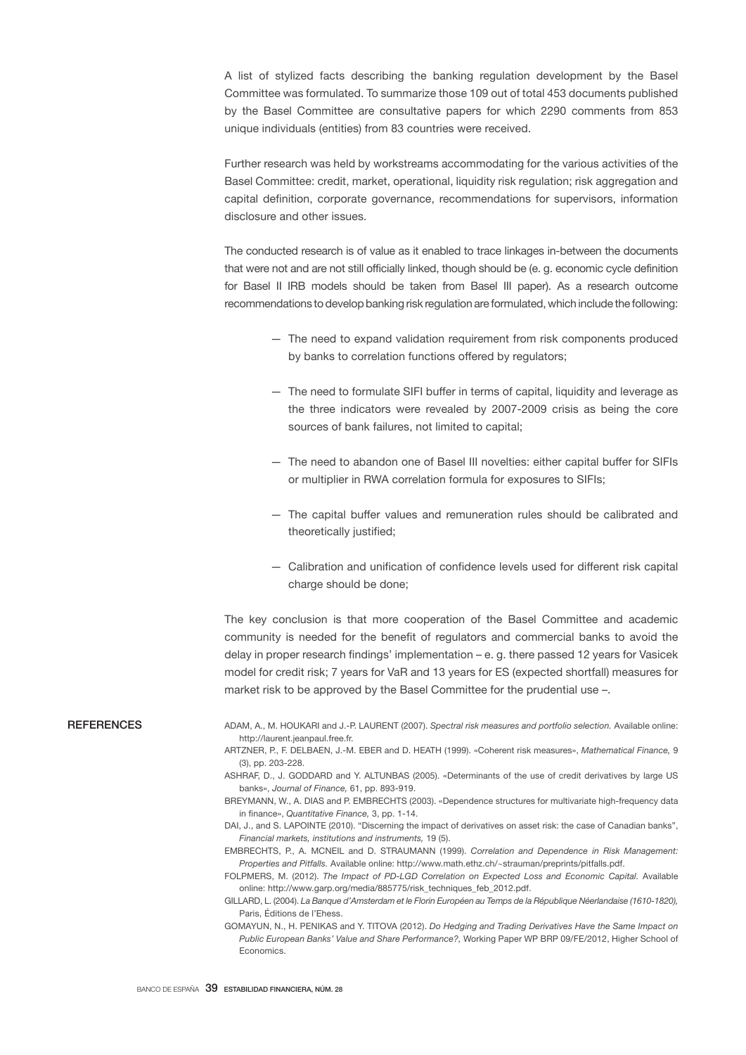A list of stylized facts describing the banking regulation development by the Basel Committee was formulated. To summarize those 109 out of total 453 documents published by the Basel Committee are consultative papers for which 2290 comments from 853 unique individuals (entities) from 83 countries were received.

Further research was held by workstreams accommodating for the various activities of the Basel Committee: credit, market, operational, liquidity risk regulation; risk aggregation and capital definition, corporate governance, recommendations for supervisors, information disclosure and other issues.

The conducted research is of value as it enabled to trace linkages in-between the documents that were not and are not still officially linked, though should be (e. g. economic cycle definition for Basel II IRB models should be taken from Basel III paper). As a research outcome recommendations to develop banking risk regulation are formulated, which include the following:

- The need to expand validation requirement from risk components produced by banks to correlation functions offered by regulators;
- The need to formulate SIFI buffer in terms of capital, liquidity and leverage as the three indicators were revealed by 2007-2009 crisis as being the core sources of bank failures, not limited to capital;
- The need to abandon one of Basel III novelties: either capital buffer for SIFIs or multiplier in RWA correlation formula for exposures to SIFIs;
- The capital buffer values and remuneration rules should be calibrated and theoretically justified;
- Calibration and unification of confidence levels used for different risk capital charge should be done;

The key conclusion is that more cooperation of the Basel Committee and academic community is needed for the benefit of regulators and commercial banks to avoid the delay in proper research findings' implementation – e. g. there passed 12 years for Vasicek model for credit risk; 7 years for VaR and 13 years for ES (expected shortfall) measures for market risk to be approved by the Basel Committee for the prudential use –.

## REFERENCES

ADAM, A., M. HOUKARI and J.-P. LAURENT (2007). *Spectral risk measures and portfolio selection.* Available online: http://laurent.jeanpaul.free.fr.

ARTZNER, P., F. DELBAEN, J.-M. EBER and D. HEATH (1999). «Coherent risk measures», *Mathematical Finance,* 9 (3), pp. 203-228.

ASHRAF, D., J. GODDARD and Y. ALTUNBAS (2005). «Determinants of the use of credit derivatives by large US banks», *Journal of Finance,* 61, pp. 893-919.

BREYMANN, W., A. DIAS and P. EMBRECHTS (2003). «Dependence structures for multivariate high-frequency data in finance», *Quantitative Finance,* 3, pp. 1-14.

DAI, J., and S. LAPOINTE (2010). "Discerning the impact of derivatives on asset risk: the case of Canadian banks", *Financial markets, institutions and instruments,* 19 (5).

EMBRECHTS, P., A. MCNEIL and D. STRAUMANN (1999). *Correlation and Dependence in Risk Management: Properties and Pitfalls.* Available online: http://www.math.ethz.ch/~strauman/preprints/pitfalls.pdf.

FOLPMERS, M. (2012). *The Impact of PD-LGD Correlation on Expected Loss and Economic Capital.* Available online: http://www.garp.org/media/885775/risk_techniques_feb_2012.pdf.

GILLARD, L. (2004). *La Banque d'Amsterdam et le Florin Européen au Temps de la République Néerlandaise (1610-1820),* Paris, Éditions de l'Ehess.

GOMAYUN, N., H. PENIKAS and Y. TITOVA (2012). *Do Hedging and Trading Derivatives Have the Same Impact on Public European Banks' Value and Share Performance?,* Working Paper WP BRP 09/FE/2012, Higher School of Economics.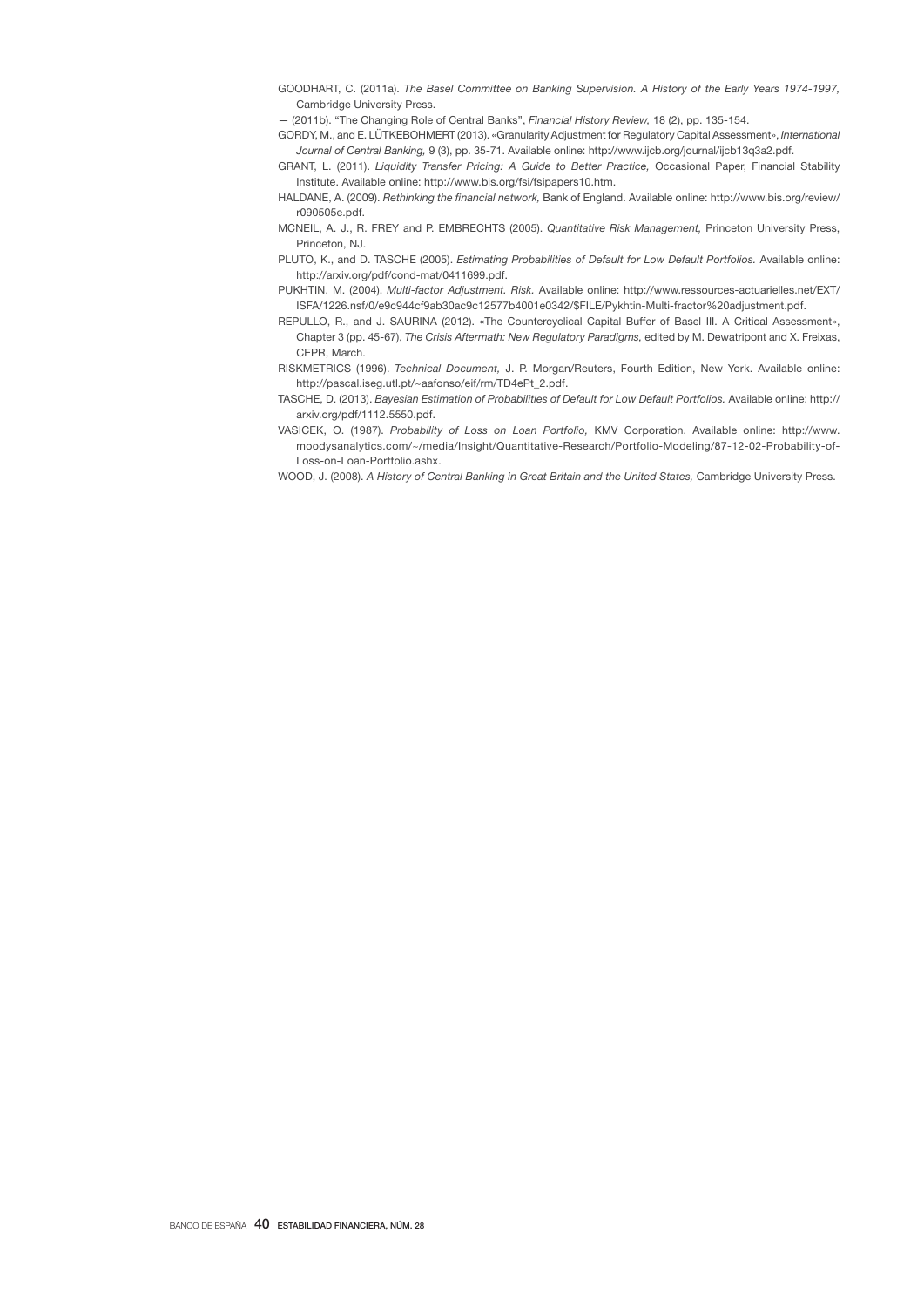GOODHART, C. (2011a). *The Basel Committee on Banking Supervision. A History of the Early Years 1974-1997,* Cambridge University Press.

— (2011b). "The Changing Role of Central Banks", *Financial History Review,* 18 (2), pp. 135-154.

GORDY, M., and E. LÜTKEBOHMERT (2013). «Granularity Adjustment for Regulatory Capital Assessment», *International Journal of Central Banking,* 9 (3), pp. 35-71. Available online: http://www.ijcb.org/journal/ijcb13q3a2.pdf.

GRANT, L. (2011). *Liquidity Transfer Pricing: A Guide to Better Practice,* Occasional Paper, Financial Stability Institute. Available online: http://www.bis.org/fsi/fsipapers10.htm.

HALDANE, A. (2009). *Rethinking the financial network,* Bank of England. Available online: http://www.bis.org/review/r090505e.pdf.

MCNEIL, A. J., R. FREY and P. EMBRECHTS (2005). *Quantitative Risk Management,* Princeton University Press, Princeton, NJ.

PLUTO, K., and D. TASCHE (2005). *Estimating Probabilities of Default for Low Default Portfolios.* Available online: http://arxiv.org/pdf/cond-mat/0411699.pdf.

PUKHTIN, M. (2004). *Multi-factor Adjustment. Risk.* Available online: http://www.ressources-actuarielles.net/EXT/ISFA/1226.nsf/0/e9c944cf9ab30ac9c12577b4001e0342/$FILE/Pykhtin-Multi-fractor%20adjustment.pdf.

REPULLO, R., and J. SAURINA (2012). «The Countercyclical Capital Buffer of Basel III. A Critical Assessment», Chapter 3 (pp. 45-67), *The Crisis Aftermath: New Regulatory Paradigms,* edited by M. Dewatripont and X. Freixas, CEPR, March.

RISKMETRICS (1996). *Technical Document,* J. P. Morgan/Reuters, Fourth Edition, New York. Available online: http://pascal.iseg.utl.pt/~aafonso/eif/rm/TD4ePt_2.pdf.

TASCHE, D. (2013). *Bayesian Estimation of Probabilities of Default for Low Default Portfolios.* Available online: http://arxiv.org/pdf/1112.5550.pdf.

VASICEK, O. (1987). *Probability of Loss on Loan Portfolio,* KMV Corporation. Available online: http://www.moodysanalytics.com/~/media/Insight/Quantitative-Research/Portfolio-Modeling/87-12-02-Probability-of-Loss-on-Loan-Portfolio.ashx.

WOOD, J. (2008). *A History of Central Banking in Great Britain and the United States,* Cambridge University Press.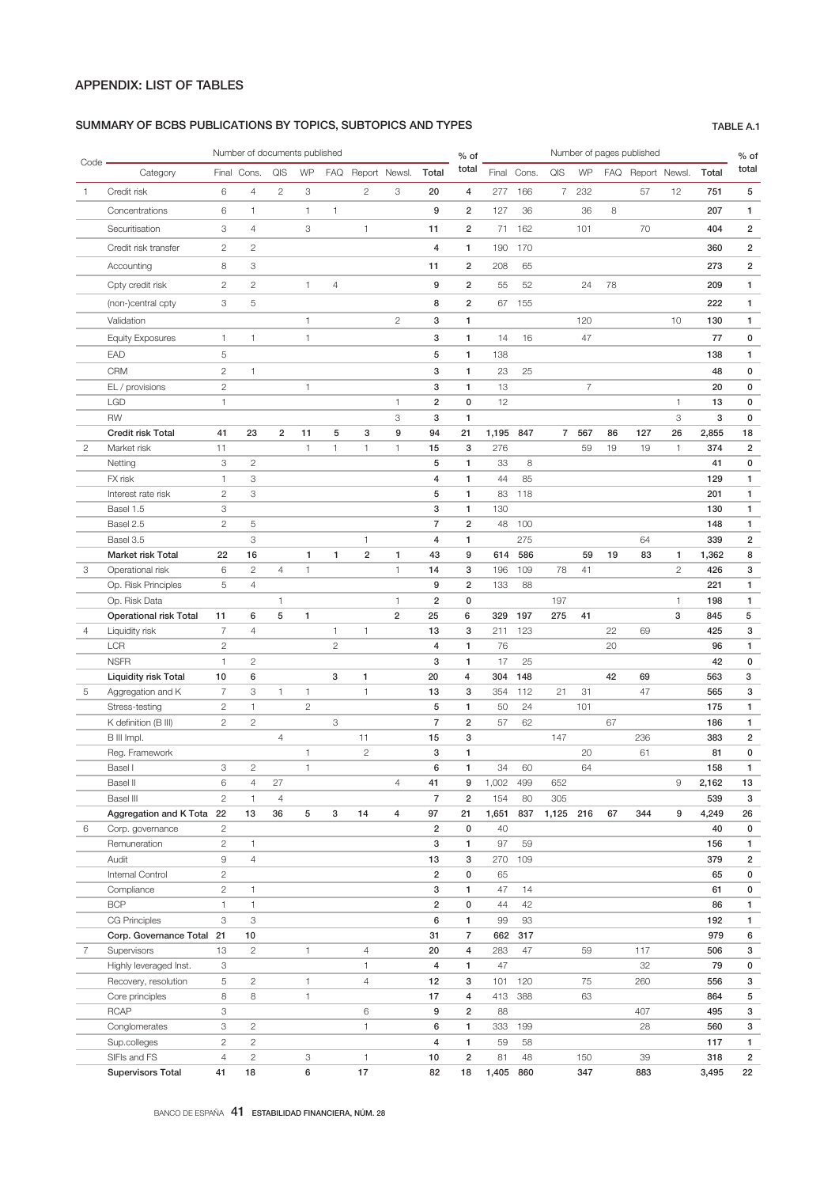## APPENDIX: LIST OF TABLES

### SUMMARY OF BCBS PUBLICATIONS BY TOPICS, SUBTOPICS AND TYPES

TABLE A.1

| Code | Category | Number of documents published | | | | | | | | % of total | Number of pages published | | | | | | | | % of total |
|---|---|---|---|---|---|---|---|---|---|---|---|---|---|---|---|---|---|---|---|
| | | Final | Cons. | QIS | WP | FAQ | Report | Newsl. | Total | | Final | Cons. | QIS | WP | FAQ | Report | Newsl. | Total | |
| 1 | Credit risk | 6 | 4 | 2 | 3 | | 2 | 3 | **20** | **4** | 277 | 166 | 7 | 232 | | 57 | 12 | **751** | **5** |
| | Concentrations | 6 | 1 | | 1 | 1 | | | **9** | **2** | 127 | 36 | | 36 | 8 | | | **207** | **1** |
| | Securitisation | 3 | 4 | | 3 | | 1 | | **11** | **2** | 71 | 162 | | 101 | | 70 | | **404** | **2** |
| | Credit risk transfer | 2 | 2 | | | | | | **4** | **1** | 190 | 170 | | | | | | **360** | **2** |
| | Accounting | 8 | 3 | | | | | | **11** | **2** | 208 | 65 | | | | | | **273** | **2** |
| | Cpty credit risk | 2 | 2 | | 1 | 4 | | | **9** | **2** | 55 | 52 | | 24 | 78 | | | **209** | **1** |
| | (non-)central cpty | 3 | 5 | | | | | | **8** | **2** | 67 | 155 | | | | | | **222** | **1** |
| | Validation | | | | 1 | | | 2 | **3** | **1** | | | | 120 | | | 10 | **130** | **1** |
| | Equity Exposures | 1 | 1 | | 1 | | | | **3** | **1** | 14 | 16 | | 47 | | | | **77** | **0** |
| | EAD | 5 | | | | | | | **5** | **1** | 138 | | | | | | | **138** | **1** |
| | CRM | 2 | 1 | | | | | | **3** | **1** | 23 | 25 | | | | | | **48** | **0** |
| | EL / provisions | 2 | | | 1 | | | | **3** | **1** | 13 | | | 7 | | | | **20** | **0** |
| | LGD | 1 | | | | | | 1 | **2** | **0** | 12 | | | | | | 1 | **13** | **0** |
| | RW | | | | | | | 3 | **3** | **1** | | | | | | | 3 | **3** | **0** |
| | **Credit risk Total** | **41** | **23** | **2** | **11** | **5** | **3** | **9** | **94** | **21** | **1,195** | **847** | **7** | **567** | **86** | **127** | **26** | **2,855** | **18** |
| 2 | Market risk | 11 | | | 1 | 1 | 1 | 1 | **15** | **3** | 276 | | | 59 | 19 | 19 | 1 | **374** | **2** |
| | Netting | 3 | 2 | | | | | | **5** | **1** | 33 | 8 | | | | | | **41** | **0** |
| | FX risk | 1 | 3 | | | | | | **4** | **1** | 44 | 85 | | | | | | **129** | **1** |
| | Interest rate risk | 2 | 3 | | | | | | **5** | **1** | 83 | 118 | | | | | | **201** | **1** |
| | Basel 1.5 | 3 | | | | | | | **3** | **1** | 130 | | | | | | | **130** | **1** |
| | Basel 2.5 | 2 | 5 | | | | | | **7** | **2** | 48 | 100 | | | | | | **148** | **1** |
| | Basel 3.5 | | 3 | | | | 1 | | **4** | **1** | | 275 | | | | 64 | | **339** | **2** |
| | **Market risk Total** | **22** | **16** | | **1** | **1** | **2** | **1** | **43** | **9** | **614** | **586** | | **59** | **19** | **83** | **1** | **1,362** | **8** |
| 3 | Operational risk | 6 | 2 | 4 | 1 | | | 1 | **14** | **3** | 196 | 109 | 78 | 41 | | | 2 | **426** | **3** |
| | Op. Risk Principles | 5 | 4 | | | | | | **9** | **2** | 133 | 88 | | | | | | **221** | **1** |
| | Op. Risk Data | | | 1 | | | | 1 | **2** | **0** | | | 197 | | | | 1 | **198** | **1** |
| | **Operational risk Total** | **11** | **6** | **5** | **1** | | | **2** | **25** | **6** | **329** | **197** | **275** | **41** | | | **3** | **845** | **5** |
| 4 | Liquidity risk | 7 | 4 | | | 1 | 1 | | **13** | **3** | 211 | 123 | | | 22 | 69 | | **425** | **3** |
| | LCR | 2 | | | | 2 | | | **4** | **1** | 76 | | | | 20 | | | **96** | **1** |
| | NSFR | 1 | 2 | | | | | | **3** | **1** | 17 | 25 | | | | | | **42** | **0** |
| | **Liquidity risk Total** | **10** | **6** | | | **3** | **1** | | **20** | **4** | **304** | **148** | | | **42** | **69** | | **563** | **3** |
| 5 | Aggregation and K | 7 | 3 | 1 | 1 | | 1 | | **13** | **3** | 354 | 112 | 21 | 31 | | 47 | | **565** | **3** |
| | Stress-testing | 2 | 1 | | 2 | | | | **5** | **1** | 50 | 24 | | 101 | | | | **175** | **1** |
| | K definition (B III) | 2 | 2 | | | 3 | | | **7** | **2** | 57 | 62 | | | 67 | | | **186** | **1** |
| | B III Impl. | | | 4 | | | 11 | | **15** | **3** | | | 147 | | | 236 | | **383** | **2** |
| | Reg. Framework | | | | 1 | | 2 | | **3** | **1** | | | | 20 | | 61 | | **81** | **0** |
| | Basel I | 3 | 2 | | 1 | | | | **6** | **1** | 34 | 60 | | 64 | | | | **158** | **1** |
| | Basel II | 6 | 4 | 27 | | | | 4 | **41** | **9** | 1,002 | 499 | 652 | | | | 9 | **2,162** | **13** |
| | Basel III | 2 | 1 | 4 | | | | | **7** | **2** | 154 | 80 | 305 | | | | | **539** | **3** |
| | **Aggregation and K Tota** | **22** | **13** | **36** | **5** | **3** | **14** | **4** | **97** | **21** | **1,651** | **837** | **1,125** | **216** | **67** | **344** | **9** | **4,249** | **26** |
| 6 | Corp. governance | 2 | | | | | | | **2** | **0** | 40 | | | | | | | **40** | **0** |
| | Remuneration | 2 | 1 | | | | | | **3** | **1** | 97 | 59 | | | | | | **156** | **1** |
| | Audit | 9 | 4 | | | | | | **13** | **3** | 270 | 109 | | | | | | **379** | **2** |
| | Internal Control | 2 | | | | | | | **2** | **0** | 65 | | | | | | | **65** | **0** |
| | Compliance | 2 | 1 | | | | | | **3** | **1** | 47 | 14 | | | | | | **61** | **0** |
| | BCP | 1 | 1 | | | | | | **2** | **0** | 44 | 42 | | | | | | **86** | **1** |
| | CG Principles | 3 | 3 | | | | | | **6** | **1** | 99 | 93 | | | | | | **192** | **1** |
| | **Corp. Governance Total** | **21** | **10** | | | | | | **31** | **7** | **662** | **317** | | | | | | **979** | **6** |
| 7 | Supervisors | 13 | 2 | | 1 | | 4 | | **20** | **4** | 283 | 47 | | 59 | | 117 | | **506** | **3** |
| | Highly leveraged Inst. | 3 | | | | | 1 | | **4** | **1** | 47 | | | | | 32 | | **79** | **0** |
| | Recovery, resolution | 5 | 2 | | 1 | | 4 | | **12** | **3** | 101 | 120 | | 75 | | 260 | | **556** | **3** |
| | Core principles | 8 | 8 | | 1 | | | | **17** | **4** | 413 | 388 | | 63 | | | | **864** | **5** |
| | RCAP | 3 | | | | | 6 | | **9** | **2** | 88 | | | | | 407 | | **495** | **3** |
| | Conglomerates | 3 | 2 | | | | 1 | | **6** | **1** | 333 | 199 | | | | 28 | | **560** | **3** |
| | Sup.colleges | 2 | 2 | | | | | | **4** | **1** | 59 | 58 | | | | | | **117** | **1** |
| | SIFIs and FS | 4 | 2 | | 3 | | 1 | | **10** | **2** | 81 | 48 | | 150 | | 39 | | **318** | **2** |
| | **Supervisors Total** | **41** | **18** | | **6** | | **17** | | **82** | **18** | **1,405** | **860** | | **347** | | **883** | | **3,495** | **22** |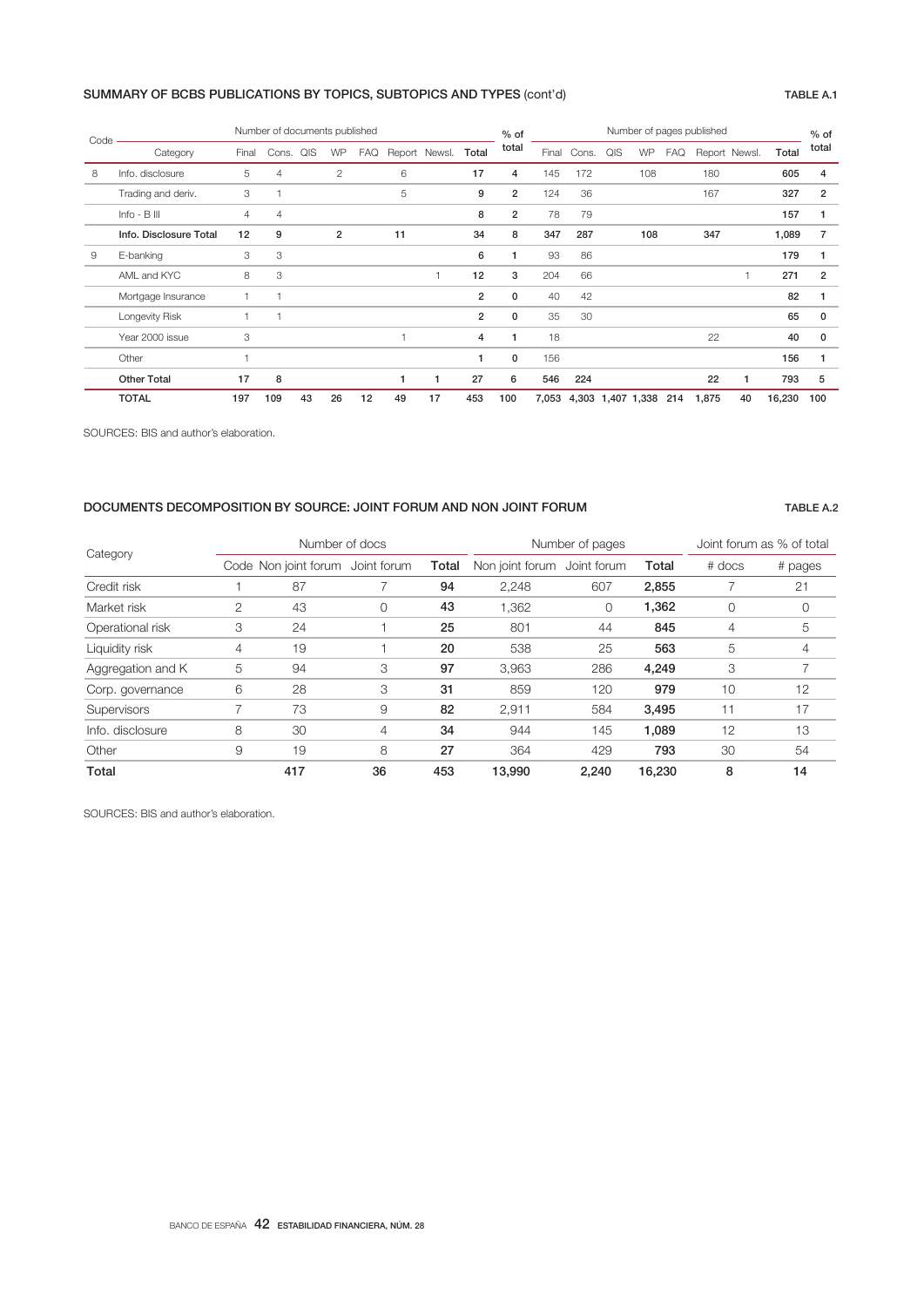## SUMMARY OF BCBS PUBLICATIONS BY TOPICS, SUBTOPICS AND TYPES (cont'd)

TABLE A.1

| Code | Category | Number of documents published | | | | | | | | % of total | Number of pages published | | | | | | | | % of total |
|---|---|---|---|---|---|---|---|---|---|---|---|---|---|---|---|---|---|---|---|
| | | Final | Cons. | QIS | WP | FAQ | Report | Newsl. | **Total** | | Final | Cons. | QIS | WP | FAQ | Report | Newsl. | **Total** | |
| 8 | Info. disclosure | 5 | 4 | | 2 | | 6 | | **17** | **4** | 145 | 172 | | 108 | | 180 | | **605** | **4** |
| | Trading and deriv. | 3 | 1 | | | | 5 | | **9** | **2** | 124 | 36 | | | | 167 | | **327** | **2** |
| | Info - B III | 4 | 4 | | | | | | **8** | **2** | 78 | 79 | | | | | | **157** | **1** |
| | **Info. Disclosure Total** | **12** | **9** | | **2** | | **11** | | **34** | **8** | **347** | **287** | | **108** | | **347** | | **1,089** | **7** |
| 9 | E-banking | 3 | 3 | | | | | | **6** | **1** | 93 | 86 | | | | | | **179** | **1** |
| | AML and KYC | 8 | 3 | | | | | 1 | **12** | **3** | 204 | 66 | | | | | 1 | **271** | **2** |
| | Mortgage Insurance | 1 | 1 | | | | | | **2** | **0** | 40 | 42 | | | | | | **82** | **1** |
| | Longevity Risk | 1 | 1 | | | | | | **2** | **0** | 35 | 30 | | | | | | **65** | **0** |
| | Year 2000 issue | 3 | | | | | 1 | | **4** | **1** | 18 | | | | | 22 | | **40** | **0** |
| | Other | 1 | | | | | | | **1** | **0** | 156 | | | | | | | **156** | **1** |
| | **Other Total** | **17** | **8** | | | | **1** | **1** | **27** | **6** | **546** | **224** | | | | **22** | **1** | **793** | **5** |
| | **TOTAL** | **197** | **109** | **43** | **26** | **12** | **49** | **17** | **453** | **100** | **7,053** | **4,303** | **1,407** | **1,338** | **214** | **1,875** | **40** | **16,230** | **100** |

SOURCES: BIS and author's elaboration.

## DOCUMENTS DECOMPOSITION BY SOURCE: JOINT FORUM AND NON JOINT FORUM

TABLE A.2

| Category | Number of docs | | | | Number of pages | | | Joint forum as % of total | |
|---|---|---|---|---|---|---|---|---|---|
| | Code | Non joint forum | Joint forum | **Total** | Non joint forum | Joint forum | **Total** | # docs | # pages |
| Credit risk | 1 | 87 | 7 | **94** | 2,248 | 607 | **2,855** | 7 | 21 |
| Market risk | 2 | 43 | 0 | **43** | 1,362 | 0 | **1,362** | 0 | 0 |
| Operational risk | 3 | 24 | 1 | **25** | 801 | 44 | **845** | 4 | 5 |
| Liquidity risk | 4 | 19 | 1 | **20** | 538 | 25 | **563** | 5 | 4 |
| Aggregation and K | 5 | 94 | 3 | **97** | 3,963 | 286 | **4,249** | 3 | 7 |
| Corp. governance | 6 | 28 | 3 | **31** | 859 | 120 | **979** | 10 | 12 |
| Supervisors | 7 | 73 | 9 | **82** | 2,911 | 584 | **3,495** | 11 | 17 |
| Info. disclosure | 8 | 30 | 4 | **34** | 944 | 145 | **1,089** | 12 | 13 |
| Other | 9 | 19 | 8 | **27** | 364 | 429 | **793** | 30 | 54 |
| **Total** | | **417** | **36** | **453** | **13,990** | **2,240** | **16,230** | **8** | **14** |

SOURCES: BIS and author's elaboration.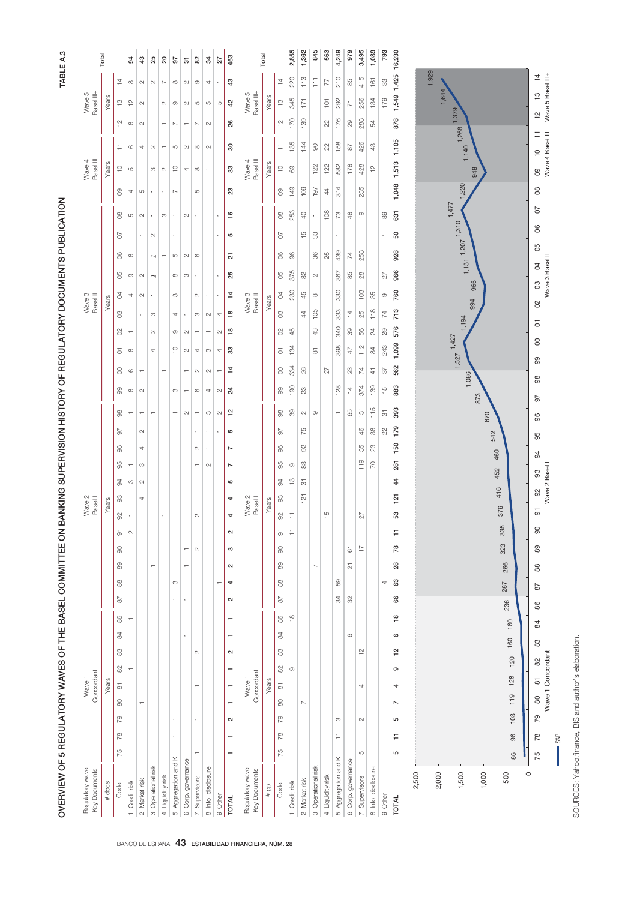# OVERVIEW OF 5 REGULATORY WAVES OF THE BASEL COMMITTEE ON BANKING SUPERVISION HISTORY OF REGULATORY DOCUMENTS PUBLICATION

**TABLE A.3**

| Regulatory wave Key Documents | Wave 1 Concordant | | | | | | | | | Wave 2 Basel I | | | | | | | | | | | | Wave 3 Basel II | | | | | | | | | | Wave 4 Basel III | | | Wave 5 Basel III+ | | | Total |
|---|---|---|---|---|---|---|---|---|---|---|---|---|---|---|---|---|---|---|---|---|---|---|---|---|---|---|---|---|---|---|---|---|---|---|---|---|---|
| # docs | Years | | | | | | | | | Years | | | | | | | | | | | | Years | | | | | | | | | | Years | | | Years | | | |
| Code | 75 | 78 | 79 | 80 | 81 | 82 | 83 | 84 | 86 | 87 | 88 | 89 | 90 | 91 | 92 | 93 | 94 | 95 | 96 | 97 | 98 | 99 | 00 | 01 | 02 | 03 | 04 | 05 | 06 | 07 | 08 | 09 | 10 | 11 | 12 | 13 | 14 | |
| 1 Credit risk | | | | | | 1 | | | 1 | | | | | 2 | 1 | | 3 | 1 | | | 1 | 6 | 6 | 6 | 1 | | 4 | 9 | 6 | | 5 | 4 | 5 | 6 | 6 | 12 | 8 | 94 |
| 2 Market risk | | | | 1 | | | | | | | | | | | | 4 | 2 | 3 | 4 | 2 | 1 | 2 | 1 | | | 1 | 2 | 2 | | 1 | 2 | 5 | | 4 | 2 | 2 | 2 | 43 |
| 3 Operational risk | | | | | | | | | | | | 1 | | | | | | | | | 1 | | | 4 | 2 | 3 | 1 | 1 | 1 | 2 | 1 | 1 | 3 | 2 | | | 2 | 25 |
| 4 Liquidity risk | | | | | | | | | | | | | | | 1 | | | | | | | | 1 | | | | | | 1 | | 3 | 1 | 2 | 1 | 1 | 2 | 7 | 20 |
| 5 Aggregation and K | | 1 | 1 | | | | | | | 1 | 3 | | | | | | | | | | 1 | 3 | | 10 | 9 | 4 | 3 | 8 | 5 | 1 | 1 | 7 | 10 | 5 | 7 | 9 | 8 | 97 |
| 6 Corp. governance | | | | | | | | 1 | | 1 | | 1 | 1 | | | | | | | | 2 | 1 | 1 | 2 | 2 | 1 | | 3 | 2 | | 2 | | 4 | 2 | 1 | 2 | 2 | 31 |
| 7 Supervisors | 1 | | 1 | | 1 | | 2 | | | | | | 2 | | 2 | | | 1 | 2 | 1 | 1 | 6 | 2 | 4 | 1 | 3 | 2 | 1 | 6 | | 1 | 5 | 8 | 8 | 7 | 5 | 9 | 82 |
| 8 Info. disclosure | | | | | | | | | | | | | | | | | | 2 | 1 | 1 | 3 | 4 | 2 | 3 | 1 | 2 | 1 | | | | | | 1 | 2 | 2 | 5 | 4 | 34 |
| 9 Other | | | | | | | | | | | 1 | | | | | | | | | 1 | 2 | 2 | 1 | 4 | 2 | 4 | 1 | 1 | | 1 | 1 | | | | | 5 | 1 | 27 |
| **TOTAL** | **1** | **1** | **2** | **1** | **1** | **1** | **2** | **1** | **1** | **2** | **4** | **2** | **3** | **2** | **4** | **4** | **5** | **7** | **7** | **5** | **12** | **24** | **14** | **33** | **18** | **18** | **14** | **25** | **21** | **5** | **16** | **23** | **33** | **30** | **26** | **42** | **43** | **453** |

| Regulatory wave Key Documents | Wave 1 Concordant | | | | | | | | | Wave 2 Basel I | | | | | | | | | | | | Wave 3 Basel II | | | | | | | | | | Wave 4 Basel III | | | Wave 5 Basel III+ | | | Total |
|---|---|---|---|---|---|---|---|---|---|---|---|---|---|---|---|---|---|---|---|---|---|---|---|---|---|---|---|---|---|---|---|---|---|---|---|---|---|
| # pp | Years | | | | | | | | | Years | | | | | | | | | | | | Years | | | | | | | | | | Years | | | Years | | | |
| Code | 75 | 78 | 79 | 80 | 81 | 82 | 83 | 84 | 86 | 87 | 88 | 89 | 90 | 91 | 92 | 93 | 94 | 95 | 96 | 97 | 98 | 99 | 00 | 01 | 02 | 03 | 04 | 05 | 06 | 07 | 08 | 09 | 10 | 11 | 12 | 13 | 14 | |
| 1 Credit risk | | | | | | 9 | | | 18 | | | | | 11 | 11 | | 13 | 9 | | | 39 | 190 | 334 | 134 | 45 | | 230 | 375 | 96 | | 253 | 149 | 69 | 135 | 170 | 345 | 220 | 2,855 |
| 2 Market risk | | | | 7 | | | | | | | | | | | | 121 | 31 | 83 | 92 | 75 | 2 | 23 | 26 | | | 44 | 45 | 82 | | 15 | 40 | 109 | | 144 | 139 | 171 | 113 | 1,362 |
| 3 Operational risk | | | | | | | | | | | | 7 | | | | | | | | | 9 | | | 81 | 43 | 105 | 8 | 2 | 36 | 33 | 1 | 197 | 122 | 90 | | | 111 | 845 |
| 4 Liquidity risk | | | | | | | | | | | | | | | 15 | | | | | | | | 27 | | | | | | 25 | | 108 | 44 | 122 | 22 | 22 | 101 | 77 | 563 |
| 5 Aggregation and K | | 11 | 3 | | | | | | | 34 | 59 | | | | | | | | | | 1 | 128 | | 398 | 340 | 333 | 330 | 367 | 439 | 1 | 73 | 314 | 582 | 158 | 176 | 292 | 210 | 4,249 |
| 6 Corp. governance | | | | | | | | 6 | | 32 | | 21 | 61 | | | | | | | | 65 | 14 | 23 | 47 | 39 | 14 | | 85 | 74 | | 48 | | 178 | 87 | 29 | 71 | 85 | 979 |
| 7 Supervisors | 5 | | 2 | | 4 | | 12 | | | | | | 17 | | 27 | | | 119 | 35 | 46 | 131 | 374 | 74 | 112 | 56 | 25 | 103 | 28 | 258 | | 19 | 235 | 428 | 426 | 288 | 256 | 415 | 3,495 |
| 8 Info. disclosure | | | | | | | | | | | | | | | | | | 70 | 23 | 36 | 115 | 139 | 41 | 84 | 24 | 118 | 35 | | | | | | 12 | 43 | 54 | 134 | 161 | 1,089 |
| 9 Other | | | | | | | | | | | 4 | | | | | | | | | 22 | 31 | 15 | 37 | 243 | 29 | 74 | 9 | 27 | | 1 | 89 | | | | | 179 | 33 | 793 |
| **TOTAL** | **5** | **11** | **5** | **7** | **4** | **9** | **12** | **6** | **18** | **66** | **63** | **28** | **78** | **11** | **53** | **121** | **44** | **281** | **150** | **179** | **393** | **883** | **562** | **1,099** | **576** | **713** | **760** | **966** | **928** | **50** | **631** | **1,048** | **1,513** | **1,105** | **878** | **1,549** | **1,425** | **16,230** |

S&P

| Year | 75 | 78 | 79 | 80 | 81 | 82 | 83 | 84 | 86 | 87 | 88 | 89 | 90 | 91 | 92 | 93 | 94 | 95 | 96 | 97 | 98 | 99 | 00 | 01 | 02 | 03 | 04 | 05 | 06 | 07 | 08 | 09 | 10 | 11 | 12 | 13 | 14 |
|---|---|---|---|---|---|---|---|---|---|---|---|---|---|---|---|---|---|---|---|---|---|---|---|---|---|---|---|---|---|---|---|---|---|---|---|---|---|
| S&P | 86 | 96 | 103 | 119 | 128 | 120 | 160 | 160 | 236 | 287 | 266 | 323 | 335 | 376 | 416 | 452 | 460 | 542 | 670 | 873 | 1,086 | 1,327 | 1,427 | 1,194 | 994 | 965 | 1,131 | 1,207 | 1,310 | 1,477 | 1,220 | 948 | 1,140 | 1,268 | 1,379 | 1,644 | 1,929 |

Wave 1 Concordant — Wave 2 Basel I — Wave 3 Basel II — Wave 4 Basel III — Wave 5 Basel III+

SOURCES: Yahoo.finance, BIS and author's elaboration.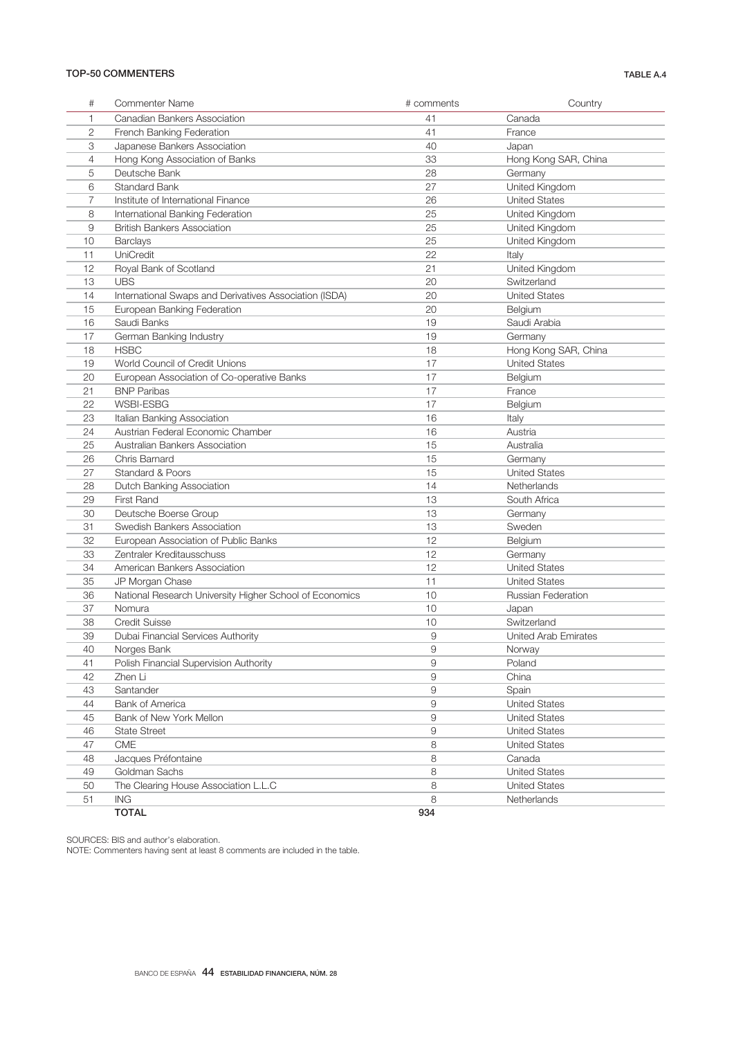**TOP-50 COMMENTERS** TABLE A.4

| # | Commenter Name | # comments | Country |
|---|---|---|---|
| 1 | Canadian Bankers Association | 41 | Canada |
| 2 | French Banking Federation | 41 | France |
| 3 | Japanese Bankers Association | 40 | Japan |
| 4 | Hong Kong Association of Banks | 33 | Hong Kong SAR, China |
| 5 | Deutsche Bank | 28 | Germany |
| 6 | Standard Bank | 27 | United Kingdom |
| 7 | Institute of International Finance | 26 | United States |
| 8 | International Banking Federation | 25 | United Kingdom |
| 9 | British Bankers Association | 25 | United Kingdom |
| 10 | Barclays | 25 | United Kingdom |
| 11 | UniCredit | 22 | Italy |
| 12 | Royal Bank of Scotland | 21 | United Kingdom |
| 13 | UBS | 20 | Switzerland |
| 14 | International Swaps and Derivatives Association (ISDA) | 20 | United States |
| 15 | European Banking Federation | 20 | Belgium |
| 16 | Saudi Banks | 19 | Saudi Arabia |
| 17 | German Banking Industry | 19 | Germany |
| 18 | HSBC | 18 | Hong Kong SAR, China |
| 19 | World Council of Credit Unions | 17 | United States |
| 20 | European Association of Co-operative Banks | 17 | Belgium |
| 21 | BNP Paribas | 17 | France |
| 22 | WSBI-ESBG | 17 | Belgium |
| 23 | Italian Banking Association | 16 | Italy |
| 24 | Austrian Federal Economic Chamber | 16 | Austria |
| 25 | Australian Bankers Association | 15 | Australia |
| 26 | Chris Barnard | 15 | Germany |
| 27 | Standard & Poors | 15 | United States |
| 28 | Dutch Banking Association | 14 | Netherlands |
| 29 | First Rand | 13 | South Africa |
| 30 | Deutsche Boerse Group | 13 | Germany |
| 31 | Swedish Bankers Association | 13 | Sweden |
| 32 | European Association of Public Banks | 12 | Belgium |
| 33 | Zentraler Kreditausschuss | 12 | Germany |
| 34 | American Bankers Association | 12 | United States |
| 35 | JP Morgan Chase | 11 | United States |
| 36 | National Research University Higher School of Economics | 10 | Russian Federation |
| 37 | Nomura | 10 | Japan |
| 38 | Credit Suisse | 10 | Switzerland |
| 39 | Dubai Financial Services Authority | 9 | United Arab Emirates |
| 40 | Norges Bank | 9 | Norway |
| 41 | Polish Financial Supervision Authority | 9 | Poland |
| 42 | Zhen Li | 9 | China |
| 43 | Santander | 9 | Spain |
| 44 | Bank of America | 9 | United States |
| 45 | Bank of New York Mellon | 9 | United States |
| 46 | State Street | 9 | United States |
| 47 | CME | 8 | United States |
| 48 | Jacques Préfontaine | 8 | Canada |
| 49 | Goldman Sachs | 8 | United States |
| 50 | The Clearing House Association L.L.C | 8 | United States |
| 51 | ING | 8 | Netherlands |
| | **TOTAL** | **934** | |

SOURCES: BIS and author's elaboration.
NOTE: Commenters having sent at least 8 comments are included in the table.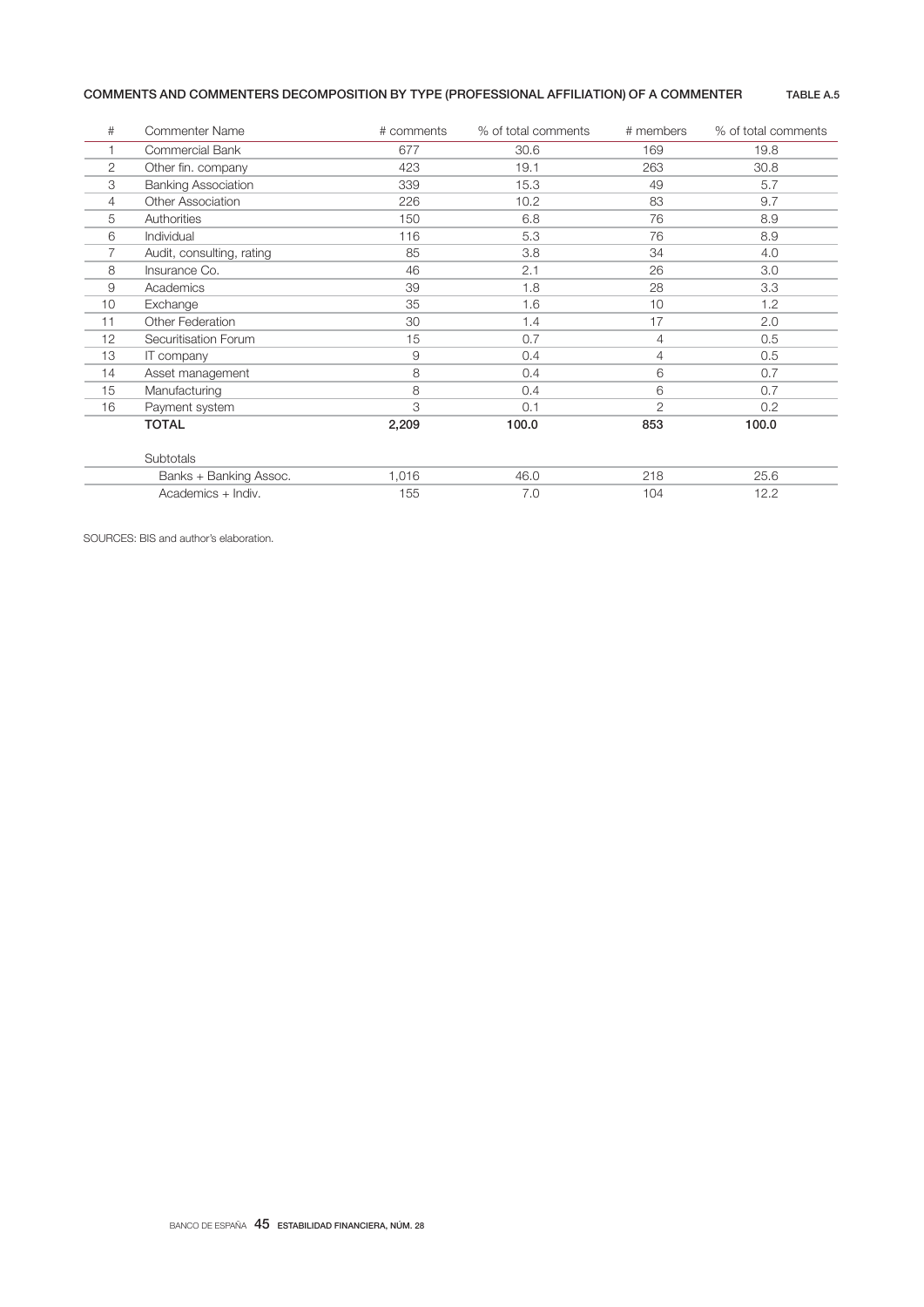**COMMENTS AND COMMENTERS DECOMPOSITION BY TYPE (PROFESSIONAL AFFILIATION) OF A COMMENTER** **TABLE A.5**

| # | Commenter Name | # comments | % of total comments | # members | % of total comments |
|---|---|---|---|---|---|
| 1 | Commercial Bank | 677 | 30.6 | 169 | 19.8 |
| 2 | Other fin. company | 423 | 19.1 | 263 | 30.8 |
| 3 | Banking Association | 339 | 15.3 | 49 | 5.7 |
| 4 | Other Association | 226 | 10.2 | 83 | 9.7 |
| 5 | Authorities | 150 | 6.8 | 76 | 8.9 |
| 6 | Individual | 116 | 5.3 | 76 | 8.9 |
| 7 | Audit, consulting, rating | 85 | 3.8 | 34 | 4.0 |
| 8 | Insurance Co. | 46 | 2.1 | 26 | 3.0 |
| 9 | Academics | 39 | 1.8 | 28 | 3.3 |
| 10 | Exchange | 35 | 1.6 | 10 | 1.2 |
| 11 | Other Federation | 30 | 1.4 | 17 | 2.0 |
| 12 | Securitisation Forum | 15 | 0.7 | 4 | 0.5 |
| 13 | IT company | 9 | 0.4 | 4 | 0.5 |
| 14 | Asset management | 8 | 0.4 | 6 | 0.7 |
| 15 | Manufacturing | 8 | 0.4 | 6 | 0.7 |
| 16 | Payment system | 3 | 0.1 | 2 | 0.2 |
| | **TOTAL** | **2,209** | **100.0** | **853** | **100.0** |
| | Subtotals | | | | |
| | Banks + Banking Assoc. | 1,016 | 46.0 | 218 | 25.6 |
| | Academics + Indiv. | 155 | 7.0 | 104 | 12.2 |

SOURCES: BIS and author's elaboration.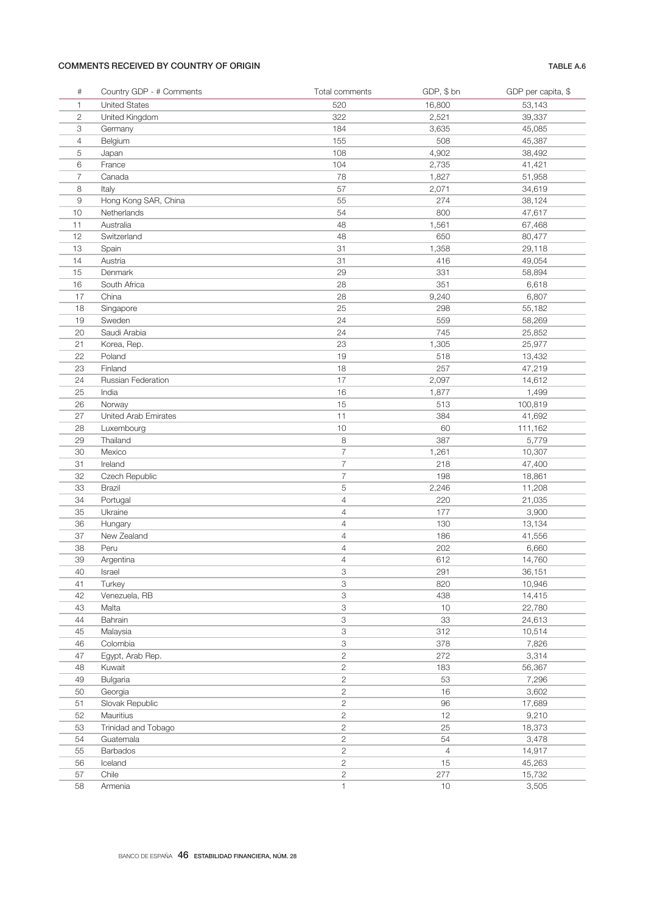**COMMENTS RECEIVED BY COUNTRY OF ORIGIN** **TABLE A.6**

| # | Country GDP - # Comments | Total comments | GDP, $ bn | GDP per capita, $ |
|---|---|---|---|---|
| 1 | United States | 520 | 16,800 | 53,143 |
| 2 | United Kingdom | 322 | 2,521 | 39,337 |
| 3 | Germany | 184 | 3,635 | 45,085 |
| 4 | Belgium | 155 | 508 | 45,387 |
| 5 | Japan | 108 | 4,902 | 38,492 |
| 6 | France | 104 | 2,735 | 41,421 |
| 7 | Canada | 78 | 1,827 | 51,958 |
| 8 | Italy | 57 | 2,071 | 34,619 |
| 9 | Hong Kong SAR, China | 55 | 274 | 38,124 |
| 10 | Netherlands | 54 | 800 | 47,617 |
| 11 | Australia | 48 | 1,561 | 67,468 |
| 12 | Switzerland | 48 | 650 | 80,477 |
| 13 | Spain | 31 | 1,358 | 29,118 |
| 14 | Austria | 31 | 416 | 49,054 |
| 15 | Denmark | 29 | 331 | 58,894 |
| 16 | South Africa | 28 | 351 | 6,618 |
| 17 | China | 28 | 9,240 | 6,807 |
| 18 | Singapore | 25 | 298 | 55,182 |
| 19 | Sweden | 24 | 559 | 58,269 |
| 20 | Saudi Arabia | 24 | 745 | 25,852 |
| 21 | Korea, Rep. | 23 | 1,305 | 25,977 |
| 22 | Poland | 19 | 518 | 13,432 |
| 23 | Finland | 18 | 257 | 47,219 |
| 24 | Russian Federation | 17 | 2,097 | 14,612 |
| 25 | India | 16 | 1,877 | 1,499 |
| 26 | Norway | 15 | 513 | 100,819 |
| 27 | United Arab Emirates | 11 | 384 | 41,692 |
| 28 | Luxembourg | 10 | 60 | 111,162 |
| 29 | Thailand | 8 | 387 | 5,779 |
| 30 | Mexico | 7 | 1,261 | 10,307 |
| 31 | Ireland | 7 | 218 | 47,400 |
| 32 | Czech Republic | 7 | 198 | 18,861 |
| 33 | Brazil | 5 | 2,246 | 11,208 |
| 34 | Portugal | 4 | 220 | 21,035 |
| 35 | Ukraine | 4 | 177 | 3,900 |
| 36 | Hungary | 4 | 130 | 13,134 |
| 37 | New Zealand | 4 | 186 | 41,556 |
| 38 | Peru | 4 | 202 | 6,660 |
| 39 | Argentina | 4 | 612 | 14,760 |
| 40 | Israel | 3 | 291 | 36,151 |
| 41 | Turkey | 3 | 820 | 10,946 |
| 42 | Venezuela, RB | 3 | 438 | 14,415 |
| 43 | Malta | 3 | 10 | 22,780 |
| 44 | Bahrain | 3 | 33 | 24,613 |
| 45 | Malaysia | 3 | 312 | 10,514 |
| 46 | Colombia | 3 | 378 | 7,826 |
| 47 | Egypt, Arab Rep. | 2 | 272 | 3,314 |
| 48 | Kuwait | 2 | 183 | 56,367 |
| 49 | Bulgaria | 2 | 53 | 7,296 |
| 50 | Georgia | 2 | 16 | 3,602 |
| 51 | Slovak Republic | 2 | 96 | 17,689 |
| 52 | Mauritius | 2 | 12 | 9,210 |
| 53 | Trinidad and Tobago | 2 | 25 | 18,373 |
| 54 | Guatemala | 2 | 54 | 3,478 |
| 55 | Barbados | 2 | 4 | 14,917 |
| 56 | Iceland | 2 | 15 | 45,263 |
| 57 | Chile | 2 | 277 | 15,732 |
| 58 | Armenia | 1 | 10 | 3,505 |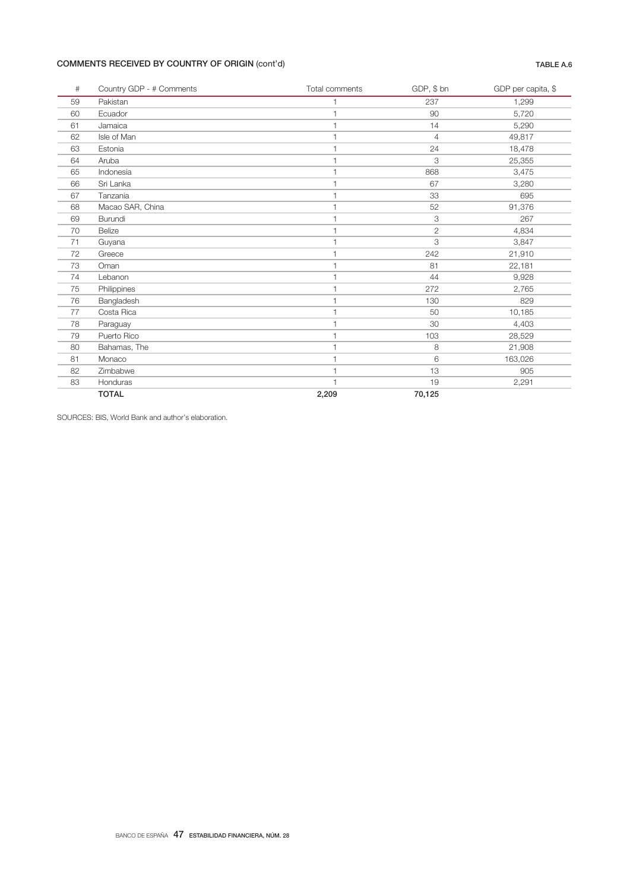**COMMENTS RECEIVED BY COUNTRY OF ORIGIN** (cont'd) — **TABLE A.6**

| # | Country GDP - # Comments | Total comments | GDP, $ bn | GDP per capita, $ |
|---|---|---|---|---|
| 59 | Pakistan | 1 | 237 | 1,299 |
| 60 | Ecuador | 1 | 90 | 5,720 |
| 61 | Jamaica | 1 | 14 | 5,290 |
| 62 | Isle of Man | 1 | 4 | 49,817 |
| 63 | Estonia | 1 | 24 | 18,478 |
| 64 | Aruba | 1 | 3 | 25,355 |
| 65 | Indonesia | 1 | 868 | 3,475 |
| 66 | Sri Lanka | 1 | 67 | 3,280 |
| 67 | Tanzania | 1 | 33 | 695 |
| 68 | Macao SAR, China | 1 | 52 | 91,376 |
| 69 | Burundi | 1 | 3 | 267 |
| 70 | Belize | 1 | 2 | 4,834 |
| 71 | Guyana | 1 | 3 | 3,847 |
| 72 | Greece | 1 | 242 | 21,910 |
| 73 | Oman | 1 | 81 | 22,181 |
| 74 | Lebanon | 1 | 44 | 9,928 |
| 75 | Philippines | 1 | 272 | 2,765 |
| 76 | Bangladesh | 1 | 130 | 829 |
| 77 | Costa Rica | 1 | 50 | 10,185 |
| 78 | Paraguay | 1 | 30 | 4,403 |
| 79 | Puerto Rico | 1 | 103 | 28,529 |
| 80 | Bahamas, The | 1 | 8 | 21,908 |
| 81 | Monaco | 1 | 6 | 163,026 |
| 82 | Zimbabwe | 1 | 13 | 905 |
| 83 | Honduras | 1 | 19 | 2,291 |
| | **TOTAL** | **2,209** | **70,125** | |

SOURCES: BIS, World Bank and author's elaboration.